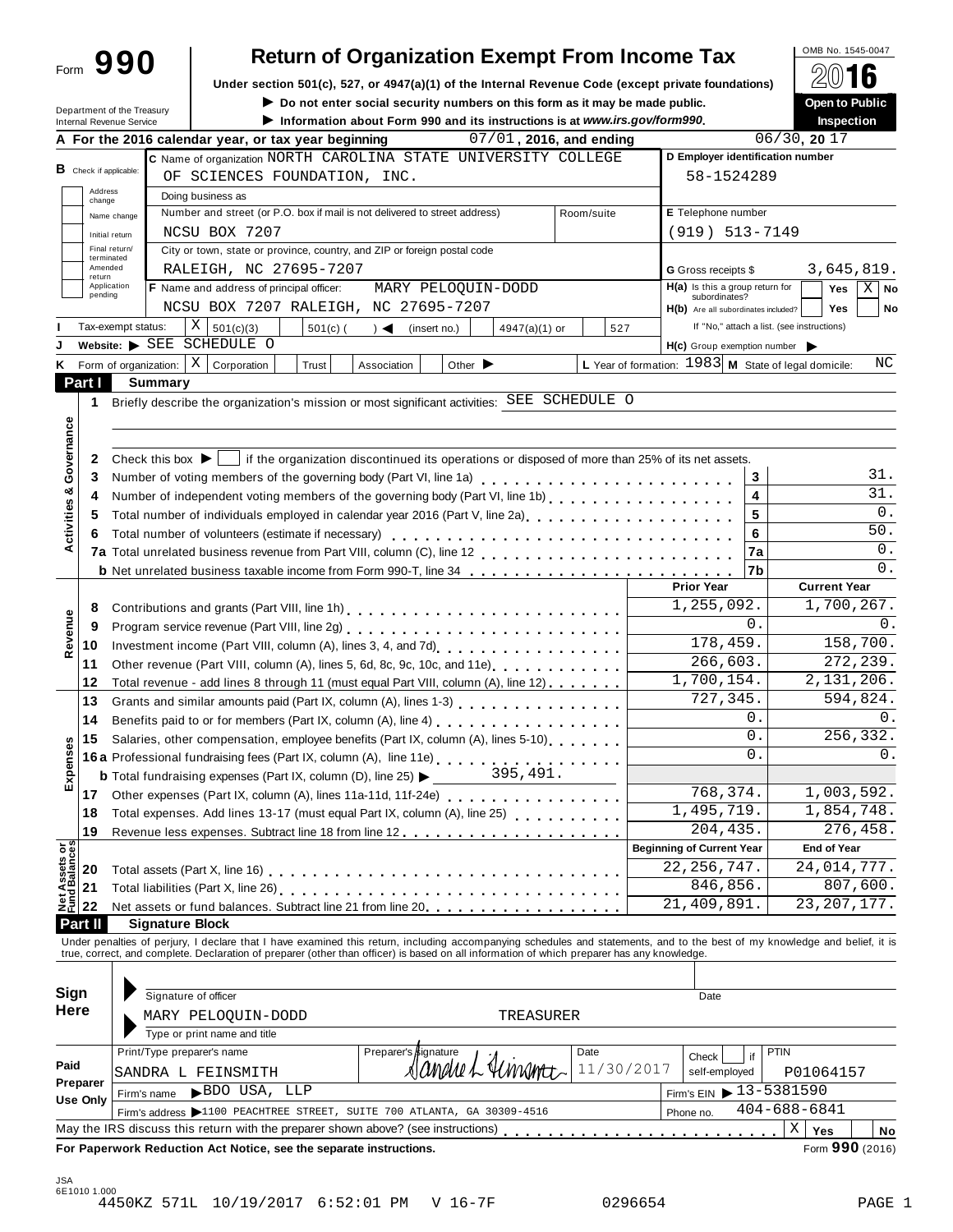Form **990**

# Return of Organization Exempt From Income Tax

OMB No. 1545-0047

**2016**

Under section 501(c), 527, or 4947(a)(1) of the Internal Revenue Code (except private foundations)

▶ Do not enter social security numbers on this form as it may be made public.

▶ Information about Form 990 and its instructions is at *www.irs.gov/form990*.

**Open to Public Inspection**

Department of the Treasury
Internal Revenue Service

**A** For the 2016 calendar year, or tax year beginning 07/01, 2016, and ending 06/30, 20 17

**B** Check if applicable: Address change / Name change / Initial return / Final return/terminated / Amended return / Application pending

**C** Name of organization: NORTH CAROLINA STATE UNIVERSITY COLLEGE OF SCIENCES FOUNDATION, INC.

Doing business as

Number and street (or P.O. box if mail is not delivered to street address): NCSU BOX 7207 — Room/suite

City or town, state or province, country, and ZIP or foreign postal code: RALEIGH, NC 27695-7207

**D** Employer identification number: 58-1524289

**E** Telephone number: (919) 513-7149

**G** Gross receipts $ 3,645,819.

**F** Name and address of principal officer: MARY PELOQUIN-DODD, NCSU BOX 7207 RALEIGH, NC 27695-7207

**H(a)** Is this a group return for subordinates? Yes [ ] No [X]

**H(b)** Are all subordinates included? Yes [ ] No [ ] If "No," attach a list. (see instructions)

**I** Tax-exempt status: [X] 501(c)(3) [ ] 501(c) ( ) ◀ (insert no.) [ ] 4947(a)(1) or [ ] 527

**J** Website: ▶ SEE SCHEDULE O

**H(c)** Group exemption number ▶

**K** Form of organization: [X] Corporation [ ] Trust [ ] Association [ ] Other ▶

**L** Year of formation: 1983 **M** State of legal domicile: NC

## Part I Summary

**Activities & Governance**

1 Briefly describe the organization's mission or most significant activities: SEE SCHEDULE O

2 Check this box ▶ [ ] if the organization discontinued its operations or disposed of more than 25% of its net assets.

| | | | |
|---|---|---|---|
| 3 | Number of voting members of the governing body (Part VI, line 1a) | 3 | 31. |
| 4 | Number of independent voting members of the governing body (Part VI, line 1b) | 4 | 31. |
| 5 | Total number of individuals employed in calendar year 2016 (Part V, line 2a) | 5 | 0. |
| 6 | Total number of volunteers (estimate if necessary) | 6 | 50. |
| 7a | Total unrelated business revenue from Part VIII, column (C), line 12 | 7a | 0. |
| b | Net unrelated business taxable income from Form 990-T, line 34 | 7b | 0. |

| | | Prior Year | Current Year |
|---|---|---|---|
| **Revenue** | | | |
| 8 | Contributions and grants (Part VIII, line 1h) | 1,255,092. | 1,700,267. |
| 9 | Program service revenue (Part VIII, line 2g) | 0. | 0. |
| 10 | Investment income (Part VIII, column (A), lines 3, 4, and 7d) | 178,459. | 158,700. |
| 11 | Other revenue (Part VIII, column (A), lines 5, 6d, 8c, 9c, 10c, and 11e) | 266,603. | 272,239. |
| 12 | Total revenue - add lines 8 through 11 (must equal Part VIII, column (A), line 12) | 1,700,154. | 2,131,206. |
| **Expenses** | | | |
| 13 | Grants and similar amounts paid (Part IX, column (A), lines 1-3) | 727,345. | 594,824. |
| 14 | Benefits paid to or for members (Part IX, column (A), line 4) | 0. | 0. |
| 15 | Salaries, other compensation, employee benefits (Part IX, column (A), lines 5-10) | 0. | 256,332. |
| 16a | Professional fundraising fees (Part IX, column (A), line 11e) | 0. | 0. |
| b | Total fundraising expenses (Part IX, column (D), line 25) ▶ 395,491. | | |
| 17 | Other expenses (Part IX, column (A), lines 11a-11d, 11f-24e) | 768,374. | 1,003,592. |
| 18 | Total expenses. Add lines 13-17 (must equal Part IX, column (A), line 25) | 1,495,719. | 1,854,748. |
| 19 | Revenue less expenses. Subtract line 18 from line 12 | 204,435. | 276,458. |
| **Net Assets or Fund Balances** | | **Beginning of Current Year** | **End of Year** |
| 20 | Total assets (Part X, line 16) | 22,256,747. | 24,014,777. |
| 21 | Total liabilities (Part X, line 26) | 846,856. | 807,600. |
| 22 | Net assets or fund balances. Subtract line 21 from line 20 | 21,409,891. | 23,207,177. |

## Part II Signature Block

Under penalties of perjury, I declare that I have examined this return, including accompanying schedules and statements, and to the best of my knowledge and belief, it is true, correct, and complete. Declaration of preparer (other than officer) is based on all information of which preparer has any knowledge.

**Sign Here**

Signature of officer — Date

MARY PELOQUIN-DODD — TREASURER

Type or print name and title

**Paid Preparer Use Only**

| Print/Type preparer's name | Preparer's signature | Date | Check [ ] if self-employed | PTIN |
|---|---|---|---|---|
| SANDRA L FEINSMITH | Sandra L Feinsmith | 11/30/2017 | | P01064157 |

Firm's name ▶ BDO USA, LLP — Firm's EIN ▶ 13-5381590

Firm's address ▶ 1100 PEACHTREE STREET, SUITE 700 ATLANTA, GA 30309-4516 — Phone no. 404-688-6841

May the IRS discuss this return with the preparer shown above? (see instructions) [X] Yes [ ] No

**For Paperwork Reduction Act Notice, see the separate instructions.** Form **990** (2016)

JSA
6E1010 1.000
4450KZ 571L 10/19/2017 6:52:01 PM V 16-7F 0296654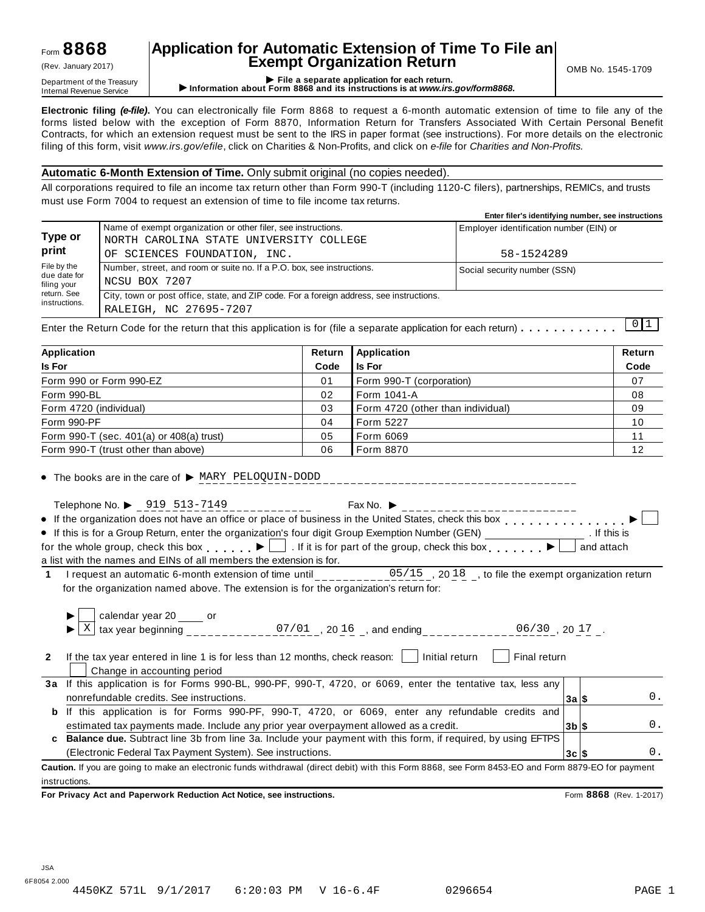Form **8868** (Rev. January 2017)

Department of the Treasury
Internal Revenue Service

# Application for Automatic Extension of Time To File an Exempt Organization Return

▶ File a separate application for each return.
▶ Information about Form 8868 and its instructions is at *www.irs.gov/form8868.*

OMB No. 1545-1709

**Electronic filing *(e-file)*.** You can electronically file Form 8868 to request a 6-month automatic extension of time to file any of the forms listed below with the exception of Form 8870, Information Return for Transfers Associated With Certain Personal Benefit Contracts, for which an extension request must be sent to the IRS in paper format (see instructions). For more details on the electronic filing of this form, visit *www.irs.gov/efile*, click on Charities & Non-Profits, and click on *e-file* for *Charities and Non-Profits.*

**Automatic 6-Month Extension of Time.** Only submit original (no copies needed).

All corporations required to file an income tax return other than Form 990-T (including 1120-C filers), partnerships, REMICs, and trusts must use Form 7004 to request an extension of time to file income tax returns.

**Enter filer's identifying number, see instructions**

| **Type or print** | Name of exempt organization or other filer, see instructions. NORTH CAROLINA STATE UNIVERSITY COLLEGE OF SCIENCES FOUNDATION, INC. | Employer identification number (EIN) or 58-1524289 |
|---|---|---|
| File by the due date for filing your return. See instructions. | Number, street, and room or suite no. If a P.O. box, see instructions. NCSU BOX 7207 | Social security number (SSN) |
| | City, town or post office, state, and ZIP code. For a foreign address, see instructions. RALEIGH, NC 27695-7207 | |

Enter the Return Code for the return that this application is for (file a separate application for each return) . . . . . . . . . . . 0 1

| Application Is For | Return Code | Application Is For | Return Code |
|---|---|---|---|
| Form 990 or Form 990-EZ | 01 | Form 990-T (corporation) | 07 |
| Form 990-BL | 02 | Form 1041-A | 08 |
| Form 4720 (individual) | 03 | Form 4720 (other than individual) | 09 |
| Form 990-PF | 04 | Form 5227 | 10 |
| Form 990-T (sec. 401(a) or 408(a) trust) | 05 | Form 6069 | 11 |
| Form 990-T (trust other than above) | 06 | Form 8870 | 12 |

- The books are in the care of ▶ MARY PELOQUIN-DODD

  Telephone No. ▶ 919 513-7149 Fax No. ▶
- If the organization does not have an office or place of business in the United States, check this box . . . . . . . . . . . . . . . ▶ ☐
- If this is for a Group Return, enter the organization's four digit Group Exemption Number (GEN) ________ . If this is for the whole group, check this box . . . . . . ▶ ☐ . If it is for part of the group, check this box . . . . . . . ▶ ☐ and attach a list with the names and EINs of all members the extension is for.

**1** I request an automatic 6-month extension of time until 05/15 , 20 18 , to file the exempt organization return for the organization named above. The extension is for the organization's return for:

▶ ☐ calendar year 20 ____ or
▶ ☒ tax year beginning 07/01 , 20 16 , and ending 06/30 , 20 17 .

**2** If the tax year entered in line 1 is for less than 12 months, check reason: ☐ Initial return ☐ Final return ☐ Change in accounting period

| | | | |
|---|---|---|---|
| **3a** | If this application is for Forms 990-BL, 990-PF, 990-T, 4720, or 6069, enter the tentative tax, less any nonrefundable credits. See instructions. | **3a** $ | 0. |
| **b** | If this application is for Forms 990-PF, 990-T, 4720, or 6069, enter any refundable credits and estimated tax payments made. Include any prior year overpayment allowed as a credit. | **3b** $ | 0. |
| **c** | **Balance due.** Subtract line 3b from line 3a. Include your payment with this form, if required, by using EFTPS (Electronic Federal Tax Payment System). See instructions. | **3c** $ | 0. |

**Caution.** If you are going to make an electronic funds withdrawal (direct debit) with this Form 8868, see Form 8453-EO and Form 8879-EO for payment instructions.

**For Privacy Act and Paperwork Reduction Act Notice, see instructions.** Form **8868** (Rev. 1-2017)

JSA
6F8054 2.000
4450KZ 571L 9/1/2017 6:20:03 PM V 16-6.4F 0296654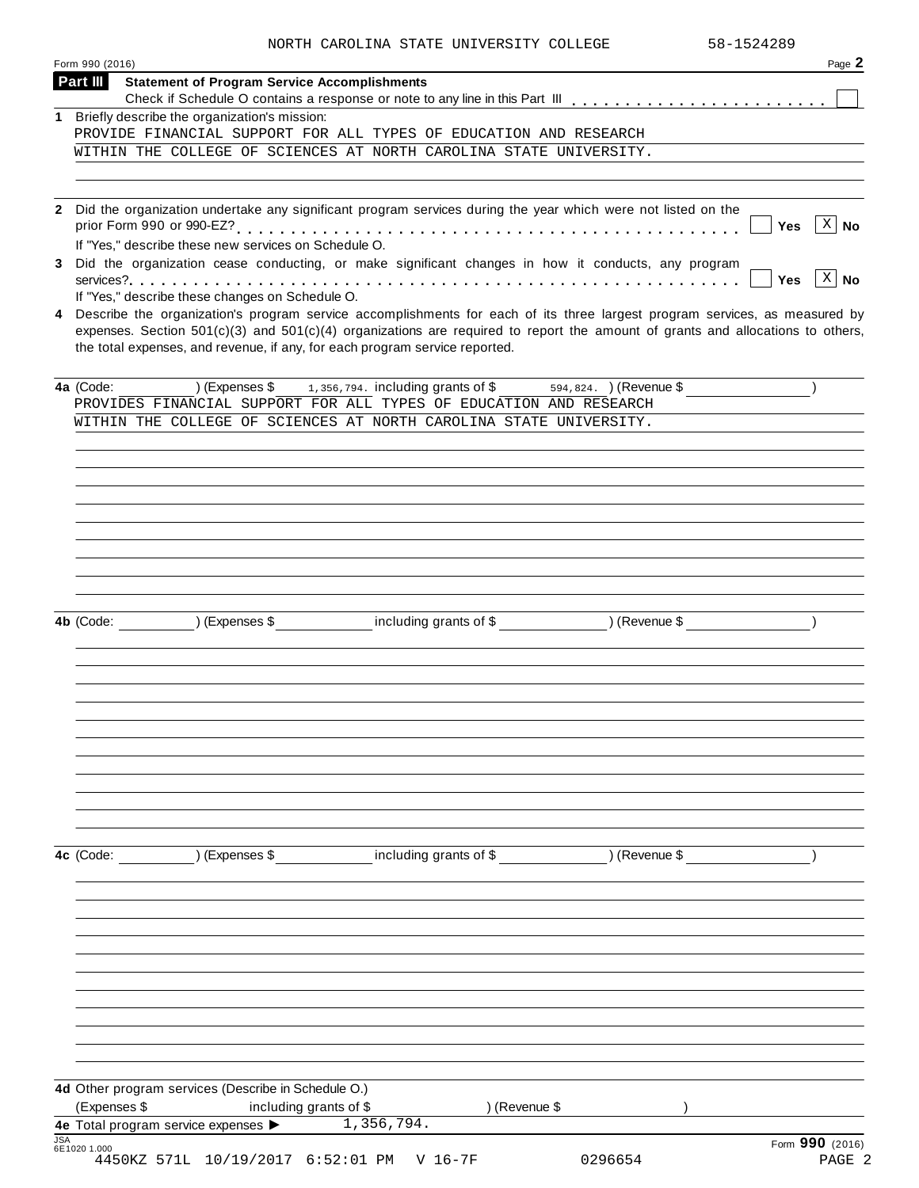NORTH CAROLINA STATE UNIVERSITY COLLEGE 58-1524289

Form 990 (2016)

## Part III Statement of Program Service Accomplishments

Check if Schedule O contains a response or note to any line in this Part III . . . . . . . . . . . . . . . . . . . . . . . . ☐

**1** Briefly describe the organization's mission:

PROVIDE FINANCIAL SUPPORT FOR ALL TYPES OF EDUCATION AND RESEARCH WITHIN THE COLLEGE OF SCIENCES AT NORTH CAROLINA STATE UNIVERSITY.

**2** Did the organization undertake any significant program services during the year which were not listed on the prior Form 990 or 990-EZ? . . . . . . . . . . . . . . . . . . . . . . . . . . . . . . . . . . . . . . . . ☐ Yes ☒ No

If "Yes," describe these new services on Schedule O.

**3** Did the organization cease conducting, or make significant changes in how it conducts, any program services? . . . . . . . . . . . . . . . . . . . . . . . . . . . . . . . . . . . . . . . . . . . . . . . . ☐ Yes ☒ No

If "Yes," describe these changes on Schedule O.

**4** Describe the organization's program service accomplishments for each of its three largest program services, as measured by expenses. Section 501(c)(3) and 501(c)(4) organizations are required to report the amount of grants and allocations to others, the total expenses, and revenue, if any, for each program service reported.

**4a** (Code: ) (Expenses $ 1,356,794. including grants of $ 594,824. ) (Revenue $ )

PROVIDES FINANCIAL SUPPORT FOR ALL TYPES OF EDUCATION AND RESEARCH WITHIN THE COLLEGE OF SCIENCES AT NORTH CAROLINA STATE UNIVERSITY.

**4b** (Code: ) (Expenses $ including grants of $ ) (Revenue $ )

**4c** (Code: ) (Expenses $ including grants of $ ) (Revenue $ )

**4d** Other program services (Describe in Schedule O.)

(Expenses $ including grants of $ ) (Revenue $ )

**4e** Total program service expenses ▶ 1,356,794.

JSA 6E1020 1.000

Form **990** (2016)

4450KZ 571L 10/19/2017 6:52:01 PM V 16-7F 0296654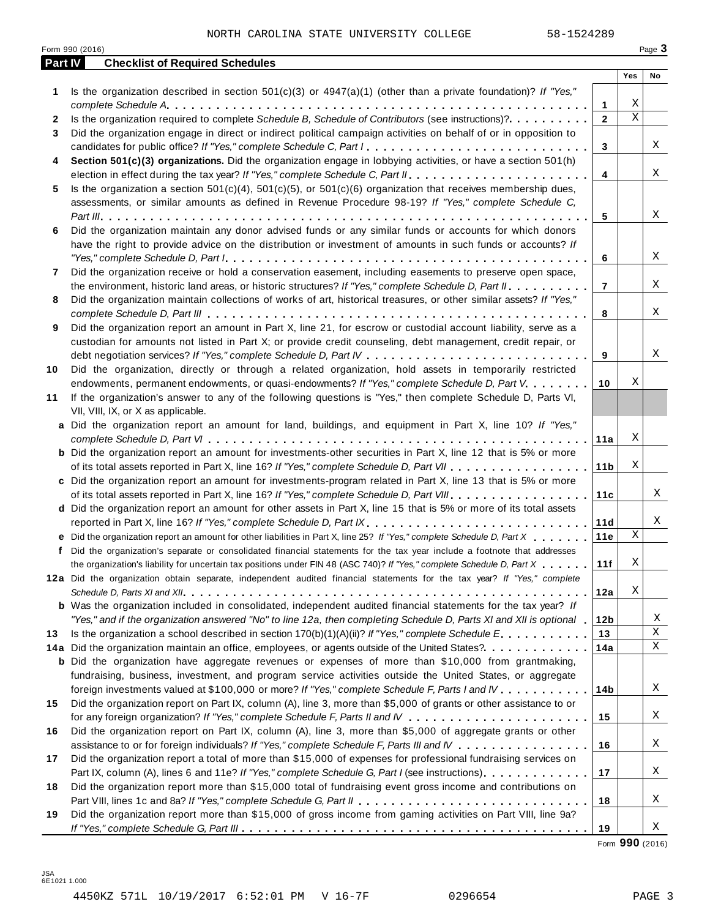NORTH CAROLINA STATE UNIVERSITY COLLEGE 58-1524289

Form 990 (2016) Page 3

## Part IV Checklist of Required Schedules

| | | | Yes | No |
|---|---|---|---|---|
| 1 | Is the organization described in section 501(c)(3) or 4947(a)(1) (other than a private foundation)? *If "Yes," complete Schedule A* | 1 | X | |
| 2 | Is the organization required to complete *Schedule B, Schedule of Contributors* (see instructions)? | 2 | X | |
| 3 | Did the organization engage in direct or indirect political campaign activities on behalf of or in opposition to candidates for public office? *If "Yes," complete Schedule C, Part I* | 3 | | X |
| 4 | **Section 501(c)(3) organizations.** Did the organization engage in lobbying activities, or have a section 501(h) election in effect during the tax year? *If "Yes," complete Schedule C, Part II* | 4 | | X |
| 5 | Is the organization a section 501(c)(4), 501(c)(5), or 501(c)(6) organization that receives membership dues, assessments, or similar amounts as defined in Revenue Procedure 98-19? *If "Yes," complete Schedule C, Part III* | 5 | | X |
| 6 | Did the organization maintain any donor advised funds or any similar funds or accounts for which donors have the right to provide advice on the distribution or investment of amounts in such funds or accounts? *If "Yes," complete Schedule D, Part I* | 6 | | X |
| 7 | Did the organization receive or hold a conservation easement, including easements to preserve open space, the environment, historic land areas, or historic structures? *If "Yes," complete Schedule D, Part II* | 7 | | X |
| 8 | Did the organization maintain collections of works of art, historical treasures, or other similar assets? *If "Yes," complete Schedule D, Part III* | 8 | | X |
| 9 | Did the organization report an amount in Part X, line 21, for escrow or custodial account liability, serve as a custodian for amounts not listed in Part X; or provide credit counseling, debt management, credit repair, or debt negotiation services? *If "Yes," complete Schedule D, Part IV* | 9 | | X |
| 10 | Did the organization, directly or through a related organization, hold assets in temporarily restricted endowments, permanent endowments, or quasi-endowments? *If "Yes," complete Schedule D, Part V* | 10 | X | |
| 11 | If the organization's answer to any of the following questions is "Yes," then complete Schedule D, Parts VI, VII, VIII, IX, or X as applicable. | | | |
| a | Did the organization report an amount for land, buildings, and equipment in Part X, line 10? *If "Yes," complete Schedule D, Part VI* | 11a | X | |
| b | Did the organization report an amount for investments-other securities in Part X, line 12 that is 5% or more of its total assets reported in Part X, line 16? *If "Yes," complete Schedule D, Part VII* | 11b | X | |
| c | Did the organization report an amount for investments-program related in Part X, line 13 that is 5% or more of its total assets reported in Part X, line 16? *If "Yes," complete Schedule D, Part VIII* | 11c | | X |
| d | Did the organization report an amount for other assets in Part X, line 15 that is 5% or more of its total assets reported in Part X, line 16? *If "Yes," complete Schedule D, Part IX* | 11d | | X |
| e | Did the organization report an amount for other liabilities in Part X, line 25? *If "Yes," complete Schedule D, Part X* | 11e | X | |
| f | Did the organization's separate or consolidated financial statements for the tax year include a footnote that addresses the organization's liability for uncertain tax positions under FIN 48 (ASC 740)? *If "Yes," complete Schedule D, Part X* | 11f | X | |
| 12a | Did the organization obtain separate, independent audited financial statements for the tax year? *If "Yes," complete Schedule D, Parts XI and XII* | 12a | X | |
| b | Was the organization included in consolidated, independent audited financial statements for the tax year? *If "Yes," and if the organization answered "No" to line 12a, then completing Schedule D, Parts XI and XII is optional* | 12b | | X |
| 13 | Is the organization a school described in section 170(b)(1)(A)(ii)? *If "Yes," complete Schedule E* | 13 | | X |
| 14a | Did the organization maintain an office, employees, or agents outside of the United States? | 14a | | X |
| b | Did the organization have aggregate revenues or expenses of more than $10,000 from grantmaking, fundraising, business, investment, and program service activities outside the United States, or aggregate foreign investments valued at $100,000 or more? *If "Yes," complete Schedule F, Parts I and IV* | 14b | | X |
| 15 | Did the organization report on Part IX, column (A), line 3, more than $5,000 of grants or other assistance to or for any foreign organization? *If "Yes," complete Schedule F, Parts II and IV* | 15 | | X |
| 16 | Did the organization report on Part IX, column (A), line 3, more than $5,000 of aggregate grants or other assistance to or for foreign individuals? *If "Yes," complete Schedule F, Parts III and IV* | 16 | | X |
| 17 | Did the organization report a total of more than $15,000 of expenses for professional fundraising services on Part IX, column (A), lines 6 and 11e? *If "Yes," complete Schedule G, Part I* (see instructions) | 17 | | X |
| 18 | Did the organization report more than $15,000 total of fundraising event gross income and contributions on Part VIII, lines 1c and 8a? *If "Yes," complete Schedule G, Part II* | 18 | | X |
| 19 | Did the organization report more than $15,000 of gross income from gaming activities on Part VIII, line 9a? *If "Yes," complete Schedule G, Part III* | 19 | | X |

Form 990 (2016)

JSA
6E1021 1.000

4450KZ 571L 10/19/2017 6:52:01 PM V 16-7F 0296654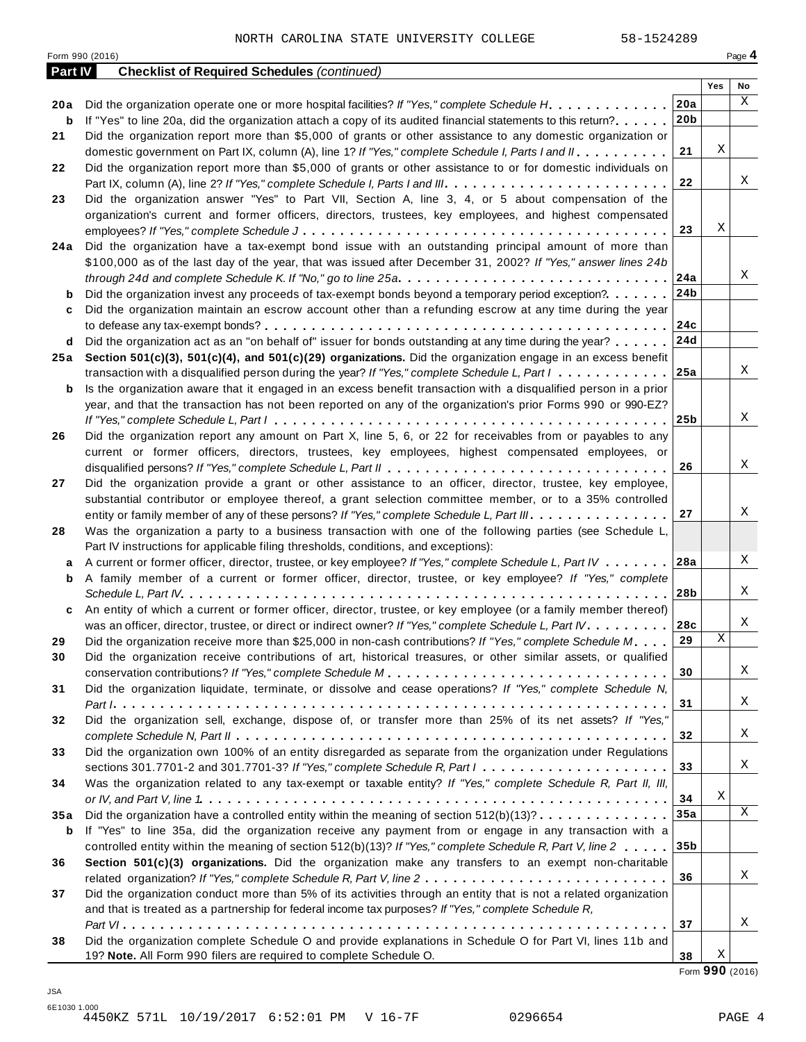NORTH CAROLINA STATE UNIVERSITY COLLEGE 58-1524289

Form 990 (2016)

## Part IV Checklist of Required Schedules *(continued)*

| | | | Yes | No |
|---|---|---|---|---|
| **20a** | Did the organization operate one or more hospital facilities? *If "Yes," complete Schedule H* | **20a** | | X |
| **b** | If "Yes" to line 20a, did the organization attach a copy of its audited financial statements to this return? | **20b** | | |
| **21** | Did the organization report more than $5,000 of grants or other assistance to any domestic organization or domestic government on Part IX, column (A), line 1? *If "Yes," complete Schedule I, Parts I and II* | **21** | X | |
| **22** | Did the organization report more than $5,000 of grants or other assistance to or for domestic individuals on Part IX, column (A), line 2? *If "Yes," complete Schedule I, Parts I and III* | **22** | | X |
| **23** | Did the organization answer "Yes" to Part VII, Section A, line 3, 4, or 5 about compensation of the organization's current and former officers, directors, trustees, key employees, and highest compensated employees? *If "Yes," complete Schedule J* | **23** | X | |
| **24a** | Did the organization have a tax-exempt bond issue with an outstanding principal amount of more than $100,000 as of the last day of the year, that was issued after December 31, 2002? *If "Yes," answer lines 24b through 24d and complete Schedule K. If "No," go to line 25a* | **24a** | | X |
| **b** | Did the organization invest any proceeds of tax-exempt bonds beyond a temporary period exception? | **24b** | | |
| **c** | Did the organization maintain an escrow account other than a refunding escrow at any time during the year to defease any tax-exempt bonds? | **24c** | | |
| **d** | Did the organization act as an "on behalf of" issuer for bonds outstanding at any time during the year? | **24d** | | |
| **25a** | **Section 501(c)(3), 501(c)(4), and 501(c)(29) organizations.** Did the organization engage in an excess benefit transaction with a disqualified person during the year? *If "Yes," complete Schedule L, Part I* | **25a** | | X |
| **b** | Is the organization aware that it engaged in an excess benefit transaction with a disqualified person in a prior year, and that the transaction has not been reported on any of the organization's prior Forms 990 or 990-EZ? *If "Yes," complete Schedule L, Part I* | **25b** | | X |
| **26** | Did the organization report any amount on Part X, line 5, 6, or 22 for receivables from or payables to any current or former officers, directors, trustees, key employees, highest compensated employees, or disqualified persons? *If "Yes," complete Schedule L, Part II* | **26** | | X |
| **27** | Did the organization provide a grant or other assistance to an officer, director, trustee, key employee, substantial contributor or employee thereof, a grant selection committee member, or to a 35% controlled entity or family member of any of these persons? *If "Yes," complete Schedule L, Part III* | **27** | | X |
| **28** | Was the organization a party to a business transaction with one of the following parties (see Schedule L, Part IV instructions for applicable filing thresholds, conditions, and exceptions): | | | |
| **a** | A current or former officer, director, trustee, or key employee? *If "Yes," complete Schedule L, Part IV* | **28a** | | X |
| **b** | A family member of a current or former officer, director, trustee, or key employee? *If "Yes," complete Schedule L, Part IV* | **28b** | | X |
| **c** | An entity of which a current or former officer, director, trustee, or key employee (or a family member thereof) was an officer, director, trustee, or direct or indirect owner? *If "Yes," complete Schedule L, Part IV* | **28c** | | X |
| **29** | Did the organization receive more than $25,000 in non-cash contributions? *If "Yes," complete Schedule M* | **29** | X | |
| **30** | Did the organization receive contributions of art, historical treasures, or other similar assets, or qualified conservation contributions? *If "Yes," complete Schedule M* | **30** | | X |
| **31** | Did the organization liquidate, terminate, or dissolve and cease operations? *If "Yes," complete Schedule N, Part I* | **31** | | X |
| **32** | Did the organization sell, exchange, dispose of, or transfer more than 25% of its net assets? *If "Yes," complete Schedule N, Part II* | **32** | | X |
| **33** | Did the organization own 100% of an entity disregarded as separate from the organization under Regulations sections 301.7701-2 and 301.7701-3? *If "Yes," complete Schedule R, Part I* | **33** | | X |
| **34** | Was the organization related to any tax-exempt or taxable entity? *If "Yes," complete Schedule R, Part II, III, or IV, and Part V, line 1* | **34** | X | |
| **35a** | Did the organization have a controlled entity within the meaning of section 512(b)(13)? | **35a** | | X |
| **b** | If "Yes" to line 35a, did the organization receive any payment from or engage in any transaction with a controlled entity within the meaning of section 512(b)(13)? *If "Yes," complete Schedule R, Part V, line 2* | **35b** | | |
| **36** | **Section 501(c)(3) organizations.** Did the organization make any transfers to an exempt non-charitable related organization? *If "Yes," complete Schedule R, Part V, line 2* | **36** | | X |
| **37** | Did the organization conduct more than 5% of its activities through an entity that is not a related organization and that is treated as a partnership for federal income tax purposes? *If "Yes," complete Schedule R, Part VI* | **37** | | X |
| **38** | Did the organization complete Schedule O and provide explanations in Schedule O for Part VI, lines 11b and 19? **Note.** All Form 990 filers are required to complete Schedule O. | **38** | X | |

Form **990** (2016)

JSA
6E1030 1.000
4450KZ 571L 10/19/2017 6:52:01 PM V 16-7F 0296654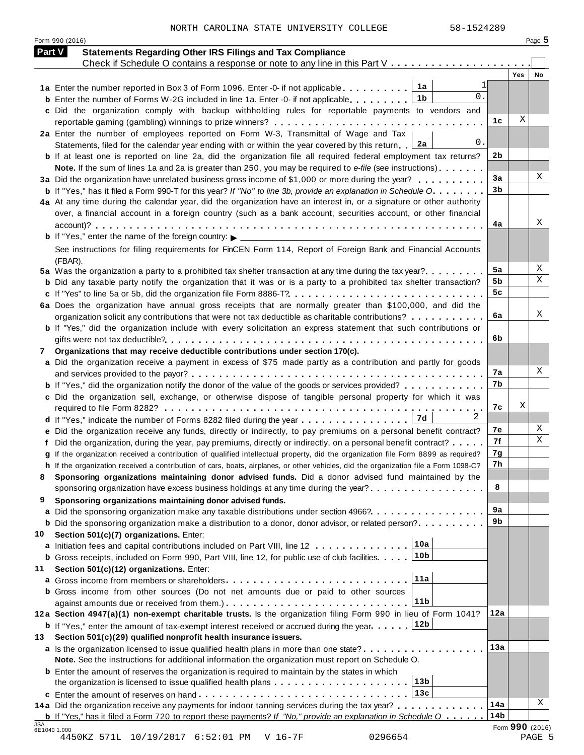NORTH CAROLINA STATE UNIVERSITY COLLEGE 58-1524289

Form 990 (2016)

## Part V Statements Regarding Other IRS Filings and Tax Compliance

Check if Schedule O contains a response or note to any line in this Part V . . . . . . . . . . . . . . . . . . . . . ☐

| | | | | Yes | No |
|---|---|---|---|---|---|
| **1a** Enter the number reported in Box 3 of Form 1096. Enter -0- if not applicable . . . . . . . . . | 1a | 1 | | | |
| **b** Enter the number of Forms W-2G included in line 1a. Enter -0- if not applicable . . . . . . . . | 1b | 0. | | | |
| **c** Did the organization comply with backup withholding rules for reportable payments to vendors and reportable gaming (gambling) winnings to prize winners? . . . . . . . . . . . . . . . . . . . . . . . . . . . . . | | | 1c | X | |
| **2a** Enter the number of employees reported on Form W-3, Transmittal of Wage and Tax Statements, filed for the calendar year ending with or within the year covered by this return . . | 2a | 0. | | | |
| **b** If at least one is reported on line 2a, did the organization file all required federal employment tax returns? | | | 2b | | |
| **Note.** If the sum of lines 1a and 2a is greater than 250, you may be required to *e-file* (see instructions) . . . . . . . | | | | | |
| **3a** Did the organization have unrelated business gross income of $1,000 or more during the year? . . . . . . . . . . | | | 3a | | X |
| **b** If "Yes," has it filed a Form 990-T for this year? *If "No" to line 3b, provide an explanation in Schedule O* . . . . . . . . | | | 3b | | |
| **4a** At any time during the calendar year, did the organization have an interest in, or a signature or other authority over, a financial account in a foreign country (such as a bank account, securities account, or other financial account)? . . . . . . . . . . . . . . . . . . . . . . . . . . . . . . . . . . . . . . . . . . . . . . . . . . . . | | | 4a | | X |
| **b** If "Yes," enter the name of the foreign country: ▶ | | | | | |
| See instructions for filing requirements for FinCEN Form 114, Report of Foreign Bank and Financial Accounts (FBAR). | | | | | |
| **5a** Was the organization a party to a prohibited tax shelter transaction at any time during the tax year? . . . . . . . . . | | | 5a | | X |
| **b** Did any taxable party notify the organization that it was or is a party to a prohibited tax shelter transaction? | | | 5b | | X |
| **c** If "Yes" to line 5a or 5b, did the organization file Form 8886-T? . . . . . . . . . . . . . . . . . . . . . . . . . . . | | | 5c | | |
| **6a** Does the organization have annual gross receipts that are normally greater than $100,000, and did the organization solicit any contributions that were not tax deductible as charitable contributions? . . . . . . . . . . . | | | 6a | | X |
| **b** If "Yes," did the organization include with every solicitation an express statement that such contributions or gifts were not tax deductible? . . . . . . . . . . . . . . . . . . . . . . . . . . . . . . . . . . . . . . . . . . . . . . . . . | | | 6b | | |
| **7 Organizations that may receive deductible contributions under section 170(c).** | | | | | |
| **a** Did the organization receive a payment in excess of $75 made partly as a contribution and partly for goods and services provided to the payor? . . . . . . . . . . . . . . . . . . . . . . . . . . . . . . . . . . . . . . . . . . . . | | | 7a | | X |
| **b** If "Yes," did the organization notify the donor of the value of the goods or services provided? . . . . . . . . . . . | | | 7b | | |
| **c** Did the organization sell, exchange, or otherwise dispose of tangible personal property for which it was required to file Form 8282? . . . . . . . . . . . . . . . . . . . . . . . . . . . . . . . . . . . . . . . . . . . . . . . . . . . . | | | 7c | X | |
| **d** If "Yes," indicate the number of Forms 8282 filed during the year . . . . . . . . . . . . . . . . | 7d | 2 | | | |
| **e** Did the organization receive any funds, directly or indirectly, to pay premiums on a personal benefit contract? | | | 7e | | X |
| **f** Did the organization, during the year, pay premiums, directly or indirectly, on a personal benefit contract? . . . . . | | | 7f | | X |
| **g** If the organization received a contribution of qualified intellectual property, did the organization file Form 8899 as required? | | | 7g | | |
| **h** If the organization received a contribution of cars, boats, airplanes, or other vehicles, did the organization file a Form 1098-C? | | | 7h | | |
| **8 Sponsoring organizations maintaining donor advised funds.** Did a donor advised fund maintained by the sponsoring organization have excess business holdings at any time during the year? . . . . . . . . . . . . . . . . . | | | 8 | | |
| **9 Sponsoring organizations maintaining donor advised funds.** | | | | | |
| **a** Did the sponsoring organization make any taxable distributions under section 4966? . . . . . . . . . . . . . . . . . | | | 9a | | |
| **b** Did the sponsoring organization make a distribution to a donor, donor advisor, or related person? . . . . . . . . . . | | | 9b | | |
| **10 Section 501(c)(7) organizations.** Enter: | | | | | |
| **a** Initiation fees and capital contributions included on Part VIII, line 12 . . . . . . . . . . . . . . | 10a | | | | |
| **b** Gross receipts, included on Form 990, Part VIII, line 12, for public use of club facilities . . . . . | 10b | | | | |
| **11 Section 501(c)(12) organizations.** Enter: | | | | | |
| **a** Gross income from members or shareholders . . . . . . . . . . . . . . . . . . . . . . . . . . | 11a | | | | |
| **b** Gross income from other sources (Do not net amounts due or paid to other sources against amounts due or received from them.) . . . . . . . . . . . . . . . . . . . . . . . . . . | 11b | | | | |
| **12a Section 4947(a)(1) non-exempt charitable trusts.** Is the organization filing Form 990 in lieu of Form 1041? | | | 12a | | |
| **b** If "Yes," enter the amount of tax-exempt interest received or accrued during the year . . . . . . | 12b | | | | |
| **13 Section 501(c)(29) qualified nonprofit health insurance issuers.** | | | | | |
| **a** Is the organization licensed to issue qualified health plans in more than one state? . . . . . . . . . . . . . . . . . . | | | 13a | | |
| **Note.** See the instructions for additional information the organization must report on Schedule O. | | | | | |
| **b** Enter the amount of reserves the organization is required to maintain by the states in which the organization is licensed to issue qualified health plans . . . . . . . . . . . . . . . . . . . . | 13b | | | | |
| **c** Enter the amount of reserves on hand . . . . . . . . . . . . . . . . . . . . . . . . . . . . . . | 13c | | | | |
| **14a** Did the organization receive any payments for indoor tanning services during the tax year? . . . . . . . . . . . . . | | | 14a | | X |
| **b** If "Yes," has it filed a Form 720 to report these payments? *If "No," provide an explanation in Schedule O* . . . . . . | | | 14b | | |

Form **990** (2016)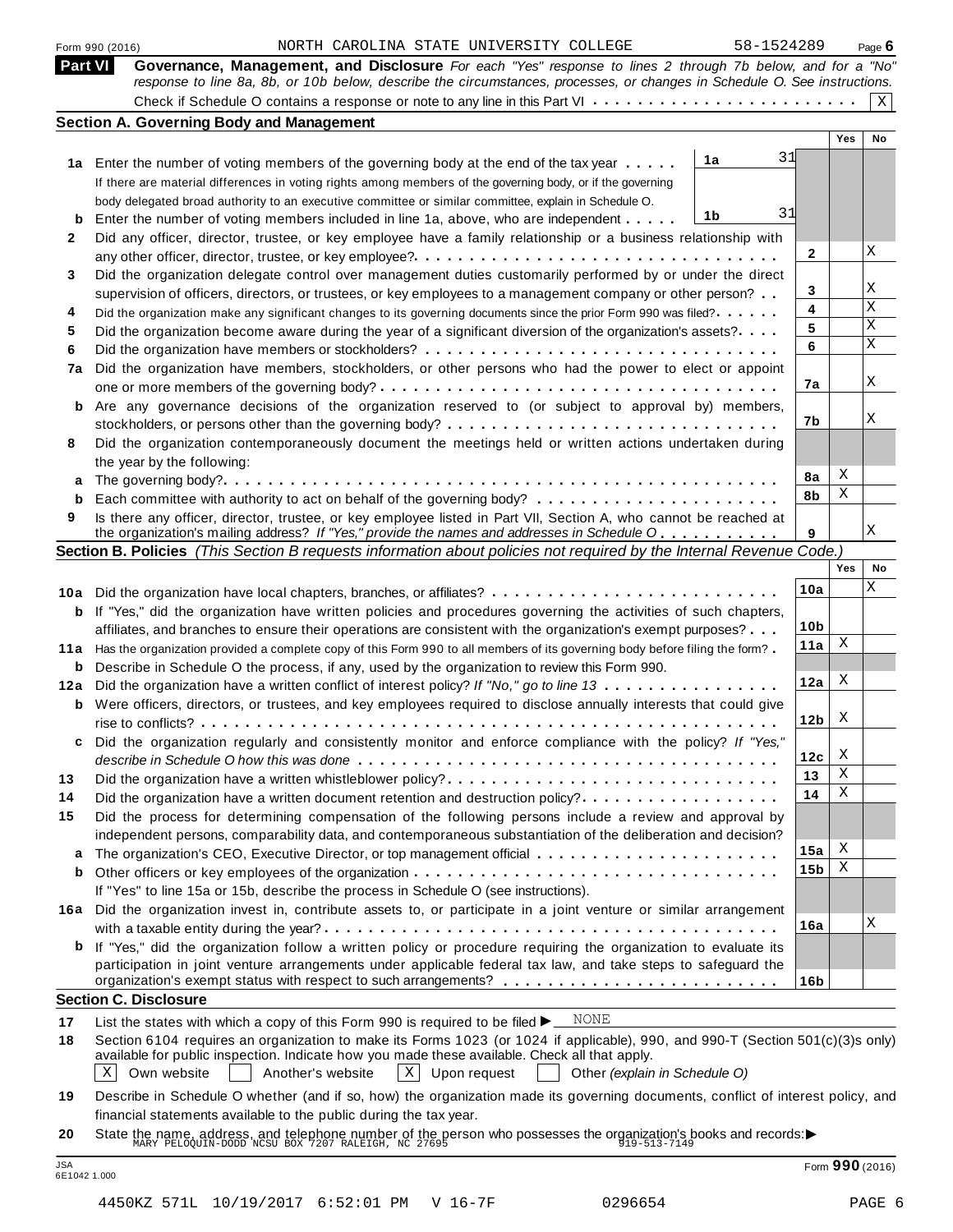Form 990 (2016) NORTH CAROLINA STATE UNIVERSITY COLLEGE 58-1524289

**Part VI** **Governance, Management, and Disclosure** *For each "Yes" response to lines 2 through 7b below, and for a "No" response to line 8a, 8b, or 10b below, describe the circumstances, processes, or changes in Schedule O. See instructions.*

Check if Schedule O contains a response or note to any line in this Part VI . . . . . . . . . . . . . . . . . . . . . . . . X

## Section A. Governing Body and Management

| | | | Yes | No |
|---|---|---|---|---|
| **1a** | Enter the number of voting members of the governing body at the end of the tax year . . . . . **1a** 31<br>If there are material differences in voting rights among members of the governing body, or if the governing body delegated broad authority to an executive committee or similar committee, explain in Schedule O. | | | |
| **b** | Enter the number of voting members included in line 1a, above, who are independent . . . . . **1b** 31 | | | |
| **2** | Did any officer, director, trustee, or key employee have a family relationship or a business relationship with any other officer, director, trustee, or key employee? | **2** | | X |
| **3** | Did the organization delegate control over management duties customarily performed by or under the direct supervision of officers, directors, or trustees, or key employees to a management company or other person? | **3** | | X |
| **4** | Did the organization make any significant changes to its governing documents since the prior Form 990 was filed? | **4** | | X |
| **5** | Did the organization become aware during the year of a significant diversion of the organization's assets? | **5** | | X |
| **6** | Did the organization have members or stockholders? | **6** | | X |
| **7a** | Did the organization have members, stockholders, or other persons who had the power to elect or appoint one or more members of the governing body? | **7a** | | X |
| **b** | Are any governance decisions of the organization reserved to (or subject to approval by) members, stockholders, or persons other than the governing body? | **7b** | | X |
| **8** | Did the organization contemporaneously document the meetings held or written actions undertaken during the year by the following: | | | |
| **a** | The governing body? | **8a** | X | |
| **b** | Each committee with authority to act on behalf of the governing body? | **8b** | X | |
| **9** | Is there any officer, director, trustee, or key employee listed in Part VII, Section A, who cannot be reached at the organization's mailing address? *If "Yes," provide the names and addresses in Schedule O* | **9** | | X |

## Section B. Policies *(This Section B requests information about policies not required by the Internal Revenue Code.)*

| | | | Yes | No |
|---|---|---|---|---|
| **10a** | Did the organization have local chapters, branches, or affiliates? | **10a** | | X |
| **b** | If "Yes," did the organization have written policies and procedures governing the activities of such chapters, affiliates, and branches to ensure their operations are consistent with the organization's exempt purposes? | **10b** | | |
| **11a** | Has the organization provided a complete copy of this Form 990 to all members of its governing body before filing the form? | **11a** | X | |
| **b** | Describe in Schedule O the process, if any, used by the organization to review this Form 990. | | | |
| **12a** | Did the organization have a written conflict of interest policy? *If "No," go to line 13* | **12a** | X | |
| **b** | Were officers, directors, or trustees, and key employees required to disclose annually interests that could give rise to conflicts? | **12b** | X | |
| **c** | Did the organization regularly and consistently monitor and enforce compliance with the policy? *If "Yes," describe in Schedule O how this was done* | **12c** | X | |
| **13** | Did the organization have a written whistleblower policy? | **13** | X | |
| **14** | Did the organization have a written document retention and destruction policy? | **14** | X | |
| **15** | Did the process for determining compensation of the following persons include a review and approval by independent persons, comparability data, and contemporaneous substantiation of the deliberation and decision? | | | |
| **a** | The organization's CEO, Executive Director, or top management official | **15a** | X | |
| **b** | Other officers or key employees of the organization<br>If "Yes" to line 15a or 15b, describe the process in Schedule O (see instructions). | **15b** | X | |
| **16a** | Did the organization invest in, contribute assets to, or participate in a joint venture or similar arrangement with a taxable entity during the year? | **16a** | | X |
| **b** | If "Yes," did the organization follow a written policy or procedure requiring the organization to evaluate its participation in joint venture arrangements under applicable federal tax law, and take steps to safeguard the organization's exempt status with respect to such arrangements? | **16b** | | |

## Section C. Disclosure

**17** List the states with which a copy of this Form 990 is required to be filed ► NONE

**18** Section 6104 requires an organization to make its Forms 1023 (or 1024 if applicable), 990, and 990-T (Section 501(c)(3)s only) available for public inspection. Indicate how you made these available. Check all that apply.

[X] Own website [ ] Another's website [X] Upon request [ ] Other *(explain in Schedule O)*

**19** Describe in Schedule O whether (and if so, how) the organization made its governing documents, conflict of interest policy, and financial statements available to the public during the tax year.

**20** State the name, address, and telephone number of the person who possesses the organization's books and records: ► MARY PELOQUIN-DODD NCSU BOX 7207 RALEIGH, NC 27695 919-513-7149

Form **990** (2016)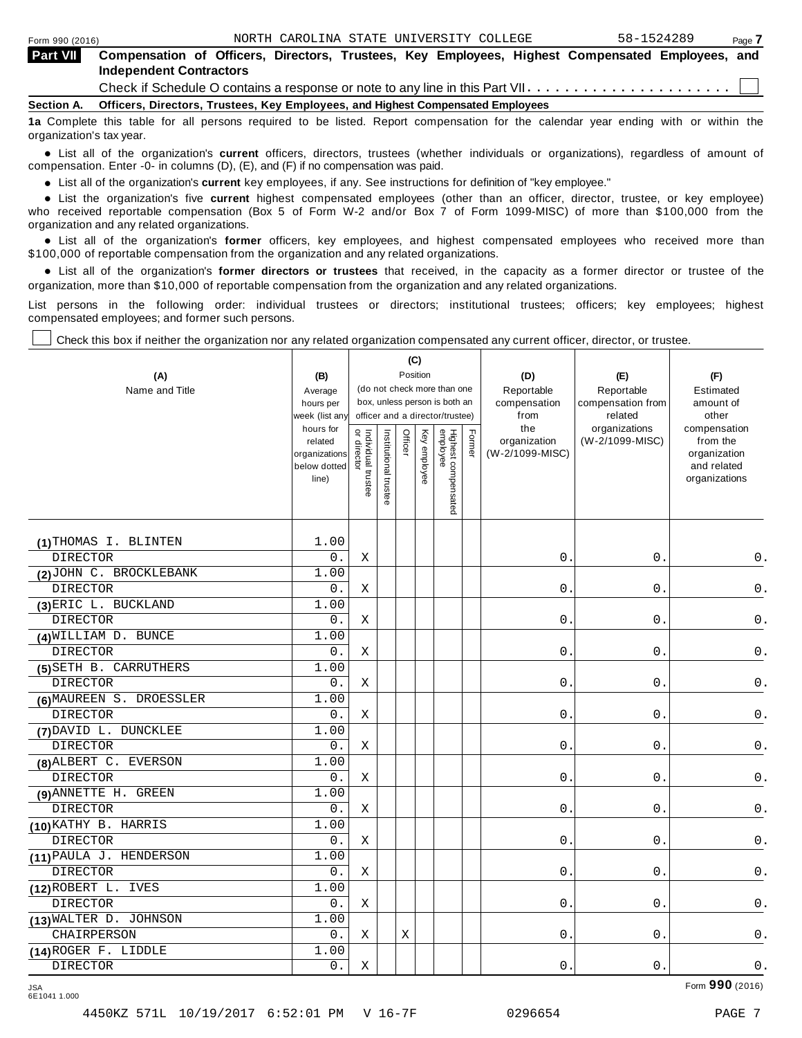Form 990 (2016) NORTH CAROLINA STATE UNIVERSITY COLLEGE 58-1524289

**Part VII** **Compensation of Officers, Directors, Trustees, Key Employees, Highest Compensated Employees, and Independent Contractors**

Check if Schedule O contains a response or note to any line in this Part VII. . . . . . . . . . . . . . . . . . . . . . ☐

**Section A. Officers, Directors, Trustees, Key Employees, and Highest Compensated Employees**

**1a** Complete this table for all persons required to be listed. Report compensation for the calendar year ending with or within the organization's tax year.

- List all of the organization's **current** officers, directors, trustees (whether individuals or organizations), regardless of amount of compensation. Enter -0- in columns (D), (E), and (F) if no compensation was paid.
- List all of the organization's **current** key employees, if any. See instructions for definition of "key employee."
- List the organization's five **current** highest compensated employees (other than an officer, director, trustee, or key employee) who received reportable compensation (Box 5 of Form W-2 and/or Box 7 of Form 1099-MISC) of more than $100,000 from the organization and any related organizations.
- List all of the organization's **former** officers, key employees, and highest compensated employees who received more than $100,000 of reportable compensation from the organization and any related organizations.
- List all of the organization's **former directors or trustees** that received, in the capacity as a former director or trustee of the organization, more than $10,000 of reportable compensation from the organization and any related organizations.

List persons in the following order: individual trustees or directors; institutional trustees; officers; key employees; highest compensated employees; and former such persons.

☐ Check this box if neither the organization nor any related organization compensated any current officer, director, or trustee.

| (A) Name and Title | (B) Average hours per week (list any hours for related organizations below dotted line) | (C) Position (do not check more than one box, unless person is both an officer and a director/trustee): Individual trustee or director | Institutional trustee | Officer | Key employee | Highest compensated employee | Former | (D) Reportable compensation from the organization (W-2/1099-MISC) | (E) Reportable compensation from related organizations (W-2/1099-MISC) | (F) Estimated amount of other compensation from the organization and related organizations |
|---|---|---|---|---|---|---|---|---|---|---|
| (1) THOMAS I. BLINTEN<br>DIRECTOR | 1.00<br>0. | X | | | | | | 0. | 0. | 0. |
| (2) JOHN C. BROCKLEBANK<br>DIRECTOR | 1.00<br>0. | X | | | | | | 0. | 0. | 0. |
| (3) ERIC L. BUCKLAND<br>DIRECTOR | 1.00<br>0. | X | | | | | | 0. | 0. | 0. |
| (4) WILLIAM D. BUNCE<br>DIRECTOR | 1.00<br>0. | X | | | | | | 0. | 0. | 0. |
| (5) SETH B. CARRUTHERS<br>DIRECTOR | 1.00<br>0. | X | | | | | | 0. | 0. | 0. |
| (6) MAUREEN S. DROESSLER<br>DIRECTOR | 1.00<br>0. | X | | | | | | 0. | 0. | 0. |
| (7) DAVID L. DUNCKLEE<br>DIRECTOR | 1.00<br>0. | X | | | | | | 0. | 0. | 0. |
| (8) ALBERT C. EVERSON<br>DIRECTOR | 1.00<br>0. | X | | | | | | 0. | 0. | 0. |
| (9) ANNETTE H. GREEN<br>DIRECTOR | 1.00<br>0. | X | | | | | | 0. | 0. | 0. |
| (10) KATHY B. HARRIS<br>DIRECTOR | 1.00<br>0. | X | | | | | | 0. | 0. | 0. |
| (11) PAULA J. HENDERSON<br>DIRECTOR | 1.00<br>0. | X | | | | | | 0. | 0. | 0. |
| (12) ROBERT L. IVES<br>DIRECTOR | 1.00<br>0. | X | | | | | | 0. | 0. | 0. |
| (13) WALTER D. JOHNSON<br>CHAIRPERSON | 1.00<br>0. | X | | X | | | | 0. | 0. | 0. |
| (14) ROGER F. LIDDLE<br>DIRECTOR | 1.00<br>0. | X | | | | | | 0. | 0. | 0. |

Form **990** (2016)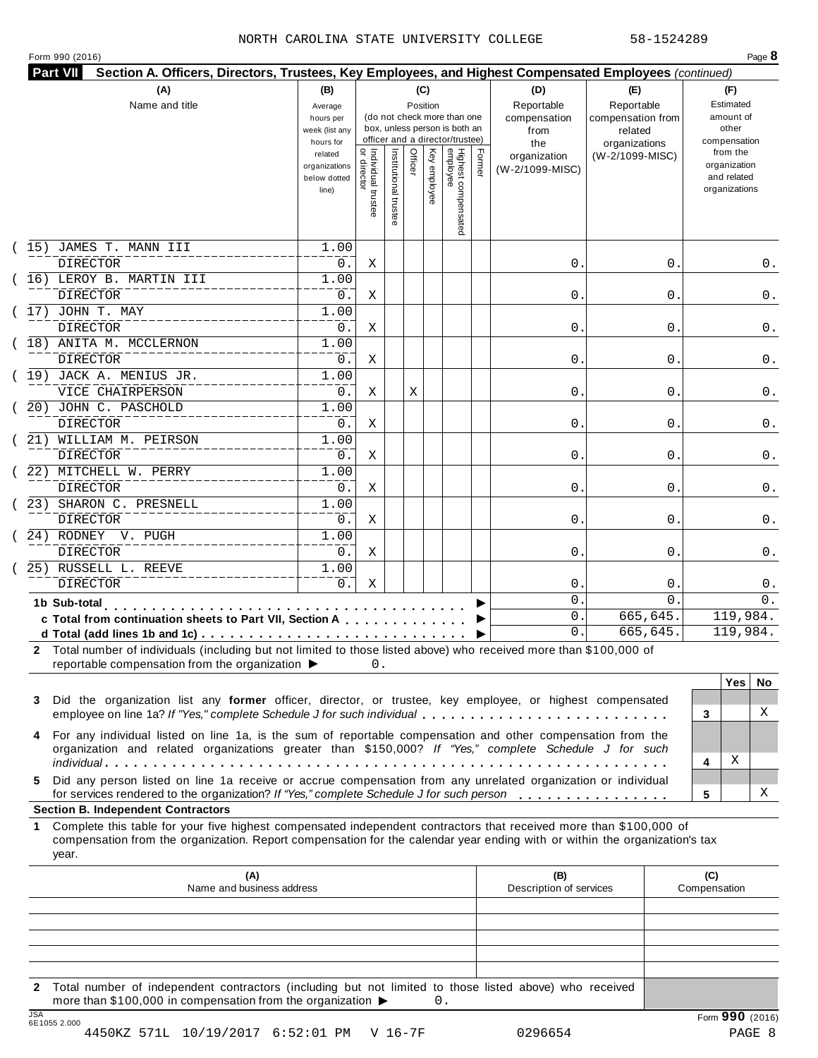NORTH CAROLINA STATE UNIVERSITY COLLEGE 58-1524289

Form 990 (2016) Page **8**

**Part VII Section A. Officers, Directors, Trustees, Key Employees, and Highest Compensated Employees** *(continued)*

| (A) Name and title | (B) Average hours per week (list any hours for related organizations below dotted line) | (C) Position: Individual trustee or director | Institutional trustee | Officer | Key employee | Highest compensated employee | Former | (D) Reportable compensation from the organization (W-2/1099-MISC) | (E) Reportable compensation from related organizations (W-2/1099-MISC) | (F) Estimated amount of other compensation from the organization and related organizations |
|---|---|---|---|---|---|---|---|---|---|---|
| (15) JAMES T. MANN III<br>DIRECTOR | 1.00<br>0. | X | | | | | | 0. | 0. | 0. |
| (16) LEROY B. MARTIN III<br>DIRECTOR | 1.00<br>0. | X | | | | | | 0. | 0. | 0. |
| (17) JOHN T. MAY<br>DIRECTOR | 1.00<br>0. | X | | | | | | 0. | 0. | 0. |
| (18) ANITA M. MCCLERNON<br>DIRECTOR | 1.00<br>0. | X | | | | | | 0. | 0. | 0. |
| (19) JACK A. MENIUS JR.<br>VICE CHAIRPERSON | 1.00<br>0. | X | | X | | | | 0. | 0. | 0. |
| (20) JOHN C. PASCHOLD<br>DIRECTOR | 1.00<br>0. | X | | | | | | 0. | 0. | 0. |
| (21) WILLIAM M. PEIRSON<br>DIRECTOR | 1.00<br>0. | X | | | | | | 0. | 0. | 0. |
| (22) MITCHELL W. PERRY<br>DIRECTOR | 1.00<br>0. | X | | | | | | 0. | 0. | 0. |
| (23) SHARON C. PRESNELL<br>DIRECTOR | 1.00<br>0. | X | | | | | | 0. | 0. | 0. |
| (24) RODNEY V. PUGH<br>DIRECTOR | 1.00<br>0. | X | | | | | | 0. | 0. | 0. |
| (25) RUSSELL L. REEVE<br>DIRECTOR | 1.00<br>0. | X | | | | | | 0. | 0. | 0. |
| **1b Sub-total** | | | | | | | | 0. | 0. | 0. |
| **c Total from continuation sheets to Part VII, Section A** | | | | | | | | 0. | 665,645. | 119,984. |
| **d Total (add lines 1b and 1c)** | | | | | | | | 0. | 665,645. | 119,984. |

**2** Total number of individuals (including but not limited to those listed above) who received more than $100,000 of reportable compensation from the organization ▶ 0.

| | | Yes | No |
|---|---|---|---|
| **3** Did the organization list any **former** officer, director, or trustee, key employee, or highest compensated employee on line 1a? *If "Yes," complete Schedule J for such individual* | 3 | | X |
| **4** For any individual listed on line 1a, is the sum of reportable compensation and other compensation from the organization and related organizations greater than $150,000? *If "Yes," complete Schedule J for such individual* | 4 | X | |
| **5** Did any person listed on line 1a receive or accrue compensation from any unrelated organization or individual for services rendered to the organization? *If "Yes," complete Schedule J for such person* | 5 | | X |

**Section B. Independent Contractors**

**1** Complete this table for your five highest compensated independent contractors that received more than $100,000 of compensation from the organization. Report compensation for the calendar year ending with or within the organization's tax year.

| (A) Name and business address | (B) Description of services | (C) Compensation |
|---|---|---|
| | | |
| | | |
| | | |
| | | |
| | | |

**2** Total number of independent contractors (including but not limited to those listed above) who received more than $100,000 in compensation from the organization ▶ 0.

Form **990** (2016)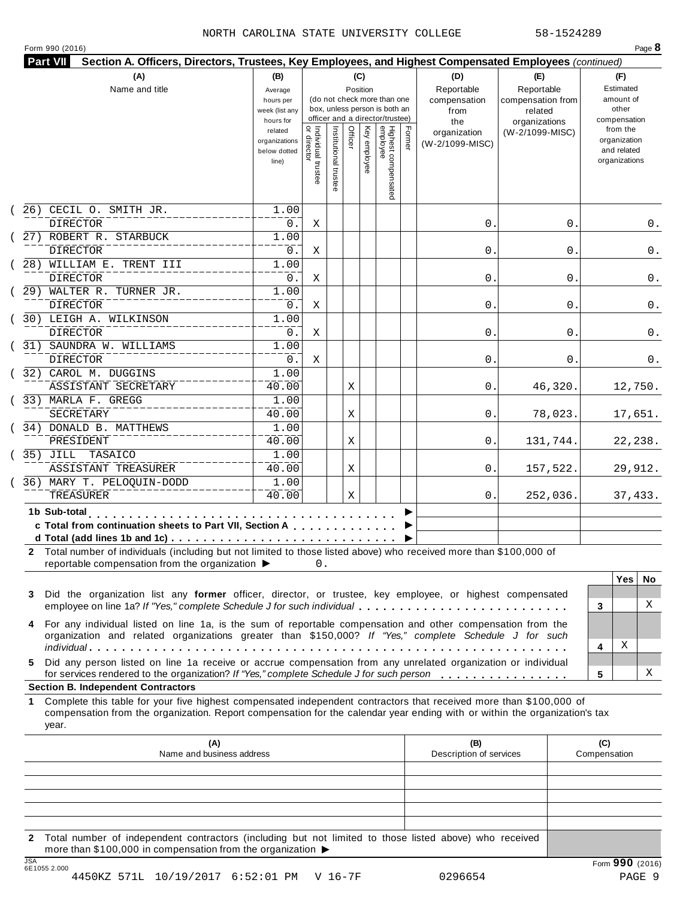NORTH CAROLINA STATE UNIVERSITY COLLEGE 58-1524289

Form 990 (2016) Page **8**

**Part VII Section A. Officers, Directors, Trustees, Key Employees, and Highest Compensated Employees** *(continued)*

| (A) Name and title | (B) Average hours per week (list any hours for related organizations below dotted line) | (C) Position: Individual trustee or director | Institutional trustee | Officer | Key employee | Highest compensated employee | Former | (D) Reportable compensation from the organization (W-2/1099-MISC) | (E) Reportable compensation from related organizations (W-2/1099-MISC) | (F) Estimated amount of other compensation from the organization and related organizations |
|---|---|---|---|---|---|---|---|---|---|---|
| (26) CECIL O. SMITH JR. DIRECTOR | 1.00 / 0. | X | | | | | | 0. | 0. | 0. |
| (27) ROBERT R. STARBUCK DIRECTOR | 1.00 / 0. | X | | | | | | 0. | 0. | 0. |
| (28) WILLIAM E. TRENT III DIRECTOR | 1.00 / 0. | X | | | | | | 0. | 0. | 0. |
| (29) WALTER R. TURNER JR. DIRECTOR | 1.00 / 0. | X | | | | | | 0. | 0. | 0. |
| (30) LEIGH A. WILKINSON DIRECTOR | 1.00 / 0. | X | | | | | | 0. | 0. | 0. |
| (31) SAUNDRA W. WILLIAMS DIRECTOR | 1.00 / 0. | X | | | | | | 0. | 0. | 0. |
| (32) CAROL M. DUGGINS ASSISTANT SECRETARY | 1.00 / 40.00 | | | X | | | | 0. | 46,320. | 12,750. |
| (33) MARLA F. GREGG SECRETARY | 1.00 / 40.00 | | | X | | | | 0. | 78,023. | 17,651. |
| (34) DONALD B. MATTHEWS PRESIDENT | 1.00 / 40.00 | | | X | | | | 0. | 131,744. | 22,238. |
| (35) JILL TASAICO ASSISTANT TREASURER | 1.00 / 40.00 | | | X | | | | 0. | 157,522. | 29,912. |
| (36) MARY T. PELOQUIN-DODD TREASURER | 1.00 / 40.00 | | | X | | | | 0. | 252,036. | 37,433. |
| **1b Sub-total** | | | | | | | | | | |
| **c Total from continuation sheets to Part VII, Section A** | | | | | | | | | | |
| **d Total (add lines 1b and 1c)** | | | | | | | | | | |

**2** Total number of individuals (including but not limited to those listed above) who received more than $100,000 of reportable compensation from the organization ▶ 0.

| | | Yes | No |
|---|---|---|---|
| **3** Did the organization list any **former** officer, director, or trustee, key employee, or highest compensated employee on line 1a? *If "Yes," complete Schedule J for such individual* | 3 | | X |
| **4** For any individual listed on line 1a, is the sum of reportable compensation and other compensation from the organization and related organizations greater than $150,000? *If "Yes," complete Schedule J for such individual* | 4 | X | |
| **5** Did any person listed on line 1a receive or accrue compensation from any unrelated organization or individual for services rendered to the organization? *If "Yes," complete Schedule J for such person* | 5 | | X |

**Section B. Independent Contractors**

**1** Complete this table for your five highest compensated independent contractors that received more than $100,000 of compensation from the organization. Report compensation for the calendar year ending with or within the organization's tax year.

| (A) Name and business address | (B) Description of services | (C) Compensation |
|---|---|---|
| | | |
| | | |
| | | |
| | | |
| | | |

**2** Total number of independent contractors (including but not limited to those listed above) who received more than $100,000 in compensation from the organization ▶

Form **990** (2016)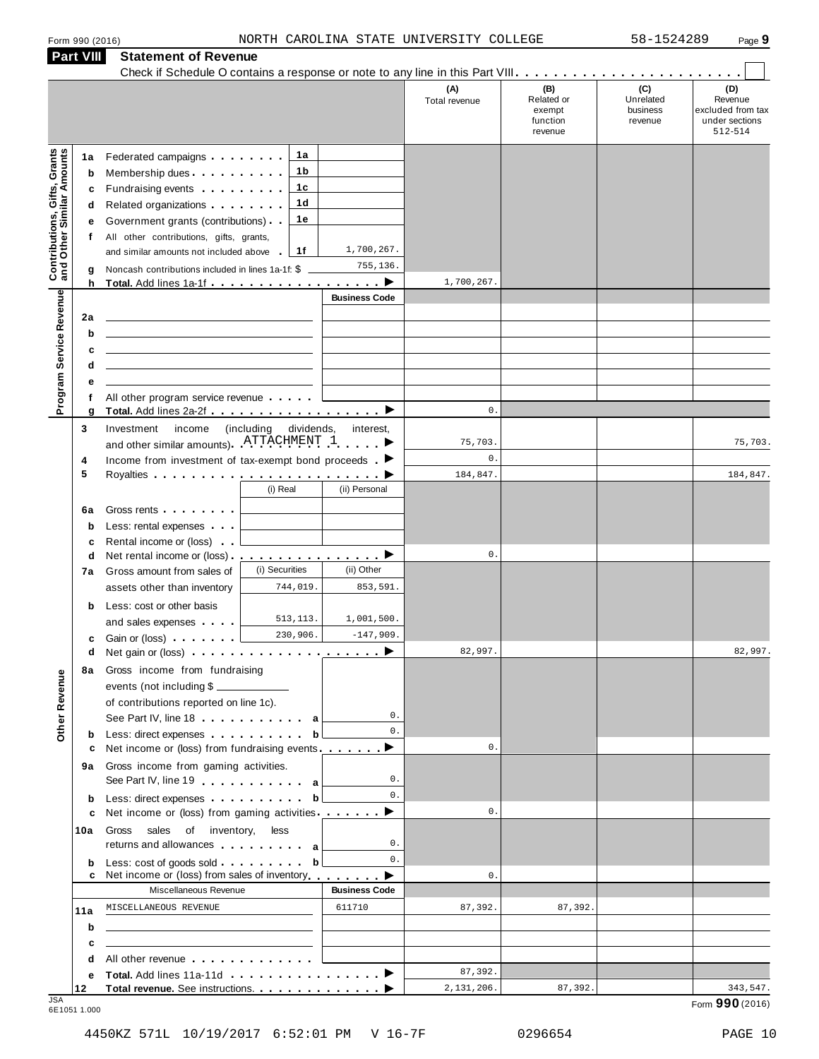Form 990 (2016) NORTH CAROLINA STATE UNIVERSITY COLLEGE 58-1524289 Page 9

## Part VIII Statement of Revenue

Check if Schedule O contains a response or note to any line in this Part VIII . . . . . . . . . . . . . . . . . . . . . . . . ☐

| | | | | (A) Total revenue | (B) Related or exempt function revenue | (C) Unrelated business revenue | (D) Revenue excluded from tax under sections 512-514 |
|---|---|---|---|---|---|---|---|
| **Contributions, Gifts, Grants and Other Similar Amounts** | 1a Federated campaigns | 1a | | | | | |
| | b Membership dues | 1b | | | | | |
| | c Fundraising events | 1c | | | | | |
| | d Related organizations | 1d | | | | | |
| | e Government grants (contributions) | 1e | | | | | |
| | f All other contributions, gifts, grants, and similar amounts not included above | 1f | 1,700,267. | | | | |
| | g Noncash contributions included in lines 1a-1f: $ | | 755,136. | | | | |
| | h **Total.** Add lines 1a-1f ▶ | | | 1,700,267. | | | |
| **Program Service Revenue** | | | Business Code | | | | |
| | 2a | | | | | | |
| | b | | | | | | |
| | c | | | | | | |
| | d | | | | | | |
| | e | | | | | | |
| | f All other program service revenue | | | | | | |
| | g **Total.** Add lines 2a-2f ▶ | | | 0. | | | |
| | 3 Investment income (including dividends, interest, and other similar amounts) ATTACHMENT 1 ▶ | | | 75,703. | | | 75,703. |
| | 4 Income from investment of tax-exempt bond proceeds ▶ | | | 0. | | | |
| | 5 Royalties ▶ | | | 184,847. | | | 184,847. |
| | | (i) Real | (ii) Personal | | | | |
| | 6a Gross rents | | | | | | |
| | b Less: rental expenses | | | | | | |
| | c Rental income or (loss) | | | | | | |
| | d Net rental income or (loss) ▶ | | | 0. | | | |
| | 7a Gross amount from sales of assets other than inventory | (i) Securities 744,019. | (ii) Other 853,591. | | | | |
| | b Less: cost or other basis and sales expenses | 513,113. | 1,001,500. | | | | |
| | c Gain or (loss) | 230,906. | -147,909. | | | | |
| | d Net gain or (loss) ▶ | | | 82,997. | | | 82,997. |
| **Other Revenue** | 8a Gross income from fundraising events (not including $ of contributions reported on line 1c). See Part IV, line 18 | a | 0. | | | | |
| | b Less: direct expenses | b | 0. | | | | |
| | c Net income or (loss) from fundraising events ▶ | | | 0. | | | |
| | 9a Gross income from gaming activities. See Part IV, line 19 | a | 0. | | | | |
| | b Less: direct expenses | b | 0. | | | | |
| | c Net income or (loss) from gaming activities ▶ | | | 0. | | | |
| | 10a Gross sales of inventory, less returns and allowances | a | 0. | | | | |
| | b Less: cost of goods sold | b | 0. | | | | |
| | c Net income or (loss) from sales of inventory ▶ | | | 0. | | | |
| | Miscellaneous Revenue | | Business Code | | | | |
| | 11a MISCELLANEOUS REVENUE | | 611710 | 87,392. | 87,392. | | |
| | b | | | | | | |
| | c | | | | | | |
| | d All other revenue | | | | | | |
| | e **Total.** Add lines 11a-11d ▶ | | | 87,392. | | | |
| | 12 **Total revenue.** See instructions. ▶ | | | 2,131,206. | 87,392. | | 343,547. |

JSA 6E1051 1.000

Form **990** (2016)

4450KZ 571L 10/19/2017 6:52:01 PM V 16-7F 0296654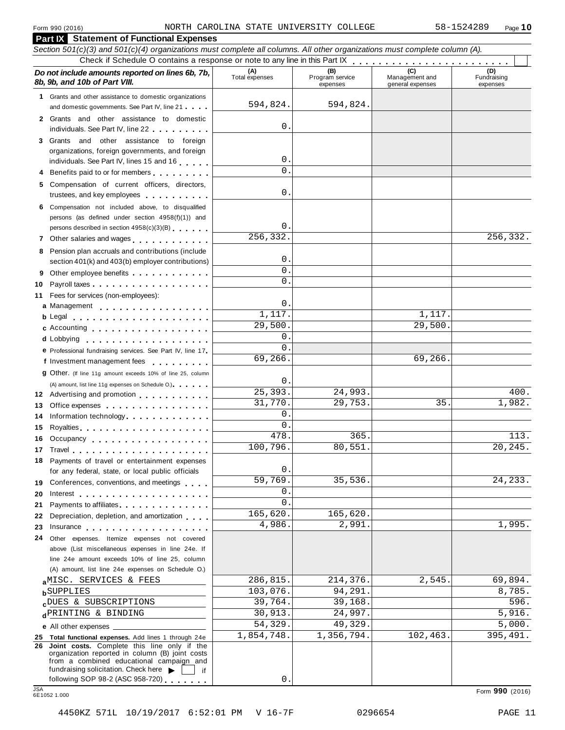Form 990 (2016) NORTH CAROLINA STATE UNIVERSITY COLLEGE 58-1524289

## Part IX Statement of Functional Expenses

*Section 501(c)(3) and 501(c)(4) organizations must complete all columns. All other organizations must complete column (A).*

Check if Schedule O contains a response or note to any line in this Part IX

| *Do not include amounts reported on lines 6b, 7b, 8b, 9b, and 10b of Part VIII.* | (A) Total expenses | (B) Program service expenses | (C) Management and general expenses | (D) Fundraising expenses |
|---|---|---|---|---|
| **1** Grants and other assistance to domestic organizations and domestic governments. See Part IV, line 21 | 594,824. | 594,824. | | |
| **2** Grants and other assistance to domestic individuals. See Part IV, line 22 | 0. | | | |
| **3** Grants and other assistance to foreign organizations, foreign governments, and foreign individuals. See Part IV, lines 15 and 16 | 0. | | | |
| **4** Benefits paid to or for members | 0. | | | |
| **5** Compensation of current officers, directors, trustees, and key employees | 0. | | | |
| **6** Compensation not included above, to disqualified persons (as defined under section 4958(f)(1)) and persons described in section 4958(c)(3)(B) | 0. | | | |
| **7** Other salaries and wages | 256,332. | | | 256,332. |
| **8** Pension plan accruals and contributions (include section 401(k) and 403(b) employer contributions) | 0. | | | |
| **9** Other employee benefits | 0. | | | |
| **10** Payroll taxes | 0. | | | |
| **11** Fees for services (non-employees): | | | | |
| **a** Management | 0. | | | |
| **b** Legal | 1,117. | | 1,117. | |
| **c** Accounting | 29,500. | | 29,500. | |
| **d** Lobbying | 0. | | | |
| **e** Professional fundraising services. See Part IV, line 17 | 0. | | | |
| **f** Investment management fees | 69,266. | | 69,266. | |
| **g** Other. (If line 11g amount exceeds 10% of line 25, column (A) amount, list line 11g expenses on Schedule O.) | 0. | | | |
| **12** Advertising and promotion | 25,393. | 24,993. | | 400. |
| **13** Office expenses | 31,770. | 29,753. | 35. | 1,982. |
| **14** Information technology | 0. | | | |
| **15** Royalties | 0. | | | |
| **16** Occupancy | 478. | 365. | | 113. |
| **17** Travel | 100,796. | 80,551. | | 20,245. |
| **18** Payments of travel or entertainment expenses for any federal, state, or local public officials | 0. | | | |
| **19** Conferences, conventions, and meetings | 59,769. | 35,536. | | 24,233. |
| **20** Interest | 0. | | | |
| **21** Payments to affiliates | 0. | | | |
| **22** Depreciation, depletion, and amortization | 165,620. | 165,620. | | |
| **23** Insurance | 4,986. | 2,991. | | 1,995. |
| **24** Other expenses. Itemize expenses not covered above (List miscellaneous expenses in line 24e. If line 24e amount exceeds 10% of line 25, column (A) amount, list line 24e expenses on Schedule O.) | | | | |
| **a** MISC. SERVICES & FEES | 286,815. | 214,376. | 2,545. | 69,894. |
| **b** SUPPLIES | 103,076. | 94,291. | | 8,785. |
| **c** DUES & SUBSCRIPTIONS | 39,764. | 39,168. | | 596. |
| **d** PRINTING & BINDING | 30,913. | 24,997. | | 5,916. |
| **e** All other expenses | 54,329. | 49,329. | | 5,000. |
| **25 Total functional expenses.** Add lines 1 through 24e | 1,854,748. | 1,356,794. | 102,463. | 395,491. |
| **26 Joint costs.** Complete this line only if the organization reported in column (B) joint costs from a combined educational campaign and fundraising solicitation. Check here ▶ [ ] if following SOP 98-2 (ASC 958-720) | 0. | | | |

Form **990** (2016)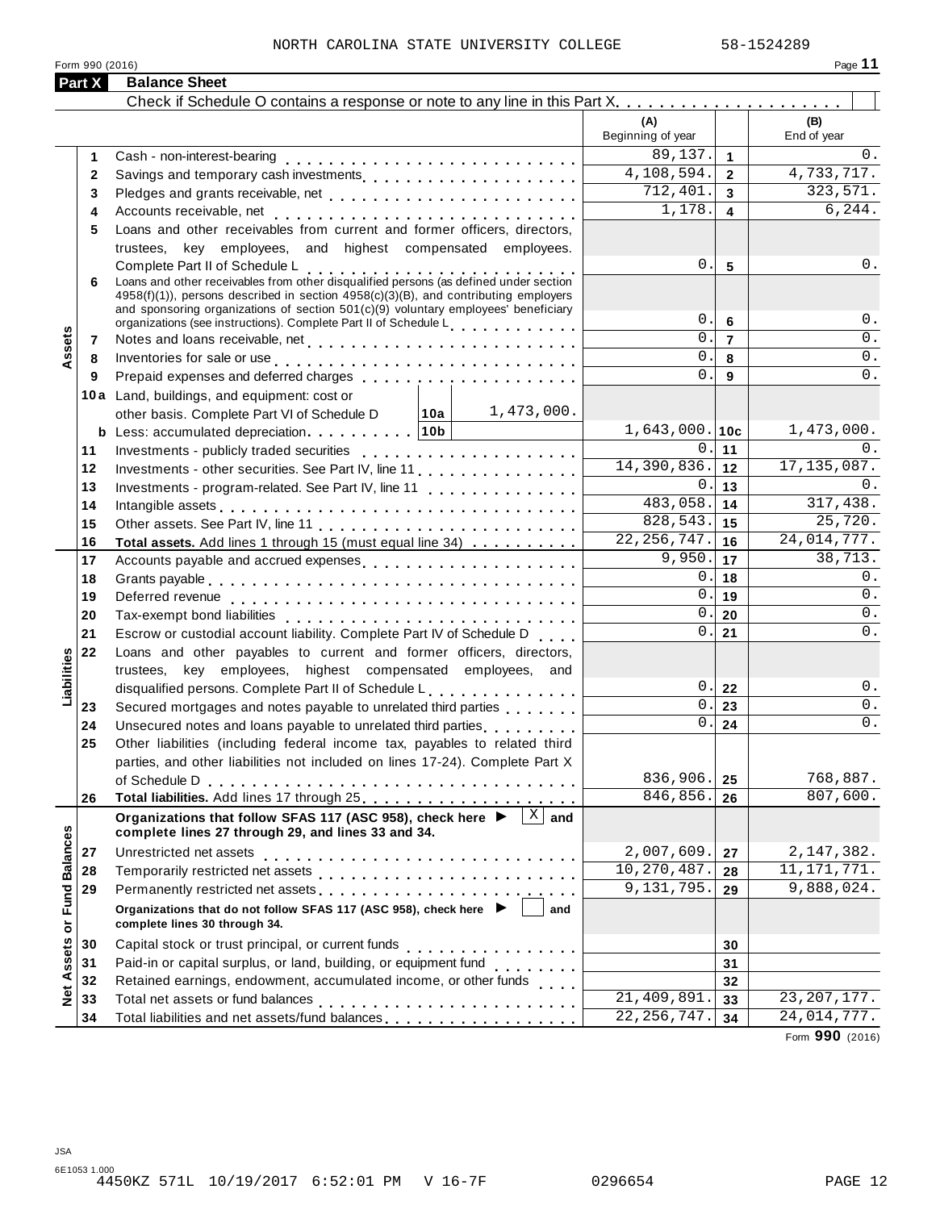NORTH CAROLINA STATE UNIVERSITY COLLEGE 58-1524289

Form 990 (2016) Page **11**

## Part X Balance Sheet

Check if Schedule O contains a response or note to any line in this Part X . . . . . . . . . . . . . . . . . . . . ☐

| | | | (A) Beginning of year | | (B) End of year |
|---|---|---|---|---|---|
| **Assets** | 1 | Cash - non-interest-bearing | 89,137. | 1 | 0. |
| | 2 | Savings and temporary cash investments | 4,108,594. | 2 | 4,733,717. |
| | 3 | Pledges and grants receivable, net | 712,401. | 3 | 323,571. |
| | 4 | Accounts receivable, net | 1,178. | 4 | 6,244. |
| | 5 | Loans and other receivables from current and former officers, directors, trustees, key employees, and highest compensated employees. Complete Part II of Schedule L | 0. | 5 | 0. |
| | 6 | Loans and other receivables from other disqualified persons (as defined under section 4958(f)(1)), persons described in section 4958(c)(3)(B), and contributing employers and sponsoring organizations of section 501(c)(9) voluntary employees' beneficiary organizations (see instructions). Complete Part II of Schedule L | 0. | 6 | 0. |
| | 7 | Notes and loans receivable, net | 0. | 7 | 0. |
| | 8 | Inventories for sale or use | 0. | 8 | 0. |
| | 9 | Prepaid expenses and deferred charges | 0. | 9 | 0. |
| | 10a | Land, buildings, and equipment: cost or other basis. Complete Part VI of Schedule D — 10a: 1,473,000. | | | |
| | b | Less: accumulated depreciation — 10b | 1,643,000. | 10c | 1,473,000. |
| | 11 | Investments - publicly traded securities | 0. | 11 | 0. |
| | 12 | Investments - other securities. See Part IV, line 11 | 14,390,836. | 12 | 17,135,087. |
| | 13 | Investments - program-related. See Part IV, line 11 | 0. | 13 | 0. |
| | 14 | Intangible assets | 483,058. | 14 | 317,438. |
| | 15 | Other assets. See Part IV, line 11 | 828,543. | 15 | 25,720. |
| | 16 | **Total assets.** Add lines 1 through 15 (must equal line 34) | 22,256,747. | 16 | 24,014,777. |
| **Liabilities** | 17 | Accounts payable and accrued expenses | 9,950. | 17 | 38,713. |
| | 18 | Grants payable | 0. | 18 | 0. |
| | 19 | Deferred revenue | 0. | 19 | 0. |
| | 20 | Tax-exempt bond liabilities | 0. | 20 | 0. |
| | 21 | Escrow or custodial account liability. Complete Part IV of Schedule D | 0. | 21 | 0. |
| | 22 | Loans and other payables to current and former officers, directors, trustees, key employees, highest compensated employees, and disqualified persons. Complete Part II of Schedule L | 0. | 22 | 0. |
| | 23 | Secured mortgages and notes payable to unrelated third parties | 0. | 23 | 0. |
| | 24 | Unsecured notes and loans payable to unrelated third parties | 0. | 24 | 0. |
| | 25 | Other liabilities (including federal income tax, payables to related third parties, and other liabilities not included on lines 17-24). Complete Part X of Schedule D | 836,906. | 25 | 768,887. |
| | 26 | **Total liabilities.** Add lines 17 through 25 | 846,856. | 26 | 807,600. |
| **Net Assets or Fund Balances** | | **Organizations that follow SFAS 117 (ASC 958), check here ▶ ☒ and complete lines 27 through 29, and lines 33 and 34.** | | | |
| | 27 | Unrestricted net assets | 2,007,609. | 27 | 2,147,382. |
| | 28 | Temporarily restricted net assets | 10,270,487. | 28 | 11,171,771. |
| | 29 | Permanently restricted net assets | 9,131,795. | 29 | 9,888,024. |
| | | **Organizations that do not follow SFAS 117 (ASC 958), check here ▶ ☐ and complete lines 30 through 34.** | | | |
| | 30 | Capital stock or trust principal, or current funds | | 30 | |
| | 31 | Paid-in or capital surplus, or land, building, or equipment fund | | 31 | |
| | 32 | Retained earnings, endowment, accumulated income, or other funds | | 32 | |
| | 33 | Total net assets or fund balances | 21,409,891. | 33 | 23,207,177. |
| | 34 | Total liabilities and net assets/fund balances | 22,256,747. | 34 | 24,014,777. |

Form **990** (2016)

JSA 6E1053 1.000

4450KZ 571L 10/19/2017 6:52:01 PM V 16-7F 0296654 PAGE 12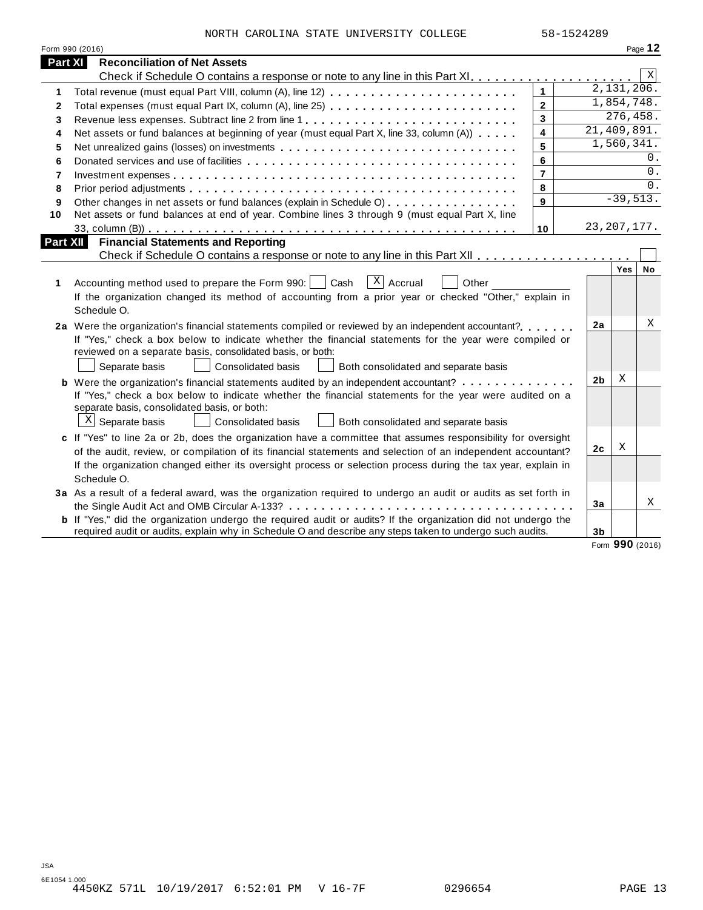NORTH CAROLINA STATE UNIVERSITY COLLEGE 58-1524289

Form 990 (2016)

## Part XI Reconciliation of Net Assets

Check if Schedule O contains a response or note to any line in this Part XI . . . . . . . . . . . . . . . . . . . . [X]

| | | | |
|---|---|---|---|
| 1 | Total revenue (must equal Part VIII, column (A), line 12) | 1 | 2,131,206. |
| 2 | Total expenses (must equal Part IX, column (A), line 25) | 2 | 1,854,748. |
| 3 | Revenue less expenses. Subtract line 2 from line 1 | 3 | 276,458. |
| 4 | Net assets or fund balances at beginning of year (must equal Part X, line 33, column (A)) | 4 | 21,409,891. |
| 5 | Net unrealized gains (losses) on investments | 5 | 1,560,341. |
| 6 | Donated services and use of facilities | 6 | 0. |
| 7 | Investment expenses | 7 | 0. |
| 8 | Prior period adjustments | 8 | 0. |
| 9 | Other changes in net assets or fund balances (explain in Schedule O) | 9 | -39,513. |
| 10 | Net assets or fund balances at end of year. Combine lines 3 through 9 (must equal Part X, line 33, column (B)) | 10 | 23,207,177. |

## Part XII Financial Statements and Reporting

Check if Schedule O contains a response or note to any line in this Part XII . . . . . . . . . . . . . . . . . . [ ]

| | | | Yes | No |
|---|---|---|---|---|
| 1 | Accounting method used to prepare the Form 990: [ ] Cash [X] Accrual [ ] Other ____________<br>If the organization changed its method of accounting from a prior year or checked "Other," explain in Schedule O. | | | |
| 2a | Were the organization's financial statements compiled or reviewed by an independent accountant?<br>If "Yes," check a box below to indicate whether the financial statements for the year were compiled or reviewed on a separate basis, consolidated basis, or both:<br>[ ] Separate basis [ ] Consolidated basis [ ] Both consolidated and separate basis | 2a | | X |
| b | Were the organization's financial statements audited by an independent accountant?<br>If "Yes," check a box below to indicate whether the financial statements for the year were audited on a separate basis, consolidated basis, or both:<br>[X] Separate basis [ ] Consolidated basis [ ] Both consolidated and separate basis | 2b | X | |
| c | If "Yes" to line 2a or 2b, does the organization have a committee that assumes responsibility for oversight of the audit, review, or compilation of its financial statements and selection of an independent accountant?<br>If the organization changed either its oversight process or selection process during the tax year, explain in Schedule O. | 2c | X | |
| 3a | As a result of a federal award, was the organization required to undergo an audit or audits as set forth in the Single Audit Act and OMB Circular A-133? | 3a | | X |
| b | If "Yes," did the organization undergo the required audit or audits? If the organization did not undergo the required audit or audits, explain why in Schedule O and describe any steps taken to undergo such audits. | 3b | | |

Form **990** (2016)

JSA
6E1054 1.000
4450KZ 571L 10/19/2017 6:52:01 PM V 16-7F 0296654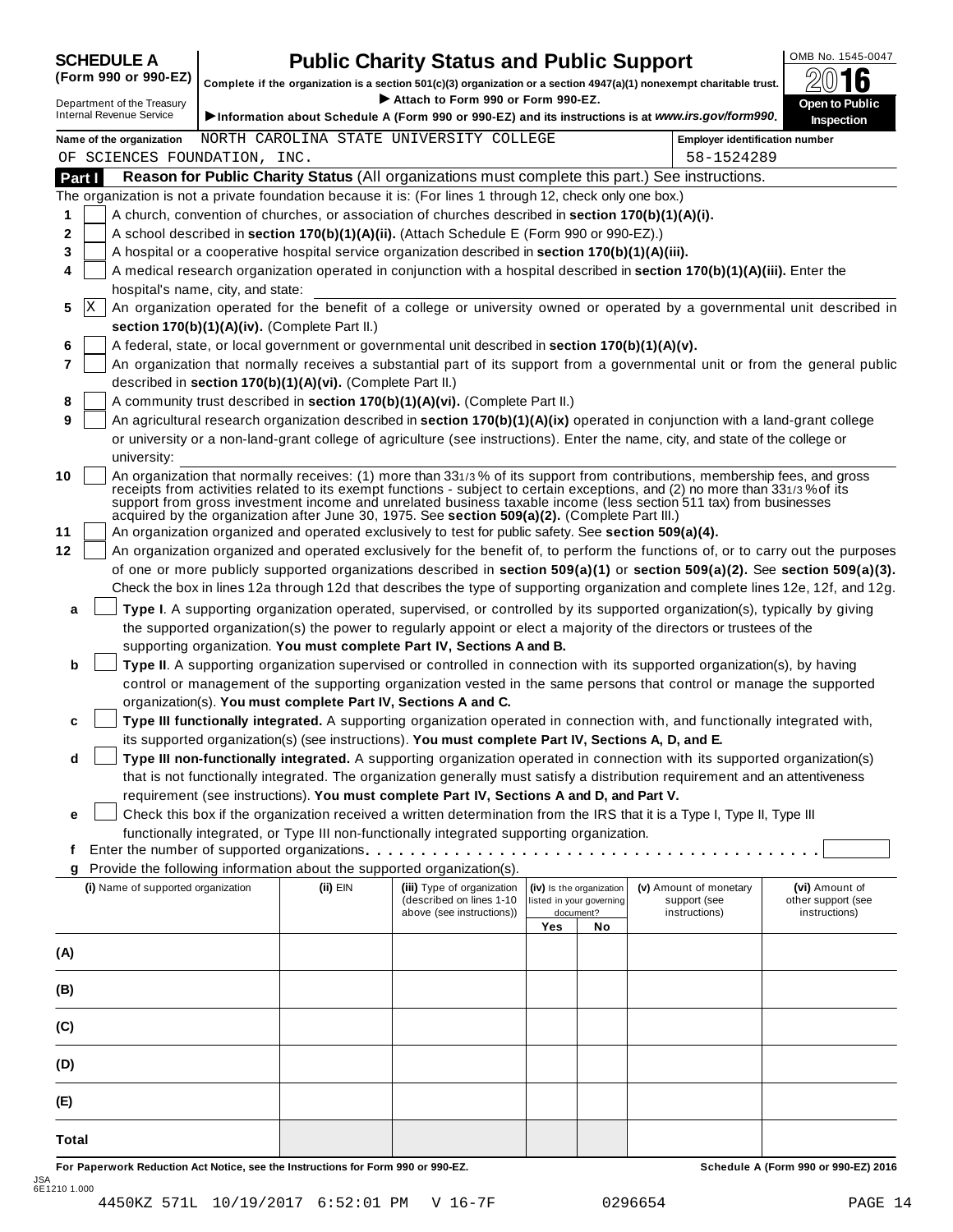# SCHEDULE A (Form 990 or 990-EZ)

Department of the Treasury
Internal Revenue Service

## Public Charity Status and Public Support

**Complete if the organization is a section 501(c)(3) organization or a section 4947(a)(1) nonexempt charitable trust.**

▶ **Attach to Form 990 or Form 990-EZ.**

▶ **Information about Schedule A (Form 990 or 990-EZ) and its instructions is at *www.irs.gov/form990*.**

OMB No. 1545-0047

**2016**

**Open to Public Inspection**

**Name of the organization** NORTH CAROLINA STATE UNIVERSITY COLLEGE OF SCIENCES FOUNDATION, INC.

**Employer identification number** 58-1524289

### Part I Reason for Public Charity Status (All organizations must complete this part.) See instructions.

The organization is not a private foundation because it is: (For lines 1 through 12, check only one box.)

1 [ ] A church, convention of churches, or association of churches described in **section 170(b)(1)(A)(i).**

2 [ ] A school described in **section 170(b)(1)(A)(ii).** (Attach Schedule E (Form 990 or 990-EZ).)

3 [ ] A hospital or a cooperative hospital service organization described in **section 170(b)(1)(A)(iii).**

4 [ ] A medical research organization operated in conjunction with a hospital described in **section 170(b)(1)(A)(iii).** Enter the hospital's name, city, and state:

5 [X] An organization operated for the benefit of a college or university owned or operated by a governmental unit described in **section 170(b)(1)(A)(iv).** (Complete Part II.)

6 [ ] A federal, state, or local government or governmental unit described in **section 170(b)(1)(A)(v).**

7 [ ] An organization that normally receives a substantial part of its support from a governmental unit or from the general public described in **section 170(b)(1)(A)(vi).** (Complete Part II.)

8 [ ] A community trust described in **section 170(b)(1)(A)(vi).** (Complete Part II.)

9 [ ] An agricultural research organization described in **section 170(b)(1)(A)(ix)** operated in conjunction with a land-grant college or university or a non-land-grant college of agriculture (see instructions). Enter the name, city, and state of the college or university:

10 [ ] An organization that normally receives: (1) more than 33 1/3 % of its support from contributions, membership fees, and gross receipts from activities related to its exempt functions - subject to certain exceptions, and (2) no more than 33 1/3 % of its support from gross investment income and unrelated business taxable income (less section 511 tax) from businesses acquired by the organization after June 30, 1975. See **section 509(a)(2).** (Complete Part III.)

11 [ ] An organization organized and operated exclusively to test for public safety. See **section 509(a)(4).**

12 [ ] An organization organized and operated exclusively for the benefit of, to perform the functions of, or to carry out the purposes of one or more publicly supported organizations described in **section 509(a)(1)** or **section 509(a)(2).** See **section 509(a)(3).** Check the box in lines 12a through 12d that describes the type of supporting organization and complete lines 12e, 12f, and 12g.

a [ ] **Type I**. A supporting organization operated, supervised, or controlled by its supported organization(s), typically by giving the supported organization(s) the power to regularly appoint or elect a majority of the directors or trustees of the supporting organization. **You must complete Part IV, Sections A and B.**

b [ ] **Type II**. A supporting organization supervised or controlled in connection with its supported organization(s), by having control or management of the supporting organization vested in the same persons that control or manage the supported organization(s). **You must complete Part IV, Sections A and C.**

c [ ] **Type III functionally integrated.** A supporting organization operated in connection with, and functionally integrated with, its supported organization(s) (see instructions). **You must complete Part IV, Sections A, D, and E.**

d [ ] **Type III non-functionally integrated.** A supporting organization operated in connection with its supported organization(s) that is not functionally integrated. The organization generally must satisfy a distribution requirement and an attentiveness requirement (see instructions). **You must complete Part IV, Sections A and D, and Part V.**

e [ ] Check this box if the organization received a written determination from the IRS that it is a Type I, Type II, Type III functionally integrated, or Type III non-functionally integrated supporting organization.

f Enter the number of supported organizations. . . . . . . . . . . . . . . . . . . . . . . . . . . . . . . . . . . . . . .

g Provide the following information about the supported organization(s).

| (i) Name of supported organization | (ii) EIN | (iii) Type of organization (described on lines 1-10 above (see instructions)) | (iv) Is the organization listed in your governing document? | | (v) Amount of monetary support (see instructions) | (vi) Amount of other support (see instructions) |
|---|---|---|---|---|---|---|
| | | | Yes | No | | |
| (A) | | | | | | |
| (B) | | | | | | |
| (C) | | | | | | |
| (D) | | | | | | |
| (E) | | | | | | |
| Total | | | | | | |

**For Paperwork Reduction Act Notice, see the Instructions for Form 990 or 990-EZ.** **Schedule A (Form 990 or 990-EZ) 2016**

JSA
6E1210 1.000

4450KZ 571L 10/19/2017 6:52:01 PM V 16-7F 0296654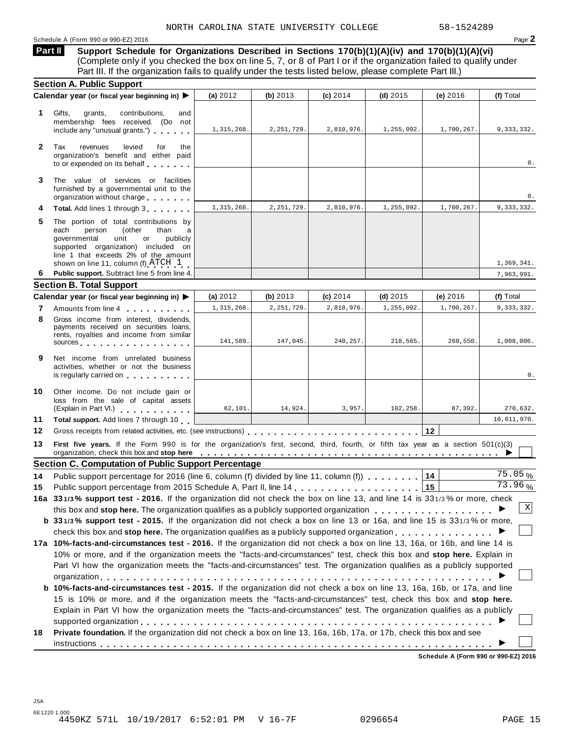NORTH CAROLINA STATE UNIVERSITY COLLEGE 58-1524289

Schedule A (Form 990 or 990-EZ) 2016 Page **2**

## Part II Support Schedule for Organizations Described in Sections 170(b)(1)(A)(iv) and 170(b)(1)(A)(vi)

(Complete only if you checked the box on line 5, 7, or 8 of Part I or if the organization failed to qualify under Part III. If the organization fails to qualify under the tests listed below, please complete Part III.)

### Section A. Public Support

| Calendar year (or fiscal year beginning in) ▶ | (a) 2012 | (b) 2013 | (c) 2014 | (d) 2015 | (e) 2016 | (f) Total |
|---|---|---|---|---|---|---|
| **1** Gifts, grants, contributions, and membership fees received. (Do not include any "unusual grants.") | 1,315,268. | 2,251,729. | 2,810,976. | 1,255,092. | 1,700,267. | 9,333,332. |
| **2** Tax revenues levied for the organization's benefit and either paid to or expended on its behalf | | | | | | 0. |
| **3** The value of services or facilities furnished by a governmental unit to the organization without charge | | | | | | 0. |
| **4** **Total.** Add lines 1 through 3 | 1,315,268. | 2,251,729. | 2,810,976. | 1,255,092. | 1,700,267. | 9,333,332. |
| **5** The portion of total contributions by each person (other than a governmental unit or publicly supported organization) included on line 1 that exceeds 2% of the amount shown on line 11, column (f) ATCH 1 | | | | | | 1,369,341. |
| **6** **Public support.** Subtract line 5 from line 4. | | | | | | 7,963,991. |

### Section B. Total Support

| Calendar year (or fiscal year beginning in) ▶ | (a) 2012 | (b) 2013 | (c) 2014 | (d) 2015 | (e) 2016 | (f) Total |
|---|---|---|---|---|---|---|
| **7** Amounts from line 4 | 1,315,268. | 2,251,729. | 2,810,976. | 1,255,092. | 1,700,267. | 9,333,332. |
| **8** Gross income from interest, dividends, payments received on securities loans, rents, royalties and income from similar sources | 141,589. | 147,045. | 240,257. | 218,565. | 260,550. | 1,008,006. |
| **9** Net income from unrelated business activities, whether or not the business is regularly carried on | | | | | | 0. |
| **10** Other income. Do not include gain or loss from the sale of capital assets (Explain in Part VI.) | 62,101. | 14,924. | 3,957. | 102,258. | 87,392. | 270,632. |
| **11** **Total support.** Add lines 7 through 10 | | | | | | 10,611,970. |

**12** Gross receipts from related activities, etc. (see instructions) **12**

**13** **First five years.** If the Form 990 is for the organization's first, second, third, fourth, or fifth tax year as a section 501(c)(3) organization, check this box and **stop here** ▶ ☐

### Section C. Computation of Public Support Percentage

**14** Public support percentage for 2016 (line 6, column (f) divided by line 11, column (f)) **14** 75.05 %

**15** Public support percentage from 2015 Schedule A, Part II, line 14 **15** 73.96 %

**16a** **33 1/3% support test - 2016.** If the organization did not check the box on line 13, and line 14 is 33 1/3% or more, check this box and **stop here.** The organization qualifies as a publicly supported organization ▶ ☒

**b** **33 1/3% support test - 2015.** If the organization did not check a box on line 13 or 16a, and line 15 is 33 1/3% or more, check this box and **stop here.** The organization qualifies as a publicly supported organization ▶ ☐

**17a** **10%-facts-and-circumstances test - 2016.** If the organization did not check a box on line 13, 16a, or 16b, and line 14 is 10% or more, and if the organization meets the "facts-and-circumstances" test, check this box and **stop here.** Explain in Part VI how the organization meets the "facts-and-circumstances" test. The organization qualifies as a publicly supported organization ▶ ☐

**b** **10%-facts-and-circumstances test - 2015.** If the organization did not check a box on line 13, 16a, 16b, or 17a, and line 15 is 10% or more, and if the organization meets the "facts-and-circumstances" test, check this box and **stop here.** Explain in Part VI how the organization meets the "facts-and-circumstances" test. The organization qualifies as a publicly supported organization ▶ ☐

**18** **Private foundation.** If the organization did not check a box on line 13, 16a, 16b, 17a, or 17b, check this box and see instructions ▶ ☐

**Schedule A (Form 990 or 990-EZ) 2016**

JSA
6E1220 1.000
4450KZ 571L 10/19/2017 6:52:01 PM V 16-7F 0296654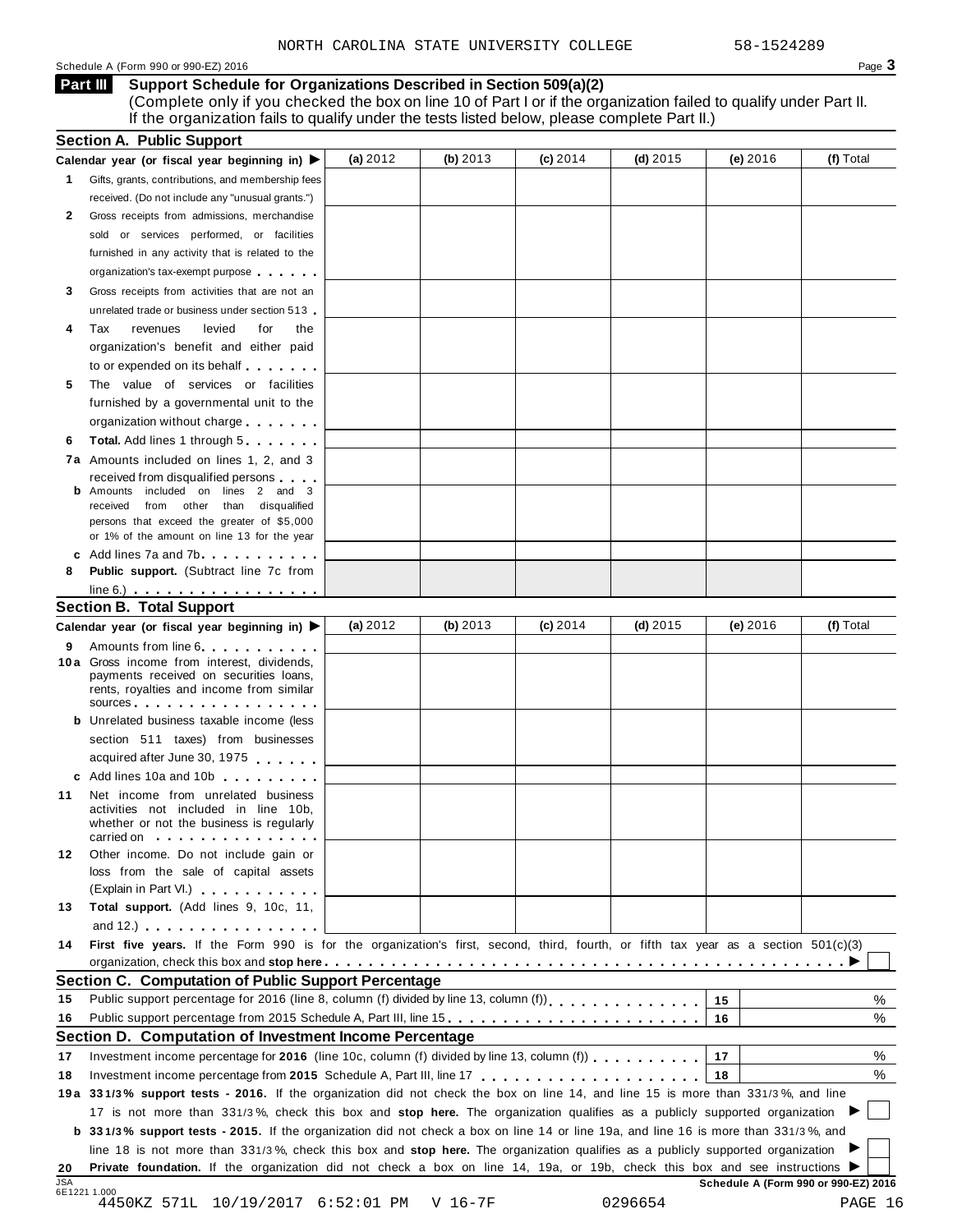NORTH CAROLINA STATE UNIVERSITY COLLEGE 58-1524289

Schedule A (Form 990 or 990-EZ) 2016

## Part III Support Schedule for Organizations Described in Section 509(a)(2)

(Complete only if you checked the box on line 10 of Part I or if the organization failed to qualify under Part II. If the organization fails to qualify under the tests listed below, please complete Part II.)

### Section A. Public Support

| Calendar year (or fiscal year beginning in) ▶ | (a) 2012 | (b) 2013 | (c) 2014 | (d) 2015 | (e) 2016 | (f) Total |
|---|---|---|---|---|---|---|
| **1** Gifts, grants, contributions, and membership fees received. (Do not include any "unusual grants.") | | | | | | |
| **2** Gross receipts from admissions, merchandise sold or services performed, or facilities furnished in any activity that is related to the organization's tax-exempt purpose | | | | | | |
| **3** Gross receipts from activities that are not an unrelated trade or business under section 513 | | | | | | |
| **4** Tax revenues levied for the organization's benefit and either paid to or expended on its behalf | | | | | | |
| **5** The value of services or facilities furnished by a governmental unit to the organization without charge | | | | | | |
| **6** **Total.** Add lines 1 through 5 | | | | | | |
| **7a** Amounts included on lines 1, 2, and 3 received from disqualified persons | | | | | | |
| **b** Amounts included on lines 2 and 3 received from other than disqualified persons that exceed the greater of $5,000 or 1% of the amount on line 13 for the year | | | | | | |
| **c** Add lines 7a and 7b | | | | | | |
| **8** **Public support.** (Subtract line 7c from line 6.) | | | | | | |

### Section B. Total Support

| Calendar year (or fiscal year beginning in) ▶ | (a) 2012 | (b) 2013 | (c) 2014 | (d) 2015 | (e) 2016 | (f) Total |
|---|---|---|---|---|---|---|
| **9** Amounts from line 6 | | | | | | |
| **10a** Gross income from interest, dividends, payments received on securities loans, rents, royalties and income from similar sources | | | | | | |
| **b** Unrelated business taxable income (less section 511 taxes) from businesses acquired after June 30, 1975 | | | | | | |
| **c** Add lines 10a and 10b | | | | | | |
| **11** Net income from unrelated business activities not included in line 10b, whether or not the business is regularly carried on | | | | | | |
| **12** Other income. Do not include gain or loss from the sale of capital assets (Explain in Part VI.) | | | | | | |
| **13** **Total support.** (Add lines 9, 10c, 11, and 12.) | | | | | | |

**14** **First five years.** If the Form 990 is for the organization's first, second, third, fourth, or fifth tax year as a section 501(c)(3) organization, check this box and **stop here** ▶ ☐

### Section C. Computation of Public Support Percentage

| | | | |
|---|---|---|---|
| **15** | Public support percentage for 2016 (line 8, column (f) divided by line 13, column (f)) | 15 | % |
| **16** | Public support percentage from 2015 Schedule A, Part III, line 15 | 16 | % |

### Section D. Computation of Investment Income Percentage

| | | | |
|---|---|---|---|
| **17** | Investment income percentage for **2016** (line 10c, column (f) divided by line 13, column (f)) | 17 | % |
| **18** | Investment income percentage from **2015** Schedule A, Part III, line 17 | 18 | % |

**19a** **33 1/3% support tests - 2016.** If the organization did not check the box on line 14, and line 15 is more than 33 1/3%, and line 17 is not more than 33 1/3%, check this box and **stop here.** The organization qualifies as a publicly supported organization ▶ ☐

**b** **33 1/3% support tests - 2015.** If the organization did not check a box on line 14 or line 19a, and line 16 is more than 33 1/3%, and line 18 is not more than 33 1/3%, check this box and **stop here.** The organization qualifies as a publicly supported organization ▶ ☐

**20** **Private foundation.** If the organization did not check a box on line 14, 19a, or 19b, check this box and see instructions ▶ ☐

Schedule A (Form 990 or 990-EZ) 2016

JSA 6E1221 1.000

4450KZ 571L 10/19/2017 6:52:01 PM V 16-7F 0296654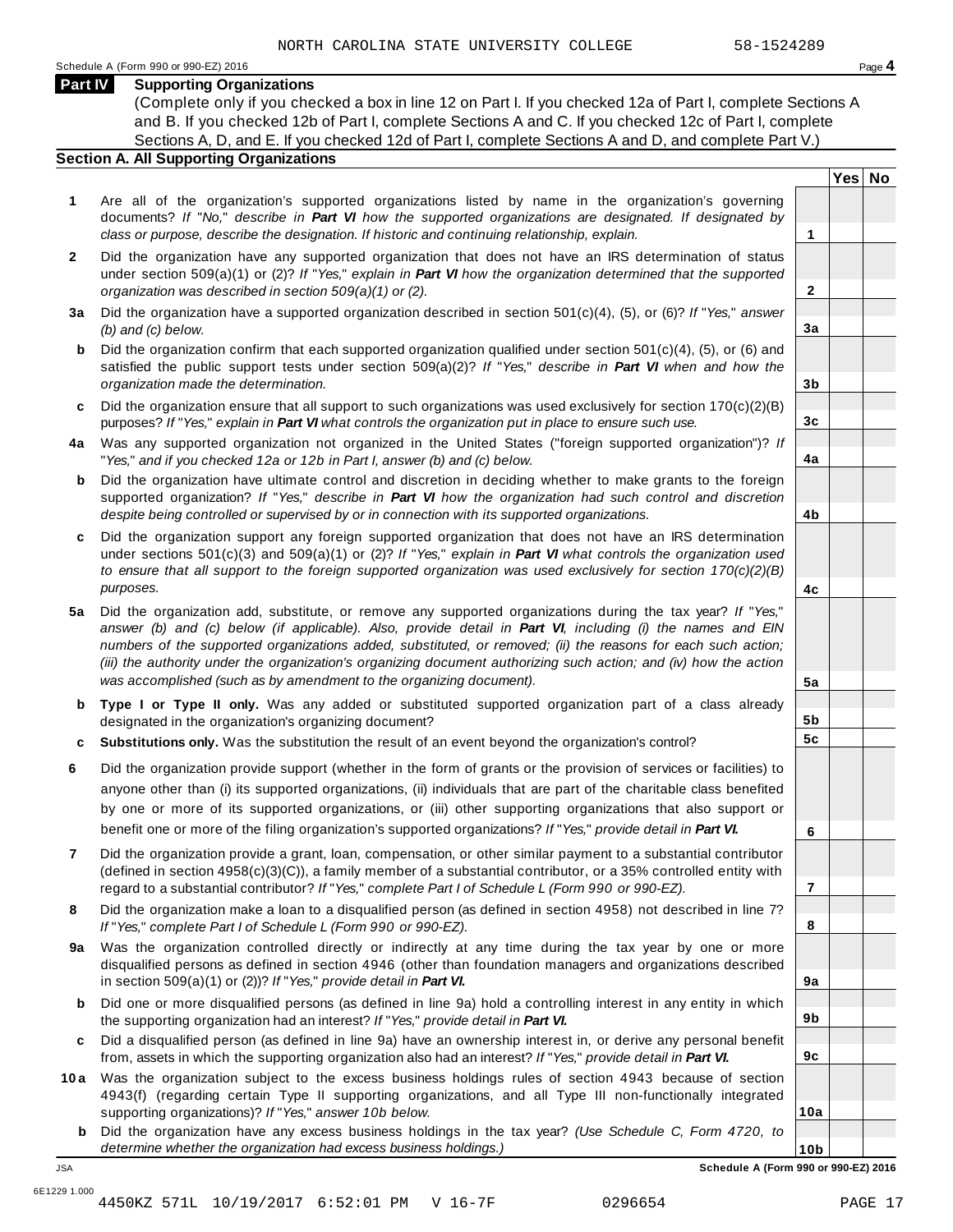NORTH CAROLINA STATE UNIVERSITY COLLEGE 58-1524289

## Part IV Supporting Organizations

(Complete only if you checked a box in line 12 on Part I. If you checked 12a of Part I, complete Sections A and B. If you checked 12b of Part I, complete Sections A and C. If you checked 12c of Part I, complete Sections A, D, and E. If you checked 12d of Part I, complete Sections A and D, and complete Part V.)

### Section A. All Supporting Organizations

| | | Line | Yes | No |
|---|---|---|---|---|
| **1** | Are all of the organization's supported organizations listed by name in the organization's governing documents? *If "No," describe in* ***Part VI*** *how the supported organizations are designated. If designated by class or purpose, describe the designation. If historic and continuing relationship, explain.* | 1 | | |
| **2** | Did the organization have any supported organization that does not have an IRS determination of status under section 509(a)(1) or (2)? *If "Yes," explain in* ***Part VI*** *how the organization determined that the supported organization was described in section 509(a)(1) or (2).* | 2 | | |
| **3a** | Did the organization have a supported organization described in section 501(c)(4), (5), or (6)? *If "Yes," answer (b) and (c) below.* | 3a | | |
| **b** | Did the organization confirm that each supported organization qualified under section 501(c)(4), (5), or (6) and satisfied the public support tests under section 509(a)(2)? *If "Yes," describe in* ***Part VI*** *when and how the organization made the determination.* | 3b | | |
| **c** | Did the organization ensure that all support to such organizations was used exclusively for section 170(c)(2)(B) purposes? *If "Yes," explain in* ***Part VI*** *what controls the organization put in place to ensure such use.* | 3c | | |
| **4a** | Was any supported organization not organized in the United States ("foreign supported organization")? *If "Yes," and if you checked 12a or 12b in Part I, answer (b) and (c) below.* | 4a | | |
| **b** | Did the organization have ultimate control and discretion in deciding whether to make grants to the foreign supported organization? *If "Yes," describe in* ***Part VI*** *how the organization had such control and discretion despite being controlled or supervised by or in connection with its supported organizations.* | 4b | | |
| **c** | Did the organization support any foreign supported organization that does not have an IRS determination under sections 501(c)(3) and 509(a)(1) or (2)? *If "Yes," explain in* ***Part VI*** *what controls the organization used to ensure that all support to the foreign supported organization was used exclusively for section 170(c)(2)(B) purposes.* | 4c | | |
| **5a** | Did the organization add, substitute, or remove any supported organizations during the tax year? *If "Yes," answer (b) and (c) below (if applicable). Also, provide detail in* ***Part VI****, including (i) the names and EIN numbers of the supported organizations added, substituted, or removed; (ii) the reasons for each such action; (iii) the authority under the organization's organizing document authorizing such action; and (iv) how the action was accomplished (such as by amendment to the organizing document).* | 5a | | |
| **b** | **Type I or Type II only.** Was any added or substituted supported organization part of a class already designated in the organization's organizing document? | 5b | | |
| **c** | **Substitutions only.** Was the substitution the result of an event beyond the organization's control? | 5c | | |
| **6** | Did the organization provide support (whether in the form of grants or the provision of services or facilities) to anyone other than (i) its supported organizations, (ii) individuals that are part of the charitable class benefited by one or more of its supported organizations, or (iii) other supporting organizations that also support or benefit one or more of the filing organization's supported organizations? *If "Yes," provide detail in* ***Part VI.*** | 6 | | |
| **7** | Did the organization provide a grant, loan, compensation, or other similar payment to a substantial contributor (defined in section 4958(c)(3)(C)), a family member of a substantial contributor, or a 35% controlled entity with regard to a substantial contributor? *If "Yes," complete Part I of Schedule L (Form 990 or 990-EZ).* | 7 | | |
| **8** | Did the organization make a loan to a disqualified person (as defined in section 4958) not described in line 7? *If "Yes," complete Part I of Schedule L (Form 990 or 990-EZ).* | 8 | | |
| **9a** | Was the organization controlled directly or indirectly at any time during the tax year by one or more disqualified persons as defined in section 4946 (other than foundation managers and organizations described in section 509(a)(1) or (2))? *If "Yes," provide detail in* ***Part VI.*** | 9a | | |
| **b** | Did one or more disqualified persons (as defined in line 9a) hold a controlling interest in any entity in which the supporting organization had an interest? *If "Yes," provide detail in* ***Part VI.*** | 9b | | |
| **c** | Did a disqualified person (as defined in line 9a) have an ownership interest in, or derive any personal benefit from, assets in which the supporting organization also had an interest? *If "Yes," provide detail in* ***Part VI.*** | 9c | | |
| **10a** | Was the organization subject to the excess business holdings rules of section 4943 because of section 4943(f) (regarding certain Type II supporting organizations, and all Type III non-functionally integrated supporting organizations)? *If "Yes," answer 10b below.* | 10a | | |
| **b** | Did the organization have any excess business holdings in the tax year? *(Use Schedule C, Form 4720, to determine whether the organization had excess business holdings.)* | 10b | | |

**Schedule A (Form 990 or 990-EZ) 2016**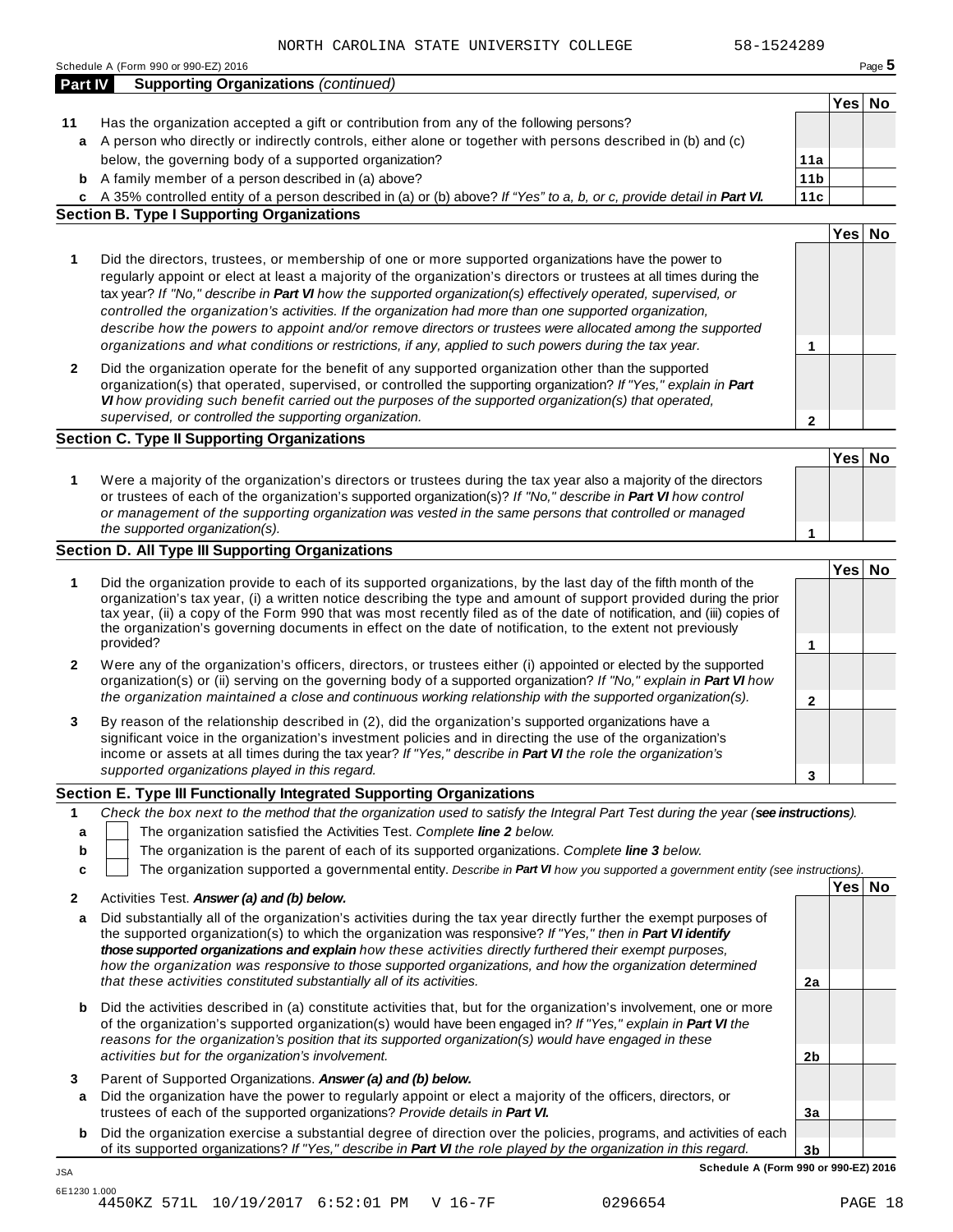NORTH CAROLINA STATE UNIVERSITY COLLEGE 58-1524289

Schedule A (Form 990 or 990-EZ) 2016

## Part IV Supporting Organizations *(continued)*

| | | | Yes | No |
|---|---|---|---|---|
| **11** | Has the organization accepted a gift or contribution from any of the following persons? | | | |
| **a** | A person who directly or indirectly controls, either alone or together with persons described in (b) and (c) below, the governing body of a supported organization? | **11a** | | |
| **b** | A family member of a person described in (a) above? | **11b** | | |
| **c** | A 35% controlled entity of a person described in (a) or (b) above? *If "Yes" to a, b, or c, provide detail in **Part VI.*** | **11c** | | |

### Section B. Type I Supporting Organizations

| | | | Yes | No |
|---|---|---|---|---|
| **1** | Did the directors, trustees, or membership of one or more supported organizations have the power to regularly appoint or elect at least a majority of the organization's directors or trustees at all times during the tax year? *If "No," describe in **Part VI** how the supported organization(s) effectively operated, supervised, or controlled the organization's activities. If the organization had more than one supported organization, describe how the powers to appoint and/or remove directors or trustees were allocated among the supported organizations and what conditions or restrictions, if any, applied to such powers during the tax year.* | **1** | | |
| **2** | Did the organization operate for the benefit of any supported organization other than the supported organization(s) that operated, supervised, or controlled the supporting organization? *If "Yes," explain in **Part VI** how providing such benefit carried out the purposes of the supported organization(s) that operated, supervised, or controlled the supporting organization.* | **2** | | |

### Section C. Type II Supporting Organizations

| | | | Yes | No |
|---|---|---|---|---|
| **1** | Were a majority of the organization's directors or trustees during the tax year also a majority of the directors or trustees of each of the organization's supported organization(s)? *If "No," describe in **Part VI** how control or management of the supporting organization was vested in the same persons that controlled or managed the supported organization(s).* | **1** | | |

### Section D. All Type III Supporting Organizations

| | | | Yes | No |
|---|---|---|---|---|
| **1** | Did the organization provide to each of its supported organizations, by the last day of the fifth month of the organization's tax year, (i) a written notice describing the type and amount of support provided during the prior tax year, (ii) a copy of the Form 990 that was most recently filed as of the date of notification, and (iii) copies of the organization's governing documents in effect on the date of notification, to the extent not previously provided? | **1** | | |
| **2** | Were any of the organization's officers, directors, or trustees either (i) appointed or elected by the supported organization(s) or (ii) serving on the governing body of a supported organization? *If "No," explain in **Part VI** how the organization maintained a close and continuous working relationship with the supported organization(s).* | **2** | | |
| **3** | By reason of the relationship described in (2), did the organization's supported organizations have a significant voice in the organization's investment policies and in directing the use of the organization's income or assets at all times during the tax year? *If "Yes," describe in **Part VI** the role the organization's supported organizations played in this regard.* | **3** | | |

### Section E. Type III Functionally Integrated Supporting Organizations

**1** *Check the box next to the method that the organization used to satisfy the Integral Part Test during the year (**see instructions**).*

- **a** ☐ The organization satisfied the Activities Test. *Complete **line 2** below.*
- **b** ☐ The organization is the parent of each of its supported organizations. *Complete **line 3** below.*
- **c** ☐ The organization supported a governmental entity. *Describe in **Part VI** how you supported a government entity (see instructions).*

| | | | Yes | No |
|---|---|---|---|---|
| **2** | Activities Test. ***Answer (a) and (b) below.*** | | | |
| **a** | Did substantially all of the organization's activities during the tax year directly further the exempt purposes of the supported organization(s) to which the organization was responsive? *If "Yes," then in **Part VI identify those supported organizations and explain** how these activities directly furthered their exempt purposes, how the organization was responsive to those supported organizations, and how the organization determined that these activities constituted substantially all of its activities.* | **2a** | | |
| **b** | Did the activities described in (a) constitute activities that, but for the organization's involvement, one or more of the organization's supported organization(s) would have been engaged in? *If "Yes," explain in **Part VI** the reasons for the organization's position that its supported organization(s) would have engaged in these activities but for the organization's involvement.* | **2b** | | |
| **3** | Parent of Supported Organizations. ***Answer (a) and (b) below.*** | | | |
| **a** | Did the organization have the power to regularly appoint or elect a majority of the officers, directors, or trustees of each of the supported organizations? *Provide details in **Part VI.*** | **3a** | | |
| **b** | Did the organization exercise a substantial degree of direction over the policies, programs, and activities of each of its supported organizations? *If "Yes," describe in **Part VI** the role played by the organization in this regard.* | **3b** | | |

**Schedule A (Form 990 or 990-EZ) 2016**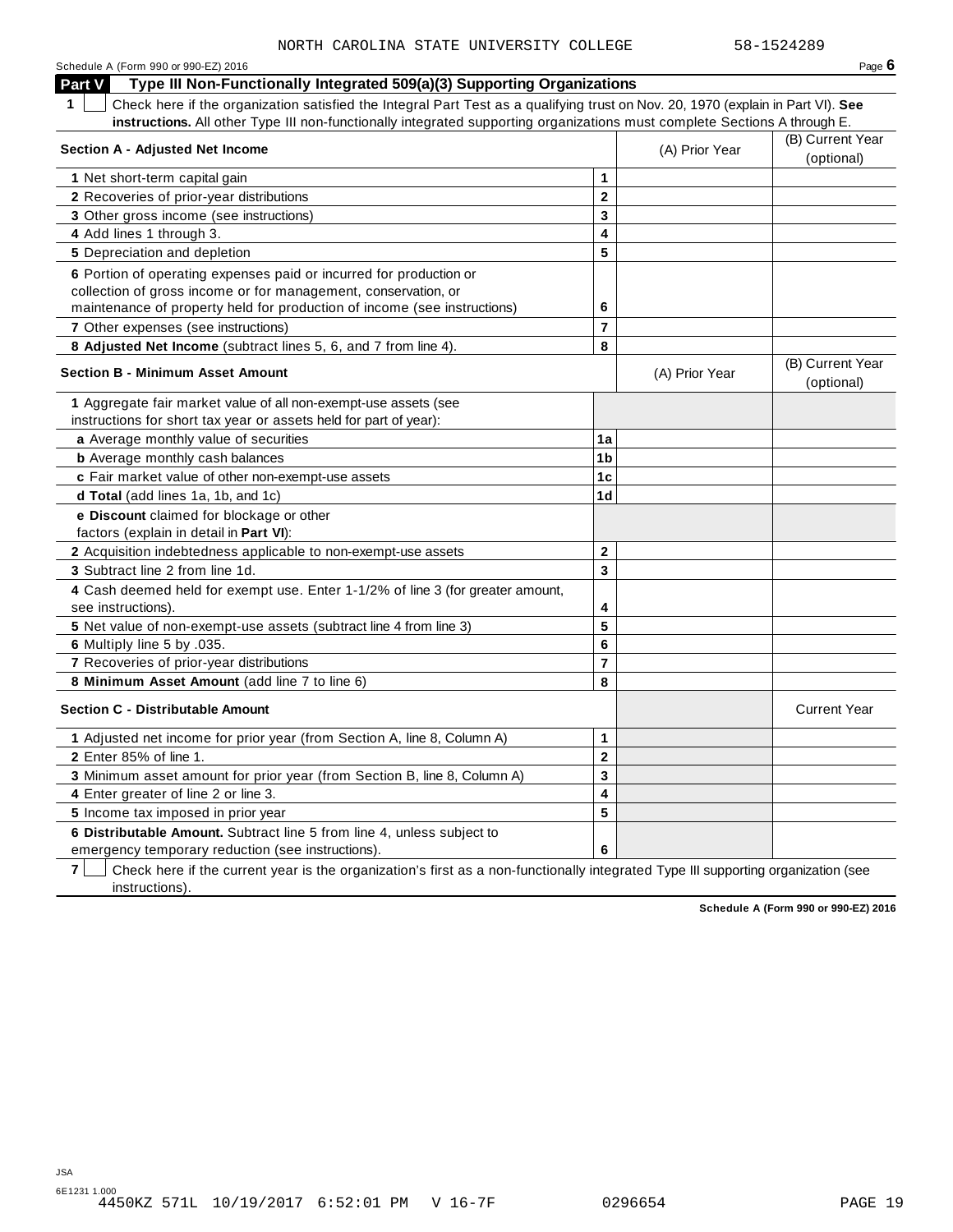NORTH CAROLINA STATE UNIVERSITY COLLEGE 58-1524289

Schedule A (Form 990 or 990-EZ) 2016 Page **6**

## Part V Type III Non-Functionally Integrated 509(a)(3) Supporting Organizations

**1** ☐ Check here if the organization satisfied the Integral Part Test as a qualifying trust on Nov. 20, 1970 (explain in Part VI). **See instructions.** All other Type III non-functionally integrated supporting organizations must complete Sections A through E.

| **Section A - Adjusted Net Income** | | (A) Prior Year | (B) Current Year (optional) |
|---|---|---|---|
| **1** Net short-term capital gain | **1** | | |
| **2** Recoveries of prior-year distributions | **2** | | |
| **3** Other gross income (see instructions) | **3** | | |
| **4** Add lines 1 through 3. | **4** | | |
| **5** Depreciation and depletion | **5** | | |
| **6** Portion of operating expenses paid or incurred for production or collection of gross income or for management, conservation, or maintenance of property held for production of income (see instructions) | **6** | | |
| **7** Other expenses (see instructions) | **7** | | |
| **8** **Adjusted Net Income** (subtract lines 5, 6, and 7 from line 4). | **8** | | |

| **Section B - Minimum Asset Amount** | | (A) Prior Year | (B) Current Year (optional) |
|---|---|---|---|
| **1** Aggregate fair market value of all non-exempt-use assets (see instructions for short tax year or assets held for part of year): | | | |
| **a** Average monthly value of securities | **1a** | | |
| **b** Average monthly cash balances | **1b** | | |
| **c** Fair market value of other non-exempt-use assets | **1c** | | |
| **d** **Total** (add lines 1a, 1b, and 1c) | **1d** | | |
| **e** **Discount** claimed for blockage or other factors (explain in detail in **Part VI**): | | | |
| **2** Acquisition indebtedness applicable to non-exempt-use assets | **2** | | |
| **3** Subtract line 2 from line 1d. | **3** | | |
| **4** Cash deemed held for exempt use. Enter 1-1/2% of line 3 (for greater amount, see instructions). | **4** | | |
| **5** Net value of non-exempt-use assets (subtract line 4 from line 3) | **5** | | |
| **6** Multiply line 5 by .035. | **6** | | |
| **7** Recoveries of prior-year distributions | **7** | | |
| **8** **Minimum Asset Amount** (add line 7 to line 6) | **8** | | |

| **Section C - Distributable Amount** | | | Current Year |
|---|---|---|---|
| **1** Adjusted net income for prior year (from Section A, line 8, Column A) | **1** | | |
| **2** Enter 85% of line 1. | **2** | | |
| **3** Minimum asset amount for prior year (from Section B, line 8, Column A) | **3** | | |
| **4** Enter greater of line 2 or line 3. | **4** | | |
| **5** Income tax imposed in prior year | **5** | | |
| **6** **Distributable Amount.** Subtract line 5 from line 4, unless subject to emergency temporary reduction (see instructions). | **6** | | |

**7** ☐ Check here if the current year is the organization's first as a non-functionally integrated Type III supporting organization (see instructions).

**Schedule A (Form 990 or 990-EZ) 2016**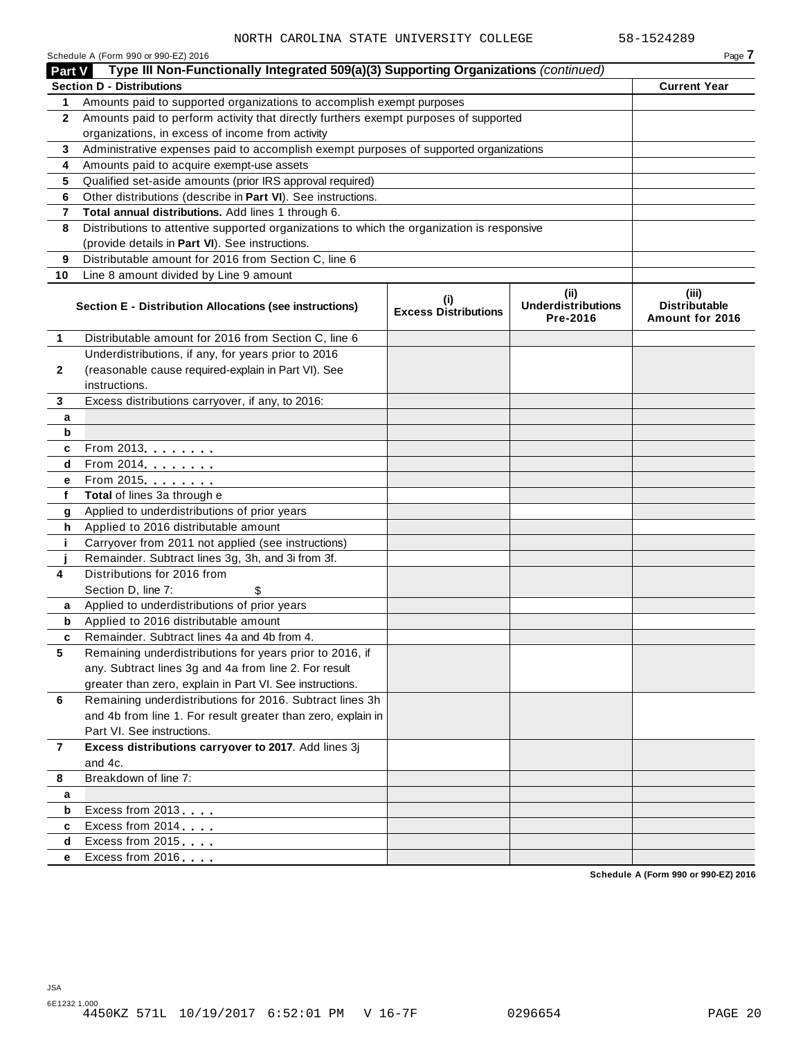NORTH CAROLINA STATE UNIVERSITY COLLEGE 58-1524289

Schedule A (Form 990 or 990-EZ) 2016 Page **7**

## Part V Type III Non-Functionally Integrated 509(a)(3) Supporting Organizations *(continued)*

| **Section D - Distributions** | | **Current Year** |
|---|---|---|
| **1** | Amounts paid to supported organizations to accomplish exempt purposes | |
| **2** | Amounts paid to perform activity that directly furthers exempt purposes of supported organizations, in excess of income from activity | |
| **3** | Administrative expenses paid to accomplish exempt purposes of supported organizations | |
| **4** | Amounts paid to acquire exempt-use assets | |
| **5** | Qualified set-aside amounts (prior IRS approval required) | |
| **6** | Other distributions (describe in **Part VI**). See instructions. | |
| **7** | **Total annual distributions.** Add lines 1 through 6. | |
| **8** | Distributions to attentive supported organizations to which the organization is responsive (provide details in **Part VI**). See instructions. | |
| **9** | Distributable amount for 2016 from Section C, line 6 | |
| **10** | Line 8 amount divided by Line 9 amount | |

| | **Section E - Distribution Allocations (see instructions)** | **(i) Excess Distributions** | **(ii) Underdistributions Pre-2016** | **(iii) Distributable Amount for 2016** |
|---|---|---|---|---|
| **1** | Distributable amount for 2016 from Section C, line 6 | | | |
| **2** | Underdistributions, if any, for years prior to 2016 (reasonable cause required-explain in Part VI). See instructions. | | | |
| **3** | Excess distributions carryover, if any, to 2016: | | | |
| **a** | | | | |
| **b** | | | | |
| **c** | From 2013 | | | |
| **d** | From 2014 | | | |
| **e** | From 2015 | | | |
| **f** | **Total** of lines 3a through e | | | |
| **g** | Applied to underdistributions of prior years | | | |
| **h** | Applied to 2016 distributable amount | | | |
| **i** | Carryover from 2011 not applied (see instructions) | | | |
| **j** | Remainder. Subtract lines 3g, 3h, and 3i from 3f. | | | |
| **4** | Distributions for 2016 from Section D, line 7: $ | | | |
| **a** | Applied to underdistributions of prior years | | | |
| **b** | Applied to 2016 distributable amount | | | |
| **c** | Remainder. Subtract lines 4a and 4b from 4. | | | |
| **5** | Remaining underdistributions for years prior to 2016, if any. Subtract lines 3g and 4a from line 2. For result greater than zero, explain in Part VI. See instructions. | | | |
| **6** | Remaining underdistributions for 2016. Subtract lines 3h and 4b from line 1. For result greater than zero, explain in Part VI. See instructions. | | | |
| **7** | **Excess distributions carryover to 2017**. Add lines 3j and 4c. | | | |
| **8** | Breakdown of line 7: | | | |
| **a** | | | | |
| **b** | Excess from 2013 | | | |
| **c** | Excess from 2014 | | | |
| **d** | Excess from 2015 | | | |
| **e** | Excess from 2016 | | | |

**Schedule A (Form 990 or 990-EZ) 2016**

JSA
6E1232 1.000
4450KZ 571L 10/19/2017 6:52:01 PM V 16-7F 0296654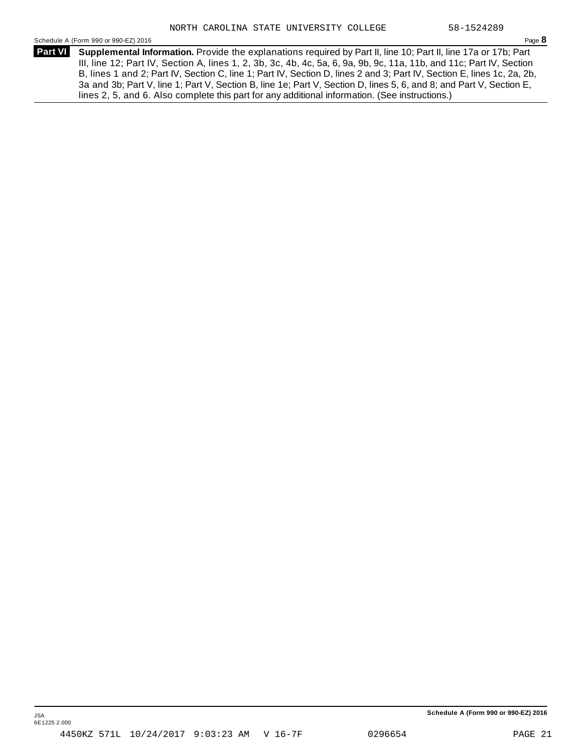**Part VI** **Supplemental Information.** Provide the explanations required by Part II, line 10; Part II, line 17a or 17b; Part III, line 12; Part IV, Section A, lines 1, 2, 3b, 3c, 4b, 4c, 5a, 6, 9a, 9b, 9c, 11a, 11b, and 11c; Part IV, Section B, lines 1 and 2; Part IV, Section C, line 1; Part IV, Section D, lines 2 and 3; Part IV, Section E, lines 1c, 2a, 2b, 3a and 3b; Part V, line 1; Part V, Section B, line 1e; Part V, Section D, lines 5, 6, and 8; and Part V, Section E, lines 2, 5, and 6. Also complete this part for any additional information. (See instructions.)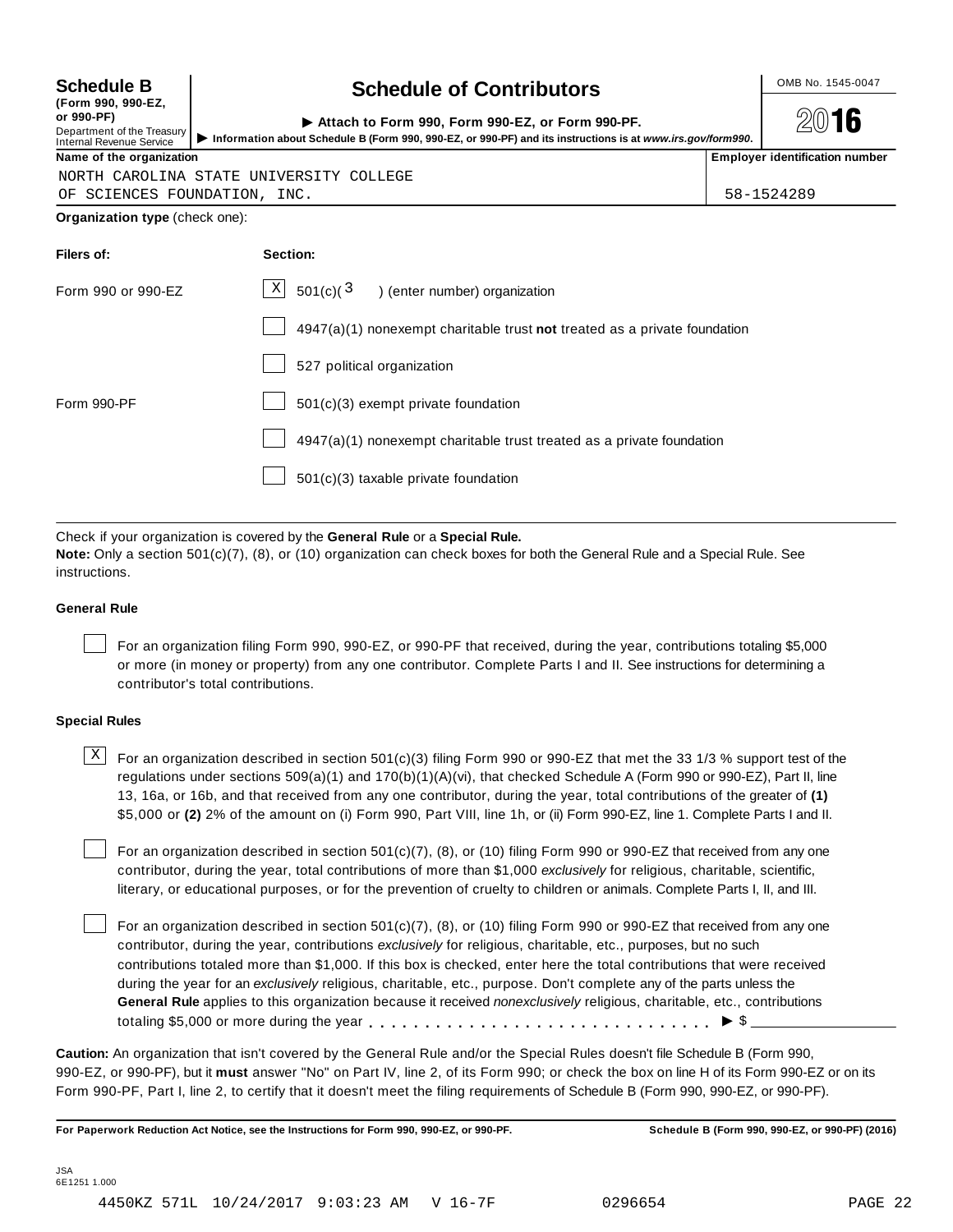**Schedule B**
**(Form 990, 990-EZ, or 990-PF)**
Department of the Treasury
Internal Revenue Service

# Schedule of Contributors

▶ **Attach to Form 990, Form 990-EZ, or Form 990-PF.**
▶ **Information about Schedule B (Form 990, 990-EZ, or 990-PF) and its instructions is at** ***www.irs.gov/form990.***

OMB No. 1545-0047

**2016**

| **Name of the organization** | **Employer identification number** |
|---|---|
| NORTH CAROLINA STATE UNIVERSITY COLLEGE OF SCIENCES FOUNDATION, INC. | 58-1524289 |

**Organization type** (check one):

| **Filers of:** | **Section:** |
|---|---|
| Form 990 or 990-EZ | [X] 501(c)( 3 ) (enter number) organization |
| | [ ] 4947(a)(1) nonexempt charitable trust **not** treated as a private foundation |
| | [ ] 527 political organization |
| Form 990-PF | [ ] 501(c)(3) exempt private foundation |
| | [ ] 4947(a)(1) nonexempt charitable trust treated as a private foundation |
| | [ ] 501(c)(3) taxable private foundation |

Check if your organization is covered by the **General Rule** or a **Special Rule.**

**Note:** Only a section 501(c)(7), (8), or (10) organization can check boxes for both the General Rule and a Special Rule. See instructions.

### General Rule

[ ] For an organization filing Form 990, 990-EZ, or 990-PF that received, during the year, contributions totaling $5,000 or more (in money or property) from any one contributor. Complete Parts I and II. See instructions for determining a contributor's total contributions.

### Special Rules

[X] For an organization described in section 501(c)(3) filing Form 990 or 990-EZ that met the 33 1/3 % support test of the regulations under sections 509(a)(1) and 170(b)(1)(A)(vi), that checked Schedule A (Form 990 or 990-EZ), Part II, line 13, 16a, or 16b, and that received from any one contributor, during the year, total contributions of the greater of **(1)** $5,000 or **(2)** 2% of the amount on (i) Form 990, Part VIII, line 1h, or (ii) Form 990-EZ, line 1. Complete Parts I and II.

[ ] For an organization described in section 501(c)(7), (8), or (10) filing Form 990 or 990-EZ that received from any one contributor, during the year, total contributions of more than $1,000 *exclusively* for religious, charitable, scientific, literary, or educational purposes, or for the prevention of cruelty to children or animals. Complete Parts I, II, and III.

[ ] For an organization described in section 501(c)(7), (8), or (10) filing Form 990 or 990-EZ that received from any one contributor, during the year, contributions *exclusively* for religious, charitable, etc., purposes, but no such contributions totaled more than $1,000. If this box is checked, enter here the total contributions that were received during the year for an *exclusively* religious, charitable, etc., purpose. Don't complete any of the parts unless the **General Rule** applies to this organization because it received *nonexclusively* religious, charitable, etc., contributions totaling $5,000 or more during the year . . . . . . . . . . . . . . . . . . . . . . . . . . . . . ▶ $ ____________

**Caution:** An organization that isn't covered by the General Rule and/or the Special Rules doesn't file Schedule B (Form 990, 990-EZ, or 990-PF), but it **must** answer "No" on Part IV, line 2, of its Form 990; or check the box on line H of its Form 990-EZ or on its Form 990-PF, Part I, line 2, to certify that it doesn't meet the filing requirements of Schedule B (Form 990, 990-EZ, or 990-PF).

**For Paperwork Reduction Act Notice, see the Instructions for Form 990, 990-EZ, or 990-PF.** **Schedule B (Form 990, 990-EZ, or 990-PF) (2016)**

JSA
6E1251 1.000

4450KZ 571L 10/24/2017 9:03:23 AM V 16-7F 0296654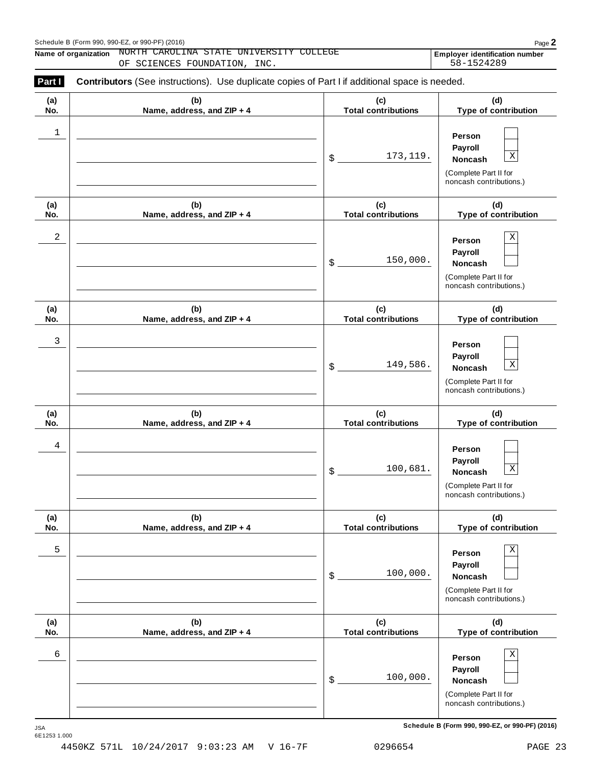Schedule B (Form 990, 990-EZ, or 990-PF) (2016)

**Name of organization** NORTH CAROLINA STATE UNIVERSITY COLLEGE OF SCIENCES FOUNDATION, INC.

**Employer identification number** 58-1524289

**Part I** **Contributors** (See instructions). Use duplicate copies of Part I if additional space is needed.

| (a) No. | (b) Name, address, and ZIP + 4 | (c) Total contributions | (d) Type of contribution |
|---|---|---|---|
| 1 | | $ 173,119. | Person [ ] Payroll [ ] Noncash [X] (Complete Part II for noncash contributions.) |
| 2 | | $ 150,000. | Person [X] Payroll [ ] Noncash [ ] (Complete Part II for noncash contributions.) |
| 3 | | $ 149,586. | Person [ ] Payroll [ ] Noncash [X] (Complete Part II for noncash contributions.) |
| 4 | | $ 100,681. | Person [ ] Payroll [ ] Noncash [X] (Complete Part II for noncash contributions.) |
| 5 | | $ 100,000. | Person [X] Payroll [ ] Noncash [ ] (Complete Part II for noncash contributions.) |
| 6 | | $ 100,000. | Person [X] Payroll [ ] Noncash [ ] (Complete Part II for noncash contributions.) |

**Schedule B (Form 990, 990-EZ, or 990-PF) (2016)**

JSA 6E1253 1.000

4450KZ 571L 10/24/2017 9:03:23 AM V 16-7F 0296654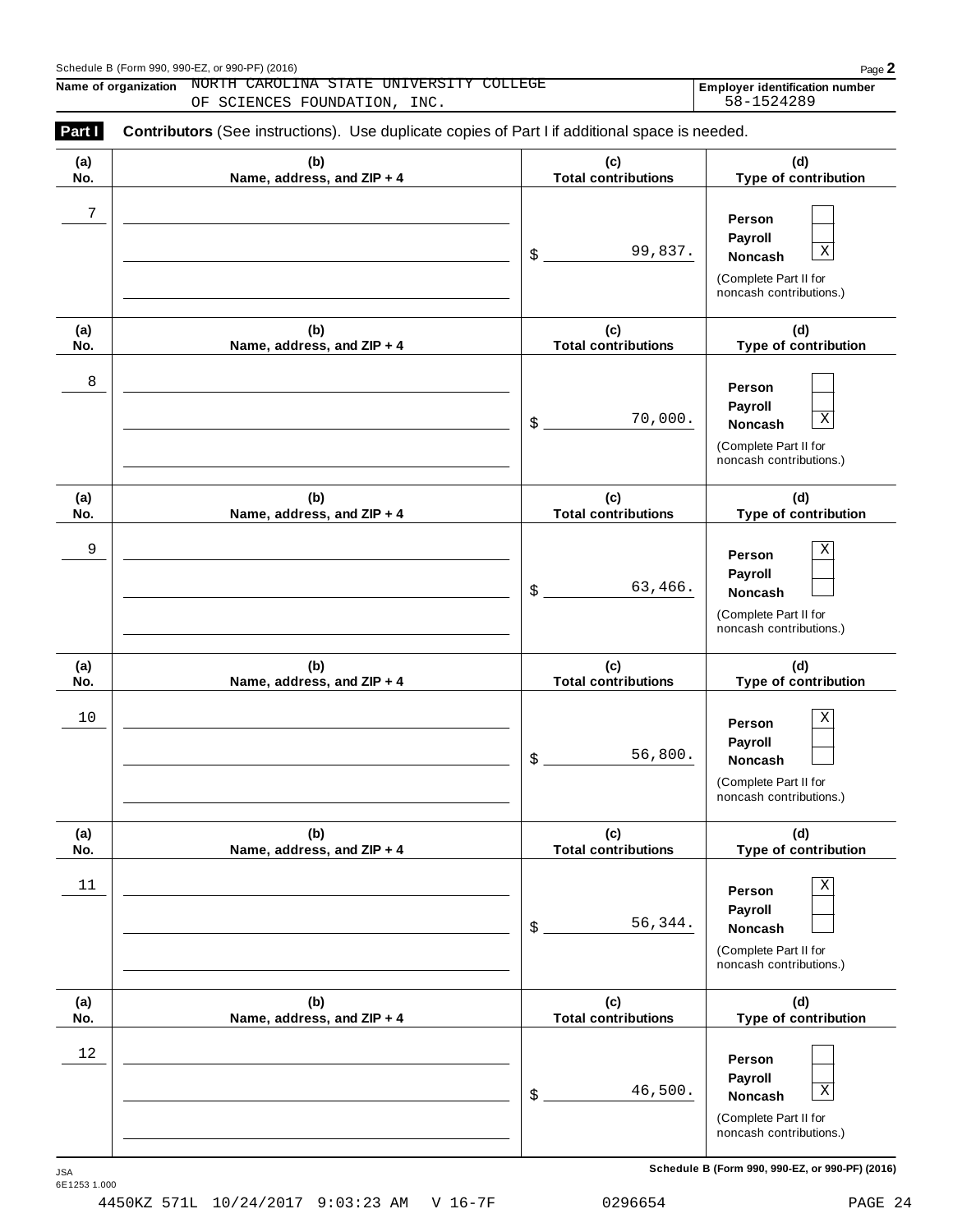Schedule B (Form 990, 990-EZ, or 990-PF) (2016)

**Name of organization** NORTH CAROLINA STATE UNIVERSITY COLLEGE OF SCIENCES FOUNDATION, INC.

**Employer identification number** 58-1524289

**Part I** **Contributors** (See instructions). Use duplicate copies of Part I if additional space is needed.

| (a) No. | (b) Name, address, and ZIP + 4 | (c) Total contributions | (d) Type of contribution |
|---|---|---|---|
| 7 | | $ 99,837. | Person [ ] Payroll [ ] Noncash [X] (Complete Part II for noncash contributions.) |
| 8 | | $ 70,000. | Person [ ] Payroll [ ] Noncash [X] (Complete Part II for noncash contributions.) |
| 9 | | $ 63,466. | Person [X] Payroll [ ] Noncash [ ] (Complete Part II for noncash contributions.) |
| 10 | | $ 56,800. | Person [X] Payroll [ ] Noncash [ ] (Complete Part II for noncash contributions.) |
| 11 | | $ 56,344. | Person [X] Payroll [ ] Noncash [ ] (Complete Part II for noncash contributions.) |
| 12 | | $ 46,500. | Person [ ] Payroll [ ] Noncash [X] (Complete Part II for noncash contributions.) |

JSA 6E1253 1.000

**Schedule B (Form 990, 990-EZ, or 990-PF) (2016)**

4450KZ 571L 10/24/2017 9:03:23 AM V 16-7F 0296654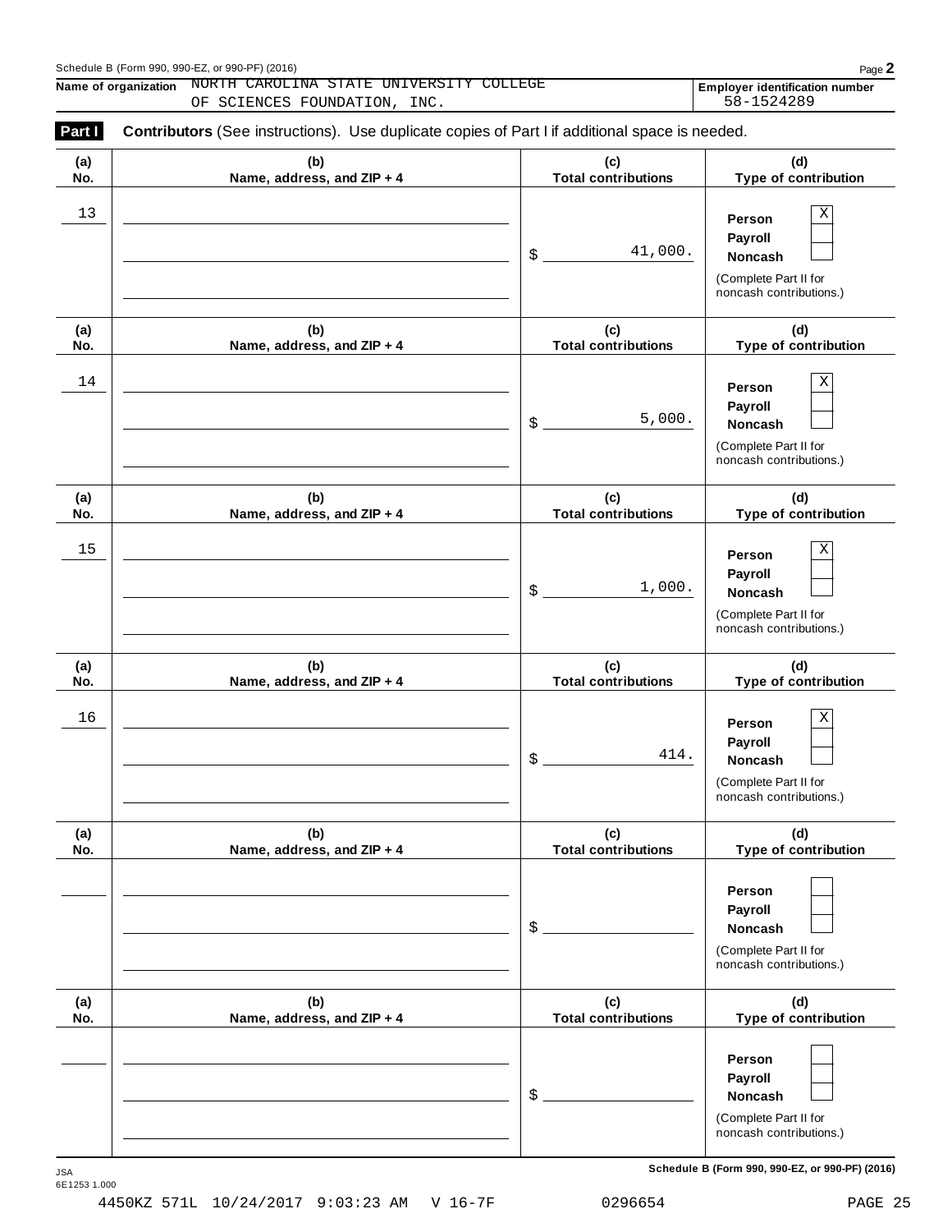Schedule B (Form 990, 990-EZ, or 990-PF) (2016)

**Name of organization** NORTH CAROLINA STATE UNIVERSITY COLLEGE OF SCIENCES FOUNDATION, INC.

**Employer identification number** 58-1524289

**Part I** **Contributors** (See instructions). Use duplicate copies of Part I if additional space is needed.

| (a) No. | (b) Name, address, and ZIP + 4 | (c) Total contributions | (d) Type of contribution |
|---|---|---|---|
| 13 | | $ 41,000. | Person [X] Payroll [ ] Noncash [ ] (Complete Part II for noncash contributions.) |
| 14 | | $ 5,000. | Person [X] Payroll [ ] Noncash [ ] (Complete Part II for noncash contributions.) |
| 15 | | $ 1,000. | Person [X] Payroll [ ] Noncash [ ] (Complete Part II for noncash contributions.) |
| 16 | | $ 414. | Person [X] Payroll [ ] Noncash [ ] (Complete Part II for noncash contributions.) |
| | | $ | Person [ ] Payroll [ ] Noncash [ ] (Complete Part II for noncash contributions.) |
| | | $ | Person [ ] Payroll [ ] Noncash [ ] (Complete Part II for noncash contributions.) |

JSA 6E1253 1.000

Schedule B (Form 990, 990-EZ, or 990-PF) (2016)

4450KZ 571L 10/24/2017 9:03:23 AM V 16-7F 0296654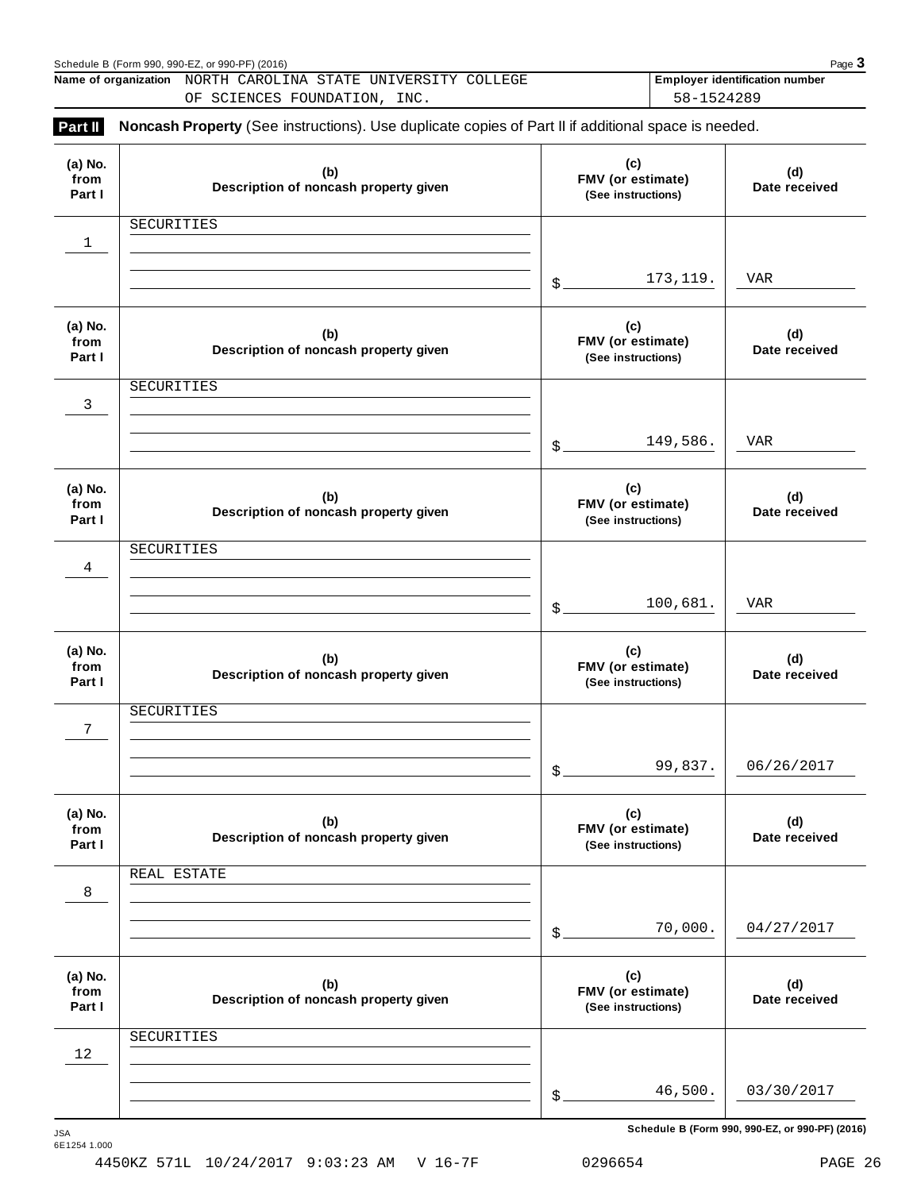Schedule B (Form 990, 990-EZ, or 990-PF) (2016)

**Name of organization** NORTH CAROLINA STATE UNIVERSITY COLLEGE OF SCIENCES FOUNDATION, INC.

**Employer identification number** 58-1524289

## Part II Noncash Property (See instructions). Use duplicate copies of Part II if additional space is needed.

| (a) No. from Part I | (b) Description of noncash property given | (c) FMV (or estimate) (See instructions) | (d) Date received |
|---|---|---|---|
| 1 | SECURITIES | $ 173,119. | VAR |
| 3 | SECURITIES | $ 149,586. | VAR |
| 4 | SECURITIES | $ 100,681. | VAR |
| 7 | SECURITIES | $ 99,837. | 06/26/2017 |
| 8 | REAL ESTATE | $ 70,000. | 04/27/2017 |
| 12 | SECURITIES | $ 46,500. | 03/30/2017 |

Schedule B (Form 990, 990-EZ, or 990-PF) (2016)

JSA 6E1254 1.000

4450KZ 571L 10/24/2017 9:03:23 AM V 16-7F 0296654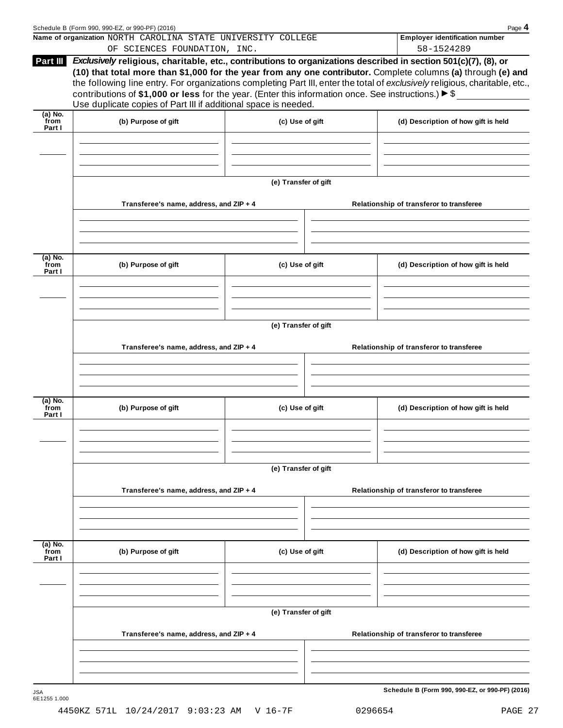Schedule B (Form 990, 990-EZ, or 990-PF) (2016)

**Name of organization** NORTH CAROLINA STATE UNIVERSITY COLLEGE OF SCIENCES FOUNDATION, INC.

**Employer identification number** 58-1524289

**Part III** ***Exclusively*** **religious, charitable, etc., contributions to organizations described in section 501(c)(7), (8), or (10) that total more than $1,000 for the year from any one contributor.** Complete columns **(a)** through **(e) and** the following line entry. For organizations completing Part III, enter the total of *exclusively* religious, charitable, etc., contributions of **$1,000 or less** for the year. (Enter this information once. See instructions.) ▶ $ \_\_\_\_\_\_\_\_\_\_

Use duplicate copies of Part III if additional space is needed.

| (a) No. from Part I | (b) Purpose of gift | (c) Use of gift | (d) Description of how gift is held |
|---|---|---|---|
| | | | |

**(e) Transfer of gift**

| Transferee's name, address, and ZIP + 4 | Relationship of transferor to transferee |
|---|---|
| | |

| (a) No. from Part I | (b) Purpose of gift | (c) Use of gift | (d) Description of how gift is held |
|---|---|---|---|
| | | | |

**(e) Transfer of gift**

| Transferee's name, address, and ZIP + 4 | Relationship of transferor to transferee |
|---|---|
| | |

| (a) No. from Part I | (b) Purpose of gift | (c) Use of gift | (d) Description of how gift is held |
|---|---|---|---|
| | | | |

**(e) Transfer of gift**

| Transferee's name, address, and ZIP + 4 | Relationship of transferor to transferee |
|---|---|
| | |

| (a) No. from Part I | (b) Purpose of gift | (c) Use of gift | (d) Description of how gift is held |
|---|---|---|---|
| | | | |

**(e) Transfer of gift**

| Transferee's name, address, and ZIP + 4 | Relationship of transferor to transferee |
|---|---|
| | |

**Schedule B (Form 990, 990-EZ, or 990-PF) (2016)**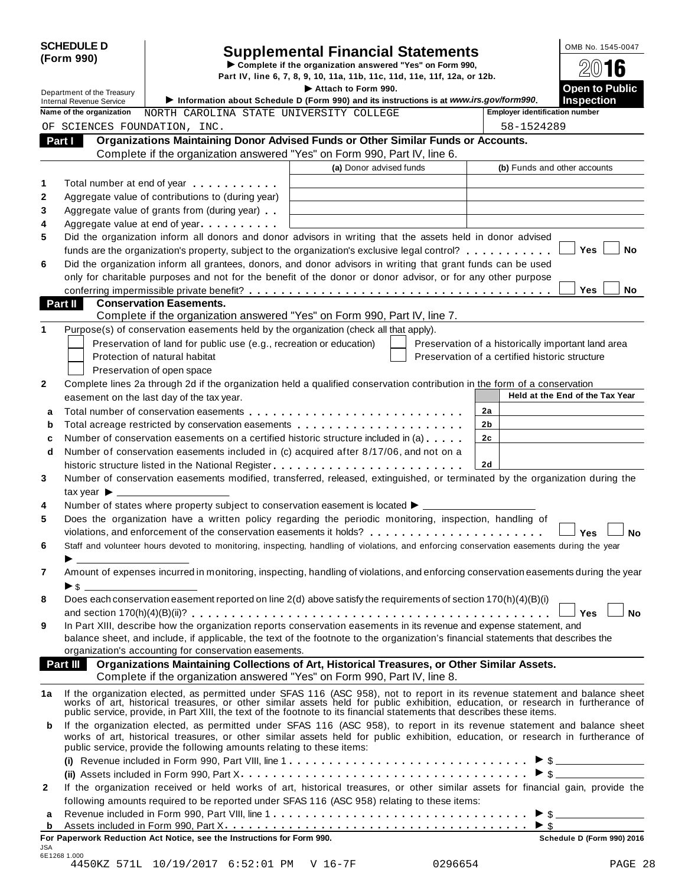**SCHEDULE D (Form 990)**

Department of the Treasury
Internal Revenue Service

# Supplemental Financial Statements

▶ Complete if the organization answered "Yes" on Form 990, Part IV, line 6, 7, 8, 9, 10, 11a, 11b, 11c, 11d, 11e, 11f, 12a, or 12b.

▶ Attach to Form 990.

▶ Information about Schedule D (Form 990) and its instructions is at *www.irs.gov/form990*.

OMB No. 1545-0047

2016

**Open to Public Inspection**

**Name of the organization** NORTH CAROLINA STATE UNIVERSITY COLLEGE OF SCIENCES FOUNDATION, INC.

**Employer identification number** 58-1524289

## Part I Organizations Maintaining Donor Advised Funds or Other Similar Funds or Accounts.

Complete if the organization answered "Yes" on Form 990, Part IV, line 6.

| | | (a) Donor advised funds | (b) Funds and other accounts |
|---|---|---|---|
| 1 | Total number at end of year | | |
| 2 | Aggregate value of contributions to (during year) | | |
| 3 | Aggregate value of grants from (during year) | | |
| 4 | Aggregate value at end of year | | |

5 Did the organization inform all donors and donor advisors in writing that the assets held in donor advised funds are the organization's property, subject to the organization's exclusive legal control? ☐ Yes ☐ No

6 Did the organization inform all grantees, donors, and donor advisors in writing that grant funds can be used only for charitable purposes and not for the benefit of the donor or donor advisor, or for any other purpose conferring impermissible private benefit? ☐ Yes ☐ No

## Part II Conservation Easements.

Complete if the organization answered "Yes" on Form 990, Part IV, line 7.

1 Purpose(s) of conservation easements held by the organization (check all that apply).

- ☐ Preservation of land for public use (e.g., recreation or education)
- ☐ Preservation of a historically important land area
- ☐ Protection of natural habitat
- ☐ Preservation of a certified historic structure
- ☐ Preservation of open space

2 Complete lines 2a through 2d if the organization held a qualified conservation contribution in the form of a conservation easement on the last day of the tax year.

| | | | Held at the End of the Tax Year |
|---|---|---|---|
| a | Total number of conservation easements | 2a | |
| b | Total acreage restricted by conservation easements | 2b | |
| c | Number of conservation easements on a certified historic structure included in (a) | 2c | |
| d | Number of conservation easements included in (c) acquired after 8/17/06, and not on a historic structure listed in the National Register | 2d | |

3 Number of conservation easements modified, transferred, released, extinguished, or terminated by the organization during the tax year ▶ ______

4 Number of states where property subject to conservation easement is located ▶ ______

5 Does the organization have a written policy regarding the periodic monitoring, inspection, handling of violations, and enforcement of the conservation easements it holds? ☐ Yes ☐ No

6 Staff and volunteer hours devoted to monitoring, inspecting, handling of violations, and enforcing conservation easements during the year ▶ ______

7 Amount of expenses incurred in monitoring, inspecting, handling of violations, and enforcing conservation easements during the year ▶ $ ______

8 Does each conservation easement reported on line 2(d) above satisfy the requirements of section 170(h)(4)(B)(i) and section 170(h)(4)(B)(ii)? ☐ Yes ☐ No

9 In Part XIII, describe how the organization reports conservation easements in its revenue and expense statement, and balance sheet, and include, if applicable, the text of the footnote to the organization's financial statements that describes the organization's accounting for conservation easements.

## Part III Organizations Maintaining Collections of Art, Historical Treasures, or Other Similar Assets.

Complete if the organization answered "Yes" on Form 990, Part IV, line 8.

1a If the organization elected, as permitted under SFAS 116 (ASC 958), not to report in its revenue statement and balance sheet works of art, historical treasures, or other similar assets held for public exhibition, education, or research in furtherance of public service, provide, in Part XIII, the text of the footnote to its financial statements that describes these items.

b If the organization elected, as permitted under SFAS 116 (ASC 958), to report in its revenue statement and balance sheet works of art, historical treasures, or other similar assets held for public exhibition, education, or research in furtherance of public service, provide the following amounts relating to these items:

(i) Revenue included in Form 990, Part VIII, line 1 ▶ $ ______

(ii) Assets included in Form 990, Part X ▶ $ ______

2 If the organization received or held works of art, historical treasures, or other similar assets for financial gain, provide the following amounts required to be reported under SFAS 116 (ASC 958) relating to these items:

a Revenue included in Form 990, Part VIII, line 1 ▶ $ ______

b Assets included in Form 990, Part X ▶ $ ______

**For Paperwork Reduction Act Notice, see the Instructions for Form 990.** **Schedule D (Form 990) 2016**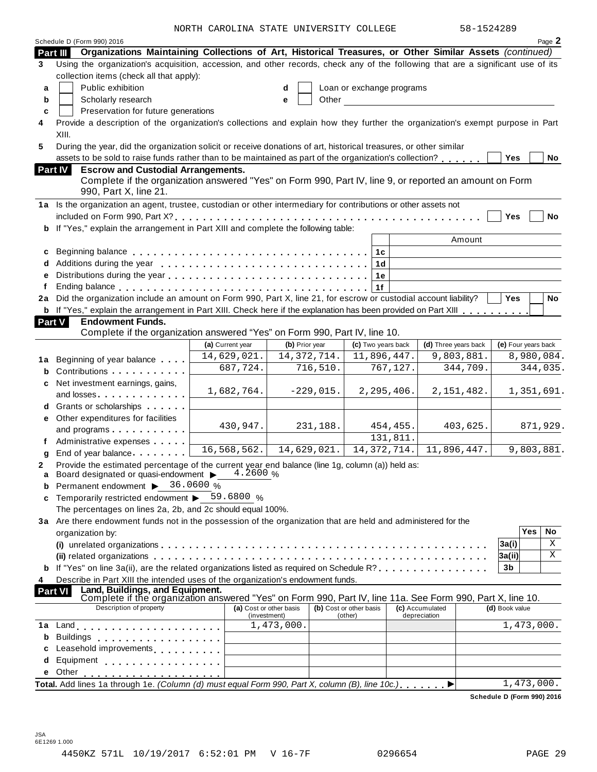NORTH CAROLINA STATE UNIVERSITY COLLEGE 58-1524289

Schedule D (Form 990) 2016 Page **2**

## Part III Organizations Maintaining Collections of Art, Historical Treasures, or Other Similar Assets *(continued)*

**3** Using the organization's acquisition, accession, and other records, check any of the following that are a significant use of its collection items (check all that apply):

- **a** ☐ Public exhibition
- **b** ☐ Scholarly research
- **c** ☐ Preservation for future generations
- **d** ☐ Loan or exchange programs
- **e** ☐ Other

**4** Provide a description of the organization's collections and explain how they further the organization's exempt purpose in Part XIII.

**5** During the year, did the organization solicit or receive donations of art, historical treasures, or other similar assets to be sold to raise funds rather than to be maintained as part of the organization's collection? ☐ Yes ☐ No

## Part IV Escrow and Custodial Arrangements.

Complete if the organization answered "Yes" on Form 990, Part IV, line 9, or reported an amount on Form 990, Part X, line 21.

**1a** Is the organization an agent, trustee, custodian or other intermediary for contributions or other assets not included on Form 990, Part X? ☐ Yes ☐ No

**b** If "Yes," explain the arrangement in Part XIII and complete the following table:

| | | | Amount |
|---|---|---|---|
| **c** | Beginning balance | 1c | |
| **d** | Additions during the year | 1d | |
| **e** | Distributions during the year | 1e | |
| **f** | Ending balance | 1f | |

**2a** Did the organization include an amount on Form 990, Part X, line 21, for escrow or custodial account liability? ☐ Yes ☐ No

**b** If "Yes," explain the arrangement in Part XIII. Check here if the explanation has been provided on Part XIII ☐

## Part V Endowment Funds.

Complete if the organization answered "Yes" on Form 990, Part IV, line 10.

| | | (a) Current year | (b) Prior year | (c) Two years back | (d) Three years back | (e) Four years back |
|---|---|---|---|---|---|---|
| **1a** | Beginning of year balance | 14,629,021. | 14,372,714. | 11,896,447. | 9,803,881. | 8,980,084. |
| **b** | Contributions | 687,724. | 716,510. | 767,127. | 344,709. | 344,035. |
| **c** | Net investment earnings, gains, and losses | 1,682,764. | -229,015. | 2,295,406. | 2,151,482. | 1,351,691. |
| **d** | Grants or scholarships | | | | | |
| **e** | Other expenditures for facilities and programs | 430,947. | 231,188. | 454,455. | 403,625. | 871,929. |
| **f** | Administrative expenses | | | 131,811. | | |
| **g** | End of year balance | 16,568,562. | 14,629,021. | 14,372,714. | 11,896,447. | 9,803,881. |

**2** Provide the estimated percentage of the current year end balance (line 1g, column (a)) held as:

- **a** Board designated or quasi-endowment ▶ 4.2600 %
- **b** Permanent endowment ▶ 36.0600 %
- **c** Temporarily restricted endowment ▶ 59.6800 %

The percentages on lines 2a, 2b, and 2c should equal 100%.

**3a** Are there endowment funds not in the possession of the organization that are held and administered for the organization by:

| | | | Yes | No |
|---|---|---|---|---|
| | **(i)** unrelated organizations | 3a(i) | | X |
| | **(ii)** related organizations | 3a(ii) | | X |
| **b** | If "Yes" on line 3a(ii), are the related organizations listed as required on Schedule R? | 3b | | |

**4** Describe in Part XIII the intended uses of the organization's endowment funds.

## Part VI Land, Buildings, and Equipment.

Complete if the organization answered "Yes" on Form 990, Part IV, line 11a. See Form 990, Part X, line 10.

| | Description of property | (a) Cost or other basis (investment) | (b) Cost or other basis (other) | (c) Accumulated depreciation | (d) Book value |
|---|---|---|---|---|---|
| **1a** | Land | 1,473,000. | | | 1,473,000. |
| **b** | Buildings | | | | |
| **c** | Leasehold improvements | | | | |
| **d** | Equipment | | | | |
| **e** | Other | | | | |
| | **Total.** Add lines 1a through 1e. *(Column (d) must equal Form 990, Part X, column (B), line 10c.)* ▶ | | | | 1,473,000. |

**Schedule D (Form 990) 2016**

JSA
6E1269 1.000

4450KZ 571L 10/19/2017 6:52:01 PM V 16-7F 0296654 PAGE 29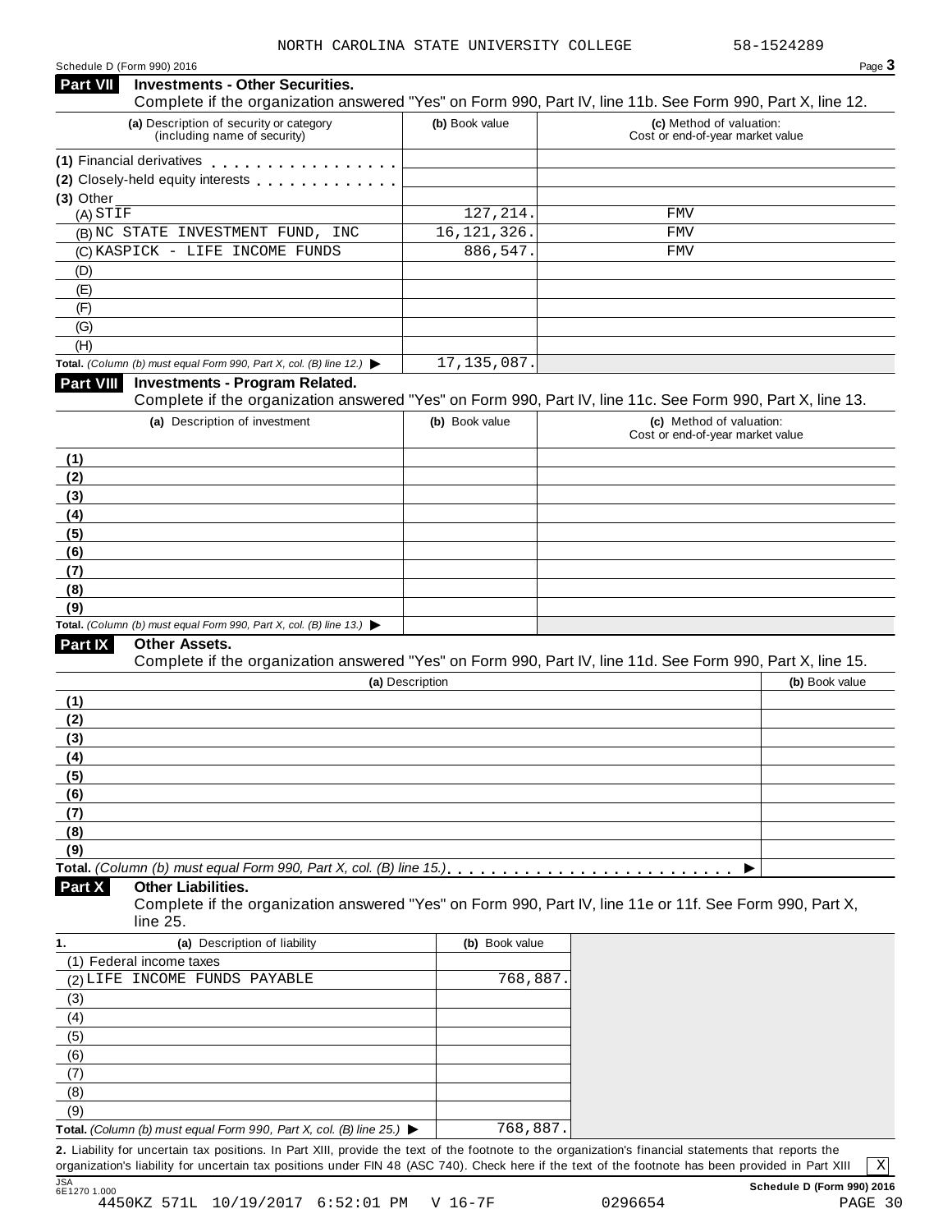NORTH CAROLINA STATE UNIVERSITY COLLEGE 58-1524289

Schedule D (Form 990) 2016

## Part VII Investments - Other Securities.

Complete if the organization answered "Yes" on Form 990, Part IV, line 11b. See Form 990, Part X, line 12.

| (a) Description of security or category (including name of security) | (b) Book value | (c) Method of valuation: Cost or end-of-year market value |
|---|---|---|
| (1) Financial derivatives | | |
| (2) Closely-held equity interests | | |
| (3) Other | | |
| (A) STIF | 127,214. | FMV |
| (B) NC STATE INVESTMENT FUND, INC | 16,121,326. | FMV |
| (C) KASPICK - LIFE INCOME FUNDS | 886,547. | FMV |
| (D) | | |
| (E) | | |
| (F) | | |
| (G) | | |
| (H) | | |
| **Total.** *(Column (b) must equal Form 990, Part X, col. (B) line 12.)* ▶ | 17,135,087. | |

## Part VIII Investments - Program Related.

Complete if the organization answered "Yes" on Form 990, Part IV, line 11c. See Form 990, Part X, line 13.

| (a) Description of investment | (b) Book value | (c) Method of valuation: Cost or end-of-year market value |
|---|---|---|
| (1) | | |
| (2) | | |
| (3) | | |
| (4) | | |
| (5) | | |
| (6) | | |
| (7) | | |
| (8) | | |
| (9) | | |
| **Total.** *(Column (b) must equal Form 990, Part X, col. (B) line 13.)* ▶ | | |

## Part IX Other Assets.

Complete if the organization answered "Yes" on Form 990, Part IV, line 11d. See Form 990, Part X, line 15.

| (a) Description | (b) Book value |
|---|---|
| (1) | |
| (2) | |
| (3) | |
| (4) | |
| (5) | |
| (6) | |
| (7) | |
| (8) | |
| (9) | |
| **Total.** *(Column (b) must equal Form 990, Part X, col. (B) line 15.)* ▶ | |

## Part X Other Liabilities.

Complete if the organization answered "Yes" on Form 990, Part IV, line 11e or 11f. See Form 990, Part X, line 25.

| 1. (a) Description of liability | (b) Book value |
|---|---|
| (1) Federal income taxes | |
| (2) LIFE INCOME FUNDS PAYABLE | 768,887. |
| (3) | |
| (4) | |
| (5) | |
| (6) | |
| (7) | |
| (8) | |
| (9) | |
| **Total.** *(Column (b) must equal Form 990, Part X, col. (B) line 25.)* ▶ | 768,887. |

**2.** Liability for uncertain tax positions. In Part XIII, provide the text of the footnote to the organization's financial statements that reports the organization's liability for uncertain tax positions under FIN 48 (ASC 740). Check here if the text of the footnote has been provided in Part XIII [X]

JSA 6E1270 1.000 **Schedule D (Form 990) 2016**

4450KZ 571L 10/19/2017 6:52:01 PM V 16-7F 0296654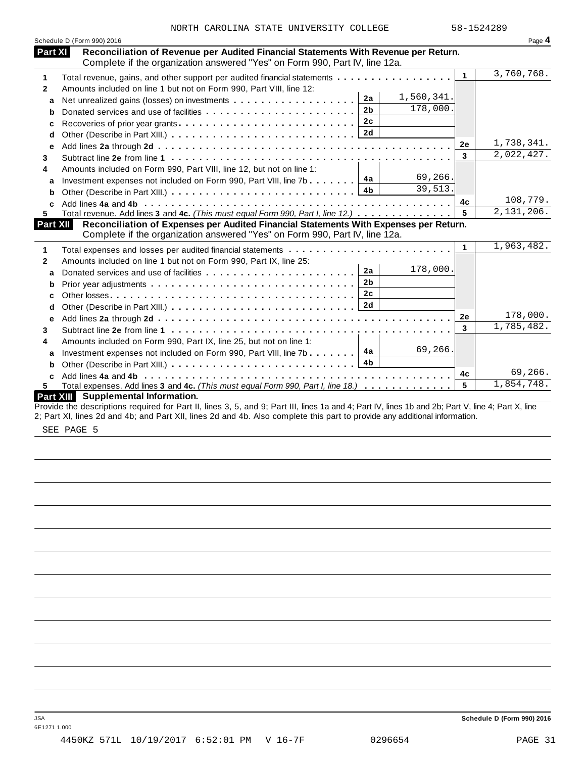NORTH CAROLINA STATE UNIVERSITY COLLEGE 58-1524289

Schedule D (Form 990) 2016 Page **4**

## Part XI Reconciliation of Revenue per Audited Financial Statements With Revenue per Return.

Complete if the organization answered "Yes" on Form 990, Part IV, line 12a.

| | | | | | |
|---|---|---|---|---|---|
| **1** | Total revenue, gains, and other support per audited financial statements | | | **1** | 3,760,768. |
| **2** | Amounts included on line 1 but not on Form 990, Part VIII, line 12: | | | | |
| **a** | Net unrealized gains (losses) on investments | **2a** | 1,560,341. | | |
| **b** | Donated services and use of facilities | **2b** | 178,000. | | |
| **c** | Recoveries of prior year grants | **2c** | | | |
| **d** | Other (Describe in Part XIII.) | **2d** | | | |
| **e** | Add lines **2a** through **2d** | | | **2e** | 1,738,341. |
| **3** | Subtract line **2e** from line **1** | | | **3** | 2,022,427. |
| **4** | Amounts included on Form 990, Part VIII, line 12, but not on line 1: | | | | |
| **a** | Investment expenses not included on Form 990, Part VIII, line 7b | **4a** | 69,266. | | |
| **b** | Other (Describe in Part XIII.) | **4b** | 39,513. | | |
| **c** | Add lines **4a** and **4b** | | | **4c** | 108,779. |
| **5** | Total revenue. Add lines **3** and **4c.** *(This must equal Form 990, Part I, line 12.)* | | | **5** | 2,131,206. |

## Part XII Reconciliation of Expenses per Audited Financial Statements With Expenses per Return.

Complete if the organization answered "Yes" on Form 990, Part IV, line 12a.

| | | | | | |
|---|---|---|---|---|---|
| **1** | Total expenses and losses per audited financial statements | | | **1** | 1,963,482. |
| **2** | Amounts included on line 1 but not on Form 990, Part IX, line 25: | | | | |
| **a** | Donated services and use of facilities | **2a** | 178,000. | | |
| **b** | Prior year adjustments | **2b** | | | |
| **c** | Other losses | **2c** | | | |
| **d** | Other (Describe in Part XIII.) | **2d** | | | |
| **e** | Add lines **2a** through **2d** | | | **2e** | 178,000. |
| **3** | Subtract line **2e** from line **1** | | | **3** | 1,785,482. |
| **4** | Amounts included on Form 990, Part IX, line 25, but not on line 1: | | | | |
| **a** | Investment expenses not included on Form 990, Part VIII, line 7b | **4a** | 69,266. | | |
| **b** | Other (Describe in Part XIII.) | **4b** | | | |
| **c** | Add lines **4a** and **4b** | | | **4c** | 69,266. |
| **5** | Total expenses. Add lines **3** and **4c.** *(This must equal Form 990, Part I, line 18.)* | | | **5** | 1,854,748. |

## Part XIII Supplemental Information.

Provide the descriptions required for Part II, lines 3, 5, and 9; Part III, lines 1a and 4; Part IV, lines 1b and 2b; Part V, line 4; Part X, line 2; Part XI, lines 2d and 4b; and Part XII, lines 2d and 4b. Also complete this part to provide any additional information.

SEE PAGE 5

JSA
6E1271 1.000

**Schedule D (Form 990) 2016**

4450KZ 571L 10/19/2017 6:52:01 PM V 16-7F 0296654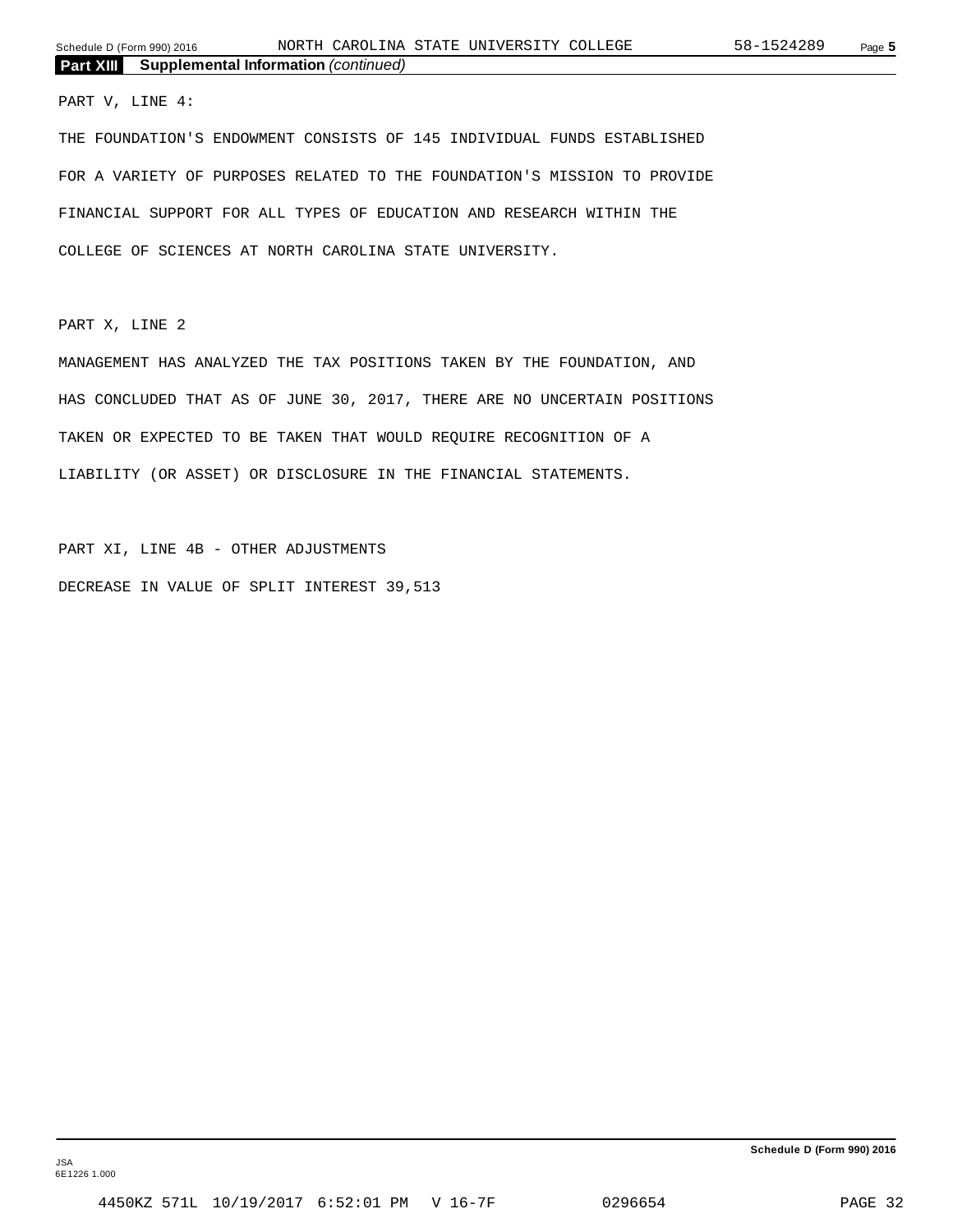## Part XIII Supplemental Information *(continued)*

PART V, LINE 4:

THE FOUNDATION'S ENDOWMENT CONSISTS OF 145 INDIVIDUAL FUNDS ESTABLISHED FOR A VARIETY OF PURPOSES RELATED TO THE FOUNDATION'S MISSION TO PROVIDE FINANCIAL SUPPORT FOR ALL TYPES OF EDUCATION AND RESEARCH WITHIN THE COLLEGE OF SCIENCES AT NORTH CAROLINA STATE UNIVERSITY.

PART X, LINE 2

MANAGEMENT HAS ANALYZED THE TAX POSITIONS TAKEN BY THE FOUNDATION, AND HAS CONCLUDED THAT AS OF JUNE 30, 2017, THERE ARE NO UNCERTAIN POSITIONS TAKEN OR EXPECTED TO BE TAKEN THAT WOULD REQUIRE RECOGNITION OF A LIABILITY (OR ASSET) OR DISCLOSURE IN THE FINANCIAL STATEMENTS.

PART XI, LINE 4B - OTHER ADJUSTMENTS

DECREASE IN VALUE OF SPLIT INTEREST 39,513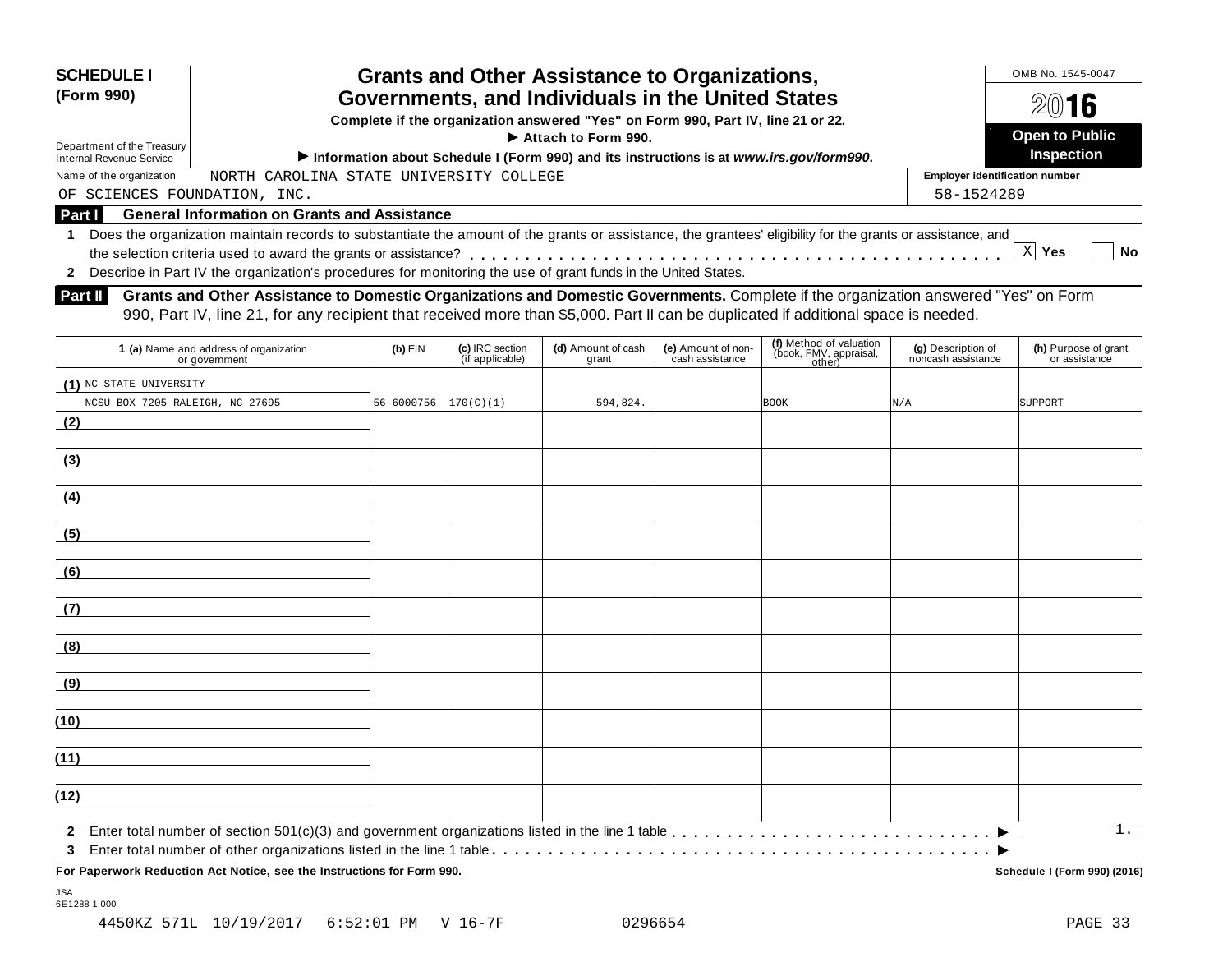**SCHEDULE I (Form 990)**

Department of the Treasury
Internal Revenue Service

# Grants and Other Assistance to Organizations, Governments, and Individuals in the United States

**Complete if the organization answered "Yes" on Form 990, Part IV, line 21 or 22.**

**► Attach to Form 990.**

**► Information about Schedule I (Form 990) and its instructions is at *www.irs.gov/form990*.**

OMB No. 1545-0047

**2016**

**Open to Public Inspection**

Name of the organization: NORTH CAROLINA STATE UNIVERSITY COLLEGE OF SCIENCES FOUNDATION, INC.

Employer identification number: 58-1524289

## Part I General Information on Grants and Assistance

**1** Does the organization maintain records to substantiate the amount of the grants or assistance, the grantees' eligibility for the grants or assistance, and the selection criteria used to award the grants or assistance? . . . . . [X] Yes [ ] No

**2** Describe in Part IV the organization's procedures for monitoring the use of grant funds in the United States.

## Part II Grants and Other Assistance to Domestic Organizations and Domestic Governments.

Complete if the organization answered "Yes" on Form 990, Part IV, line 21, for any recipient that received more than $5,000. Part II can be duplicated if additional space is needed.

| | 1 (a) Name and address of organization or government | (b) EIN | (c) IRC section (if applicable) | (d) Amount of cash grant | (e) Amount of non-cash assistance | (f) Method of valuation (book, FMV, appraisal, other) | (g) Description of noncash assistance | (h) Purpose of grant or assistance |
|---|---|---|---|---|---|---|---|---|
| (1) | NC STATE UNIVERSITY NCSU BOX 7205 RALEIGH, NC 27695 | 56-6000756 | 170(C)(1) | 594,824. | | BOOK | N/A | SUPPORT |
| (2) | | | | | | | | |
| (3) | | | | | | | | |
| (4) | | | | | | | | |
| (5) | | | | | | | | |
| (6) | | | | | | | | |
| (7) | | | | | | | | |
| (8) | | | | | | | | |
| (9) | | | | | | | | |
| (10) | | | | | | | | |
| (11) | | | | | | | | |
| (12) | | | | | | | | |

**2** Enter total number of section 501(c)(3) and government organizations listed in the line 1 table . . . . . ► 1.

**3** Enter total number of other organizations listed in the line 1 table . . . . . ►

**For Paperwork Reduction Act Notice, see the Instructions for Form 990.** **Schedule I (Form 990) (2016)**

JSA
6E1288 1.000

4450KZ 571L 10/19/2017 6:52:01 PM V 16-7F 0296654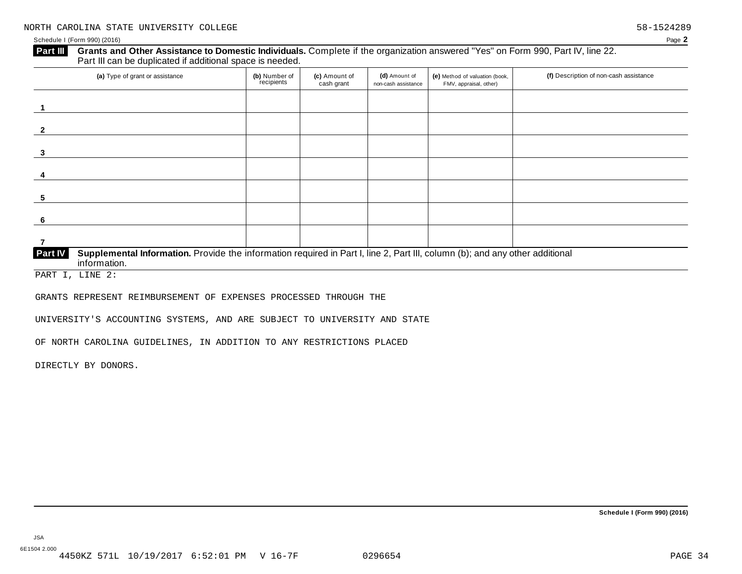NORTH CAROLINA STATE UNIVERSITY COLLEGE 58-1524289

Schedule I (Form 990) (2016)

**Part III** **Grants and Other Assistance to Domestic Individuals.** Complete if the organization answered "Yes" on Form 990, Part IV, line 22. Part III can be duplicated if additional space is needed.

| (a) Type of grant or assistance | (b) Number of recipients | (c) Amount of cash grant | (d) Amount of non-cash assistance | (e) Method of valuation (book, FMV, appraisal, other) | (f) Description of non-cash assistance |
|---|---|---|---|---|---|
| 1 | | | | | |
| 2 | | | | | |
| 3 | | | | | |
| 4 | | | | | |
| 5 | | | | | |
| 6 | | | | | |
| 7 | | | | | |

**Part IV** **Supplemental Information.** Provide the information required in Part I, line 2, Part III, column (b); and any other additional information.

PART I, LINE 2:

GRANTS REPRESENT REIMBURSEMENT OF EXPENSES PROCESSED THROUGH THE UNIVERSITY'S ACCOUNTING SYSTEMS, AND ARE SUBJECT TO UNIVERSITY AND STATE OF NORTH CAROLINA GUIDELINES, IN ADDITION TO ANY RESTRICTIONS PLACED DIRECTLY BY DONORS.

**Schedule I (Form 990) (2016)**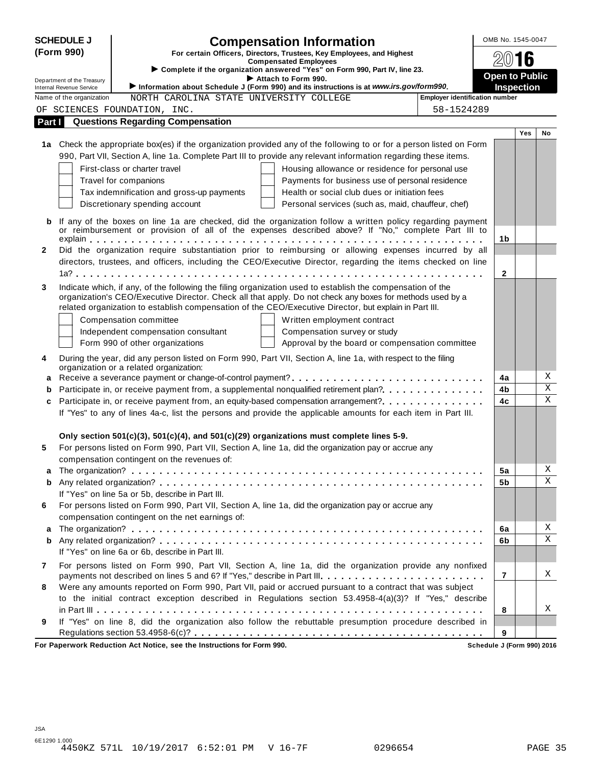**SCHEDULE J (Form 990)**

# Compensation Information

**For certain Officers, Directors, Trustees, Key Employees, and Highest Compensated Employees**

▶ **Complete if the organization answered "Yes" on Form 990, Part IV, line 23.**

▶ **Attach to Form 990.**

▶ **Information about Schedule J (Form 990) and its instructions is at *www.irs.gov/form990*.**

Department of the Treasury
Internal Revenue Service

OMB No. 1545-0047

**2016**

**Open to Public Inspection**

Name of the organization: NORTH CAROLINA STATE UNIVERSITY COLLEGE OF SCIENCES FOUNDATION, INC.

Employer identification number: 58-1524289

## Part I Questions Regarding Compensation

| | | | Yes | No |
|---|---|---|---|---|
| **1a** | Check the appropriate box(es) if the organization provided any of the following to or for a person listed on Form 990, Part VII, Section A, line 1a. Complete Part III to provide any relevant information regarding these items.<br>☐ First-class or charter travel ☐ Housing allowance or residence for personal use<br>☐ Travel for companions ☐ Payments for business use of personal residence<br>☐ Tax indemnification and gross-up payments ☐ Health or social club dues or initiation fees<br>☐ Discretionary spending account ☐ Personal services (such as, maid, chauffeur, chef) | | | |
| **b** | If any of the boxes on line 1a are checked, did the organization follow a written policy regarding payment or reimbursement or provision of all of the expenses described above? If "No," complete Part III to explain | 1b | | |
| **2** | Did the organization require substantiation prior to reimbursing or allowing expenses incurred by all directors, trustees, and officers, including the CEO/Executive Director, regarding the items checked on line 1a? | 2 | | |
| **3** | Indicate which, if any, of the following the filing organization used to establish the compensation of the organization's CEO/Executive Director. Check all that apply. Do not check any boxes for methods used by a related organization to establish compensation of the CEO/Executive Director, but explain in Part III.<br>☐ Compensation committee ☐ Written employment contract<br>☐ Independent compensation consultant ☐ Compensation survey or study<br>☐ Form 990 of other organizations ☐ Approval by the board or compensation committee | | | |
| **4** | During the year, did any person listed on Form 990, Part VII, Section A, line 1a, with respect to the filing organization or a related organization: | | | |
| **a** | Receive a severance payment or change-of-control payment? | 4a | | X |
| **b** | Participate in, or receive payment from, a supplemental nonqualified retirement plan? | 4b | | X |
| **c** | Participate in, or receive payment from, an equity-based compensation arrangement? | 4c | | X |
| | If "Yes" to any of lines 4a-c, list the persons and provide the applicable amounts for each item in Part III. | | | |
| | **Only section 501(c)(3), 501(c)(4), and 501(c)(29) organizations must complete lines 5-9.** | | | |
| **5** | For persons listed on Form 990, Part VII, Section A, line 1a, did the organization pay or accrue any compensation contingent on the revenues of: | | | |
| **a** | The organization? | 5a | | X |
| **b** | Any related organization? | 5b | | X |
| | If "Yes" on line 5a or 5b, describe in Part III. | | | |
| **6** | For persons listed on Form 990, Part VII, Section A, line 1a, did the organization pay or accrue any compensation contingent on the net earnings of: | | | |
| **a** | The organization? | 6a | | X |
| **b** | Any related organization? | 6b | | X |
| | If "Yes" on line 6a or 6b, describe in Part III. | | | |
| **7** | For persons listed on Form 990, Part VII, Section A, line 1a, did the organization provide any nonfixed payments not described on lines 5 and 6? If "Yes," describe in Part III | 7 | | X |
| **8** | Were any amounts reported on Form 990, Part VII, paid or accrued pursuant to a contract that was subject to the initial contract exception described in Regulations section 53.4958-4(a)(3)? If "Yes," describe in Part III | 8 | | X |
| **9** | If "Yes" on line 8, did the organization also follow the rebuttable presumption procedure described in Regulations section 53.4958-6(c)? | 9 | | |

**For Paperwork Reduction Act Notice, see the Instructions for Form 990.** **Schedule J (Form 990) 2016**

JSA
6E1290 1.000
4450KZ 571L 10/19/2017 6:52:01 PM V 16-7F 0296654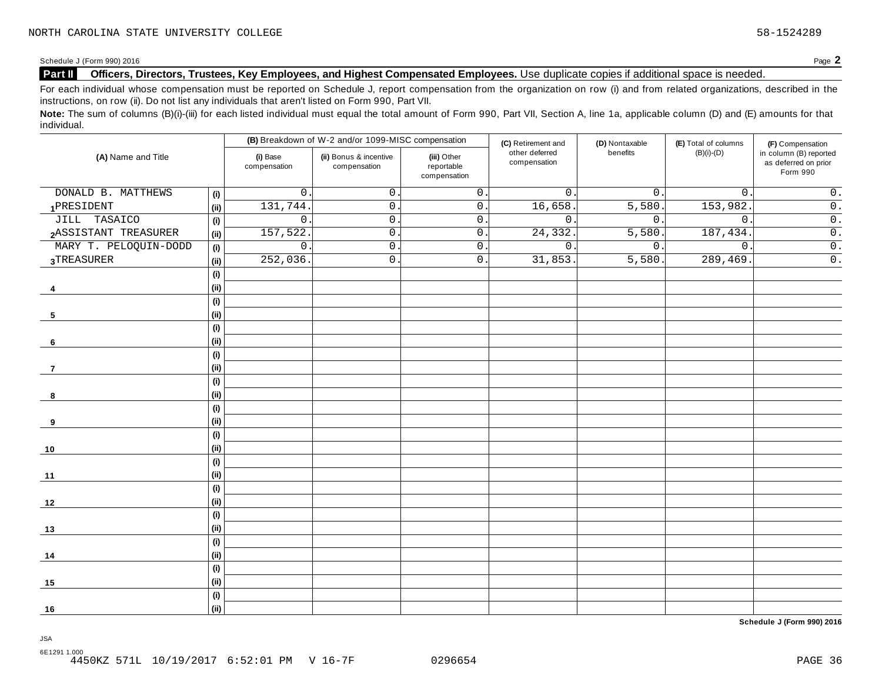NORTH CAROLINA STATE UNIVERSITY COLLEGE 58-1524289

Schedule J (Form 990) 2016 Page **2**

## Part II Officers, Directors, Trustees, Key Employees, and Highest Compensated Employees. Use duplicate copies if additional space is needed.

For each individual whose compensation must be reported on Schedule J, report compensation from the organization on row (i) and from related organizations, described in the instructions, on row (ii). Do not list any individuals that aren't listed on Form 990, Part VII.

**Note:** The sum of columns (B)(i)-(iii) for each listed individual must equal the total amount of Form 990, Part VII, Section A, line 1a, applicable column (D) and (E) amounts for that individual.

| (A) Name and Title | | (B) Breakdown of W-2 and/or 1099-MISC compensation | | | (C) Retirement and other deferred compensation | (D) Nontaxable benefits | (E) Total of columns (B)(i)-(D) | (F) Compensation in column (B) reported as deferred on prior Form 990 |
|---|---|---|---|---|---|---|---|---|
| | | (i) Base compensation | (ii) Bonus & incentive compensation | (iii) Other reportable compensation | | | | |
| DONALD B. MATTHEWS | (i) | 0. | 0. | 0. | 0. | 0. | 0. | 0. |
| 1 PRESIDENT | (ii) | 131,744. | 0. | 0. | 16,658. | 5,580. | 153,982. | 0. |
| JILL TASAICO | (i) | 0. | 0. | 0. | 0. | 0. | 0. | 0. |
| 2 ASSISTANT TREASURER | (ii) | 157,522. | 0. | 0. | 24,332. | 5,580. | 187,434. | 0. |
| MARY T. PELOQUIN-DODD | (i) | 0. | 0. | 0. | 0. | 0. | 0. | 0. |
| 3 TREASURER | (ii) | 252,036. | 0. | 0. | 31,853. | 5,580. | 289,469. | 0. |
| | (i) | | | | | | | |
| 4 | (ii) | | | | | | | |
| | (i) | | | | | | | |
| 5 | (ii) | | | | | | | |
| | (i) | | | | | | | |
| 6 | (ii) | | | | | | | |
| | (i) | | | | | | | |
| 7 | (ii) | | | | | | | |
| | (i) | | | | | | | |
| 8 | (ii) | | | | | | | |
| | (i) | | | | | | | |
| 9 | (ii) | | | | | | | |
| | (i) | | | | | | | |
| 10 | (ii) | | | | | | | |
| | (i) | | | | | | | |
| 11 | (ii) | | | | | | | |
| | (i) | | | | | | | |
| 12 | (ii) | | | | | | | |
| | (i) | | | | | | | |
| 13 | (ii) | | | | | | | |
| | (i) | | | | | | | |
| 14 | (ii) | | | | | | | |
| | (i) | | | | | | | |
| 15 | (ii) | | | | | | | |
| | (i) | | | | | | | |
| 16 | (ii) | | | | | | | |

**Schedule J (Form 990) 2016**

JSA
6E1291 1.000
4450KZ 571L 10/19/2017 6:52:01 PM V 16-7F 0296654 PAGE 36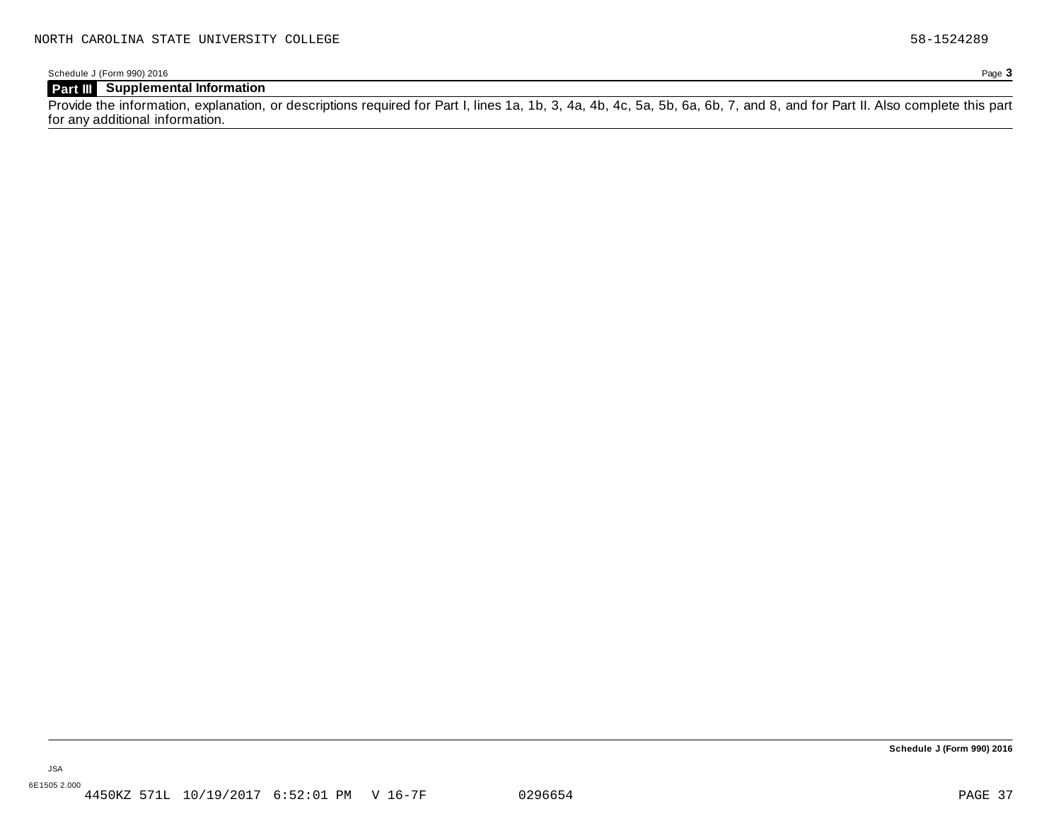## Part III Supplemental Information

Provide the information, explanation, or descriptions required for Part I, lines 1a, 1b, 3, 4a, 4b, 4c, 5a, 5b, 6a, 6b, 7, and 8, and for Part II. Also complete this part for any additional information.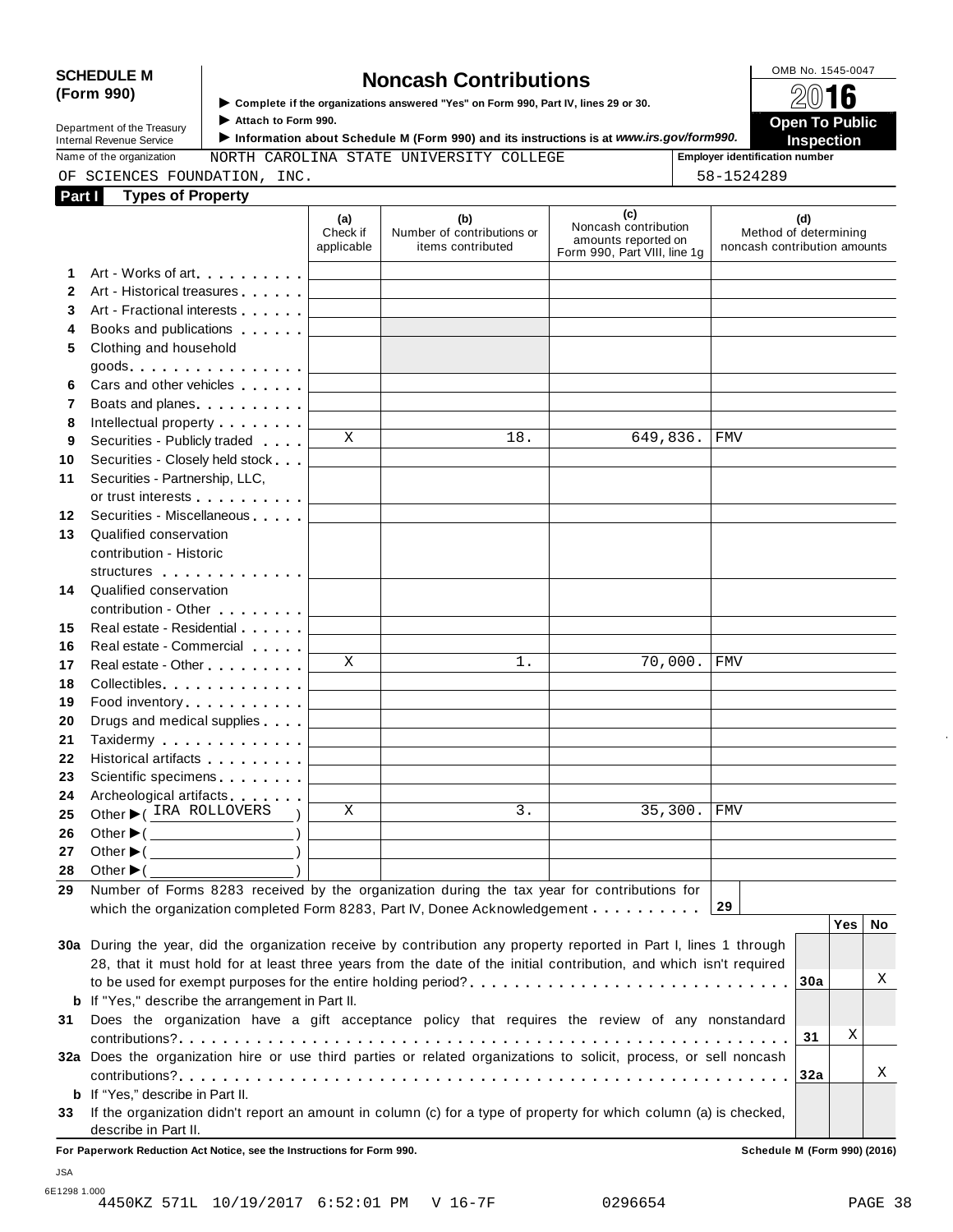**SCHEDULE M (Form 990)**

Department of the Treasury
Internal Revenue Service

# Noncash Contributions

▶ Complete if the organizations answered "Yes" on Form 990, Part IV, lines 29 or 30.
▶ Attach to Form 990.
▶ Information about Schedule M (Form 990) and its instructions is at *www.irs.gov/form990.*

OMB No. 1545-0047
**2016**
**Open To Public Inspection**

Name of the organization: NORTH CAROLINA STATE UNIVERSITY COLLEGE OF SCIENCES FOUNDATION, INC.

Employer identification number: 58-1524289

## Part I Types of Property

| | | (a) Check if applicable | (b) Number of contributions or items contributed | (c) Noncash contribution amounts reported on Form 990, Part VIII, line 1g | (d) Method of determining noncash contribution amounts |
|---|---|---|---|---|---|
| 1 | Art - Works of art | | | | |
| 2 | Art - Historical treasures | | | | |
| 3 | Art - Fractional interests | | | | |
| 4 | Books and publications | | | | |
| 5 | Clothing and household goods | | | | |
| 6 | Cars and other vehicles | | | | |
| 7 | Boats and planes | | | | |
| 8 | Intellectual property | | | | |
| 9 | Securities - Publicly traded | X | 18. | 649,836. | FMV |
| 10 | Securities - Closely held stock | | | | |
| 11 | Securities - Partnership, LLC, or trust interests | | | | |
| 12 | Securities - Miscellaneous | | | | |
| 13 | Qualified conservation contribution - Historic structures | | | | |
| 14 | Qualified conservation contribution - Other | | | | |
| 15 | Real estate - Residential | | | | |
| 16 | Real estate - Commercial | | | | |
| 17 | Real estate - Other | X | 1. | 70,000. | FMV |
| 18 | Collectibles | | | | |
| 19 | Food inventory | | | | |
| 20 | Drugs and medical supplies | | | | |
| 21 | Taxidermy | | | | |
| 22 | Historical artifacts | | | | |
| 23 | Scientific specimens | | | | |
| 24 | Archeological artifacts | | | | |
| 25 | Other ▶ ( IRA ROLLOVERS ) | X | 3. | 35,300. | FMV |
| 26 | Other ▶ ( ) | | | | |
| 27 | Other ▶ ( ) | | | | |
| 28 | Other ▶ ( ) | | | | |

29 Number of Forms 8283 received by the organization during the tax year for contributions for which the organization completed Form 8283, Part IV, Donee Acknowledgement . . . **29**

| | | | Yes | No |
|---|---|---|---|---|
| 30a | During the year, did the organization receive by contribution any property reported in Part I, lines 1 through 28, that it must hold for at least three years from the date of the initial contribution, and which isn't required to be used for exempt purposes for the entire holding period? | 30a | | X |
| b | If "Yes," describe the arrangement in Part II. | | | |
| 31 | Does the organization have a gift acceptance policy that requires the review of any nonstandard contributions? | 31 | X | |
| 32a | Does the organization hire or use third parties or related organizations to solicit, process, or sell noncash contributions? | 32a | | X |
| b | If "Yes," describe in Part II. | | | |
| 33 | If the organization didn't report an amount in column (c) for a type of property for which column (a) is checked, describe in Part II. | | | |

**For Paperwork Reduction Act Notice, see the Instructions for Form 990.** **Schedule M (Form 990) (2016)**

JSA
6E1298 1.000
4450KZ 571L 10/19/2017 6:52:01 PM V 16-7F 0296654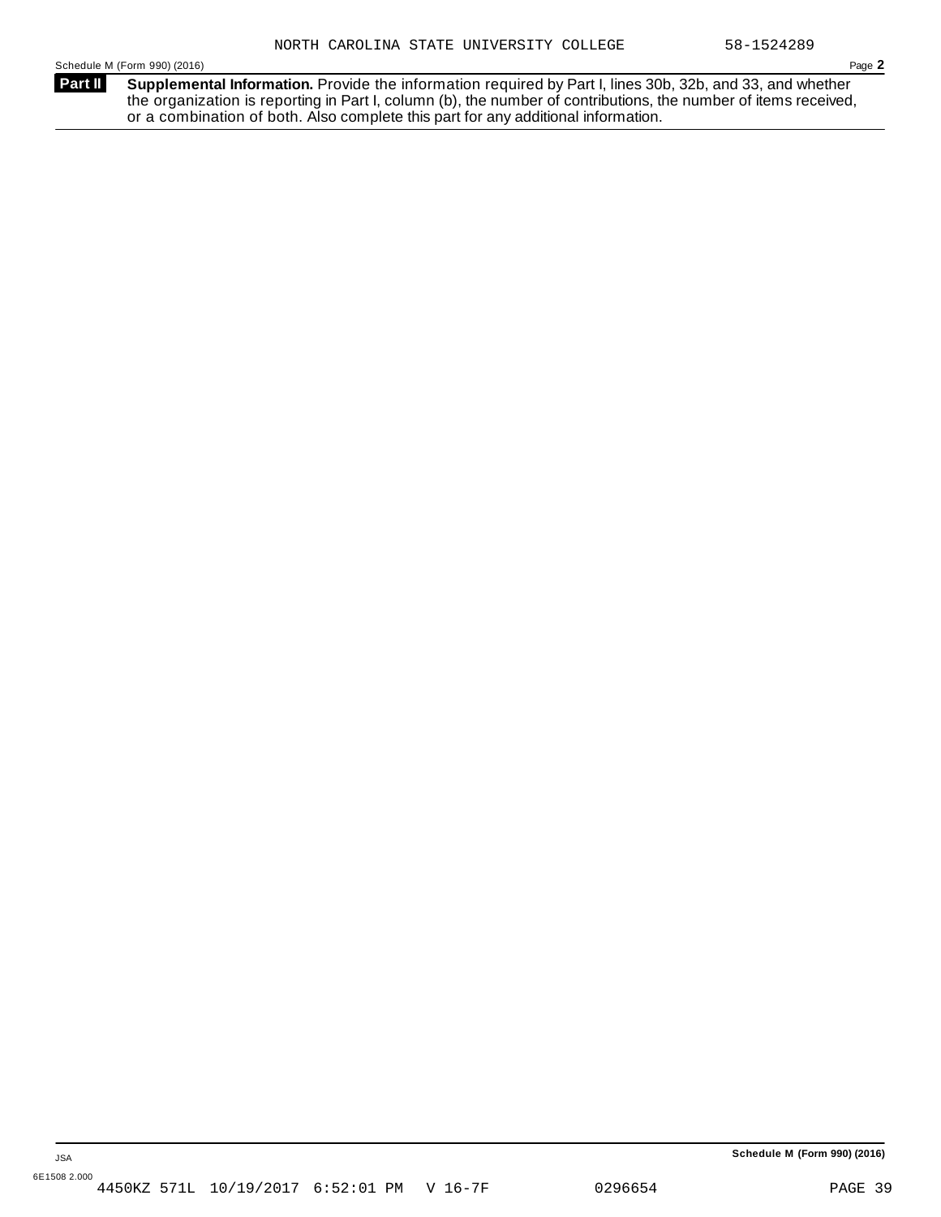NORTH CAROLINA STATE UNIVERSITY COLLEGE 58-1524289

Schedule M (Form 990) (2016) Page **2**

**Part II** **Supplemental Information.** Provide the information required by Part I, lines 30b, 32b, and 33, and whether the organization is reporting in Part I, column (b), the number of contributions, the number of items received, or a combination of both. Also complete this part for any additional information.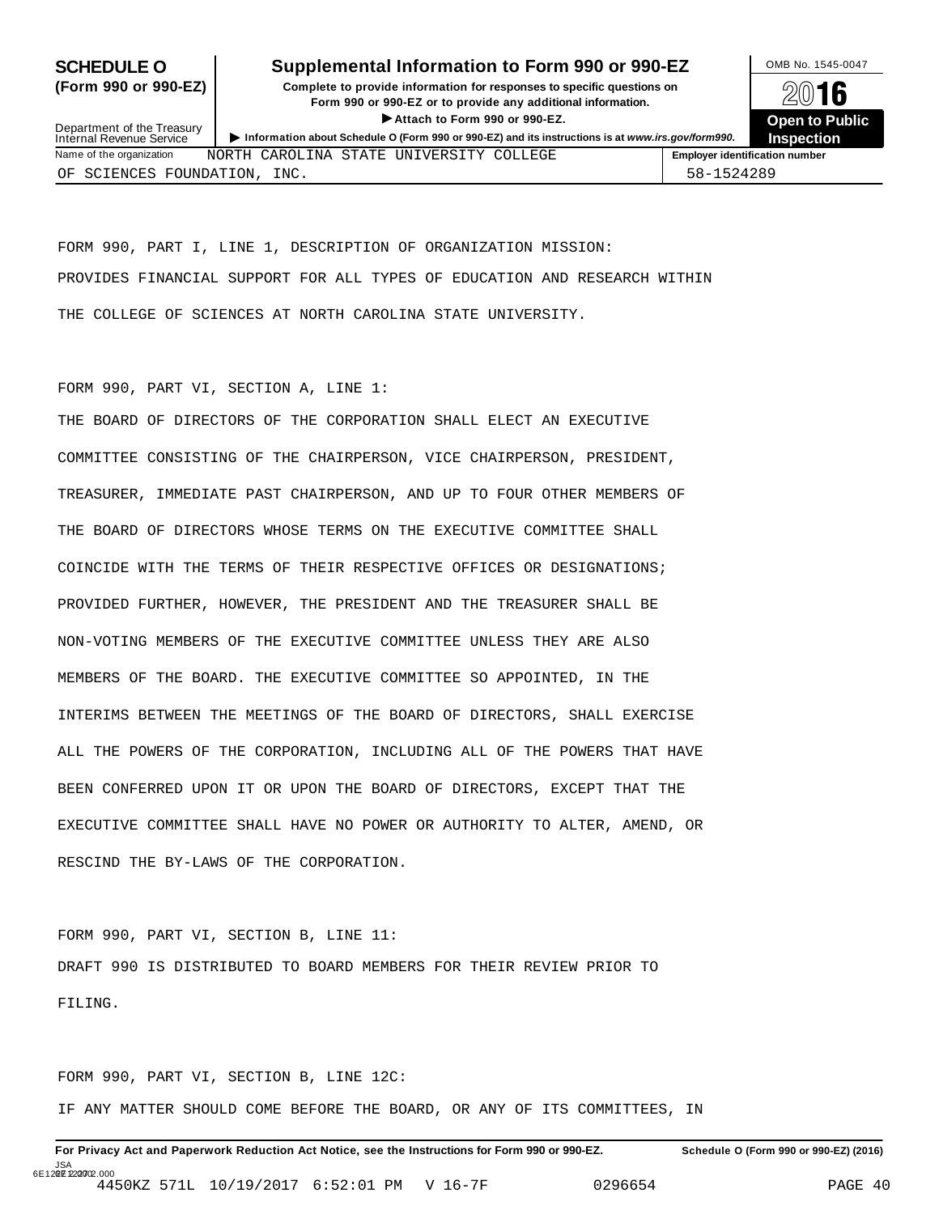# SCHEDULE O (Form 990 or 990-EZ)

## Supplemental Information to Form 990 or 990-EZ

**Complete to provide information for responses to specific questions on Form 990 or 990-EZ or to provide any additional information.**

▶ **Attach to Form 990 or 990-EZ.**

▶ **Information about Schedule O (Form 990 or 990-EZ) and its instructions is at www.irs.gov/form990.**

Department of the Treasury
Internal Revenue Service

OMB No. 1545-0047

**2016**

**Open to Public Inspection**

| Name of the organization | Employer identification number |
|---|---|
| NORTH CAROLINA STATE UNIVERSITY COLLEGE OF SCIENCES FOUNDATION, INC. | 58-1524289 |

FORM 990, PART I, LINE 1, DESCRIPTION OF ORGANIZATION MISSION:
PROVIDES FINANCIAL SUPPORT FOR ALL TYPES OF EDUCATION AND RESEARCH WITHIN THE COLLEGE OF SCIENCES AT NORTH CAROLINA STATE UNIVERSITY.

FORM 990, PART VI, SECTION A, LINE 1:
THE BOARD OF DIRECTORS OF THE CORPORATION SHALL ELECT AN EXECUTIVE COMMITTEE CONSISTING OF THE CHAIRPERSON, VICE CHAIRPERSON, PRESIDENT, TREASURER, IMMEDIATE PAST CHAIRPERSON, AND UP TO FOUR OTHER MEMBERS OF THE BOARD OF DIRECTORS WHOSE TERMS ON THE EXECUTIVE COMMITTEE SHALL COINCIDE WITH THE TERMS OF THEIR RESPECTIVE OFFICES OR DESIGNATIONS; PROVIDED FURTHER, HOWEVER, THE PRESIDENT AND THE TREASURER SHALL BE NON-VOTING MEMBERS OF THE EXECUTIVE COMMITTEE UNLESS THEY ARE ALSO MEMBERS OF THE BOARD. THE EXECUTIVE COMMITTEE SO APPOINTED, IN THE INTERIMS BETWEEN THE MEETINGS OF THE BOARD OF DIRECTORS, SHALL EXERCISE ALL THE POWERS OF THE CORPORATION, INCLUDING ALL OF THE POWERS THAT HAVE BEEN CONFERRED UPON IT OR UPON THE BOARD OF DIRECTORS, EXCEPT THAT THE EXECUTIVE COMMITTEE SHALL HAVE NO POWER OR AUTHORITY TO ALTER, AMEND, OR RESCIND THE BY-LAWS OF THE CORPORATION.

FORM 990, PART VI, SECTION B, LINE 11:
DRAFT 990 IS DISTRIBUTED TO BOARD MEMBERS FOR THEIR REVIEW PRIOR TO FILING.

FORM 990, PART VI, SECTION B, LINE 12C:
IF ANY MATTER SHOULD COME BEFORE THE BOARD, OR ANY OF ITS COMMITTEES, IN

**For Privacy Act and Paperwork Reduction Act Notice, see the Instructions for Form 990 or 990-EZ.** **Schedule O (Form 990 or 990-EZ) (2016)**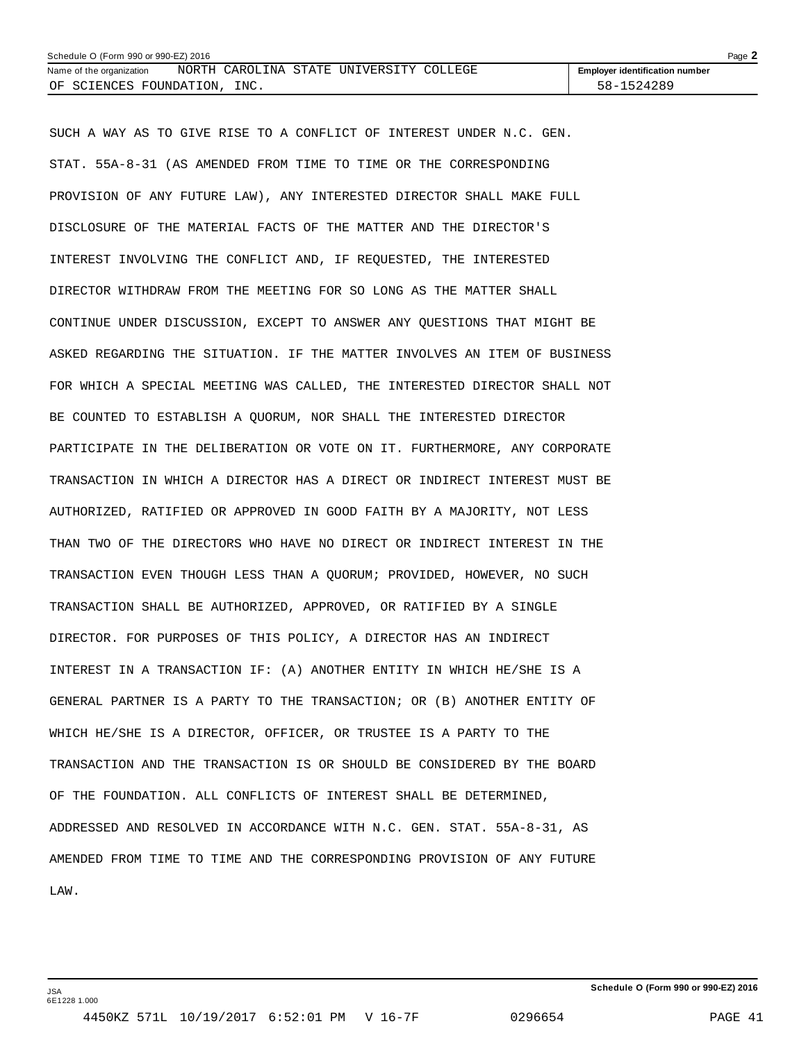SUCH A WAY AS TO GIVE RISE TO A CONFLICT OF INTEREST UNDER N.C. GEN. STAT. 55A-8-31 (AS AMENDED FROM TIME TO TIME OR THE CORRESPONDING PROVISION OF ANY FUTURE LAW), ANY INTERESTED DIRECTOR SHALL MAKE FULL DISCLOSURE OF THE MATERIAL FACTS OF THE MATTER AND THE DIRECTOR'S INTEREST INVOLVING THE CONFLICT AND, IF REQUESTED, THE INTERESTED DIRECTOR WITHDRAW FROM THE MEETING FOR SO LONG AS THE MATTER SHALL CONTINUE UNDER DISCUSSION, EXCEPT TO ANSWER ANY QUESTIONS THAT MIGHT BE ASKED REGARDING THE SITUATION. IF THE MATTER INVOLVES AN ITEM OF BUSINESS FOR WHICH A SPECIAL MEETING WAS CALLED, THE INTERESTED DIRECTOR SHALL NOT BE COUNTED TO ESTABLISH A QUORUM, NOR SHALL THE INTERESTED DIRECTOR PARTICIPATE IN THE DELIBERATION OR VOTE ON IT. FURTHERMORE, ANY CORPORATE TRANSACTION IN WHICH A DIRECTOR HAS A DIRECT OR INDIRECT INTEREST MUST BE AUTHORIZED, RATIFIED OR APPROVED IN GOOD FAITH BY A MAJORITY, NOT LESS THAN TWO OF THE DIRECTORS WHO HAVE NO DIRECT OR INDIRECT INTEREST IN THE TRANSACTION EVEN THOUGH LESS THAN A QUORUM; PROVIDED, HOWEVER, NO SUCH TRANSACTION SHALL BE AUTHORIZED, APPROVED, OR RATIFIED BY A SINGLE DIRECTOR. FOR PURPOSES OF THIS POLICY, A DIRECTOR HAS AN INDIRECT INTEREST IN A TRANSACTION IF: (A) ANOTHER ENTITY IN WHICH HE/SHE IS A GENERAL PARTNER IS A PARTY TO THE TRANSACTION; OR (B) ANOTHER ENTITY OF WHICH HE/SHE IS A DIRECTOR, OFFICER, OR TRUSTEE IS A PARTY TO THE TRANSACTION AND THE TRANSACTION IS OR SHOULD BE CONSIDERED BY THE BOARD OF THE FOUNDATION. ALL CONFLICTS OF INTEREST SHALL BE DETERMINED, ADDRESSED AND RESOLVED IN ACCORDANCE WITH N.C. GEN. STAT. 55A-8-31, AS AMENDED FROM TIME TO TIME AND THE CORRESPONDING PROVISION OF ANY FUTURE LAW.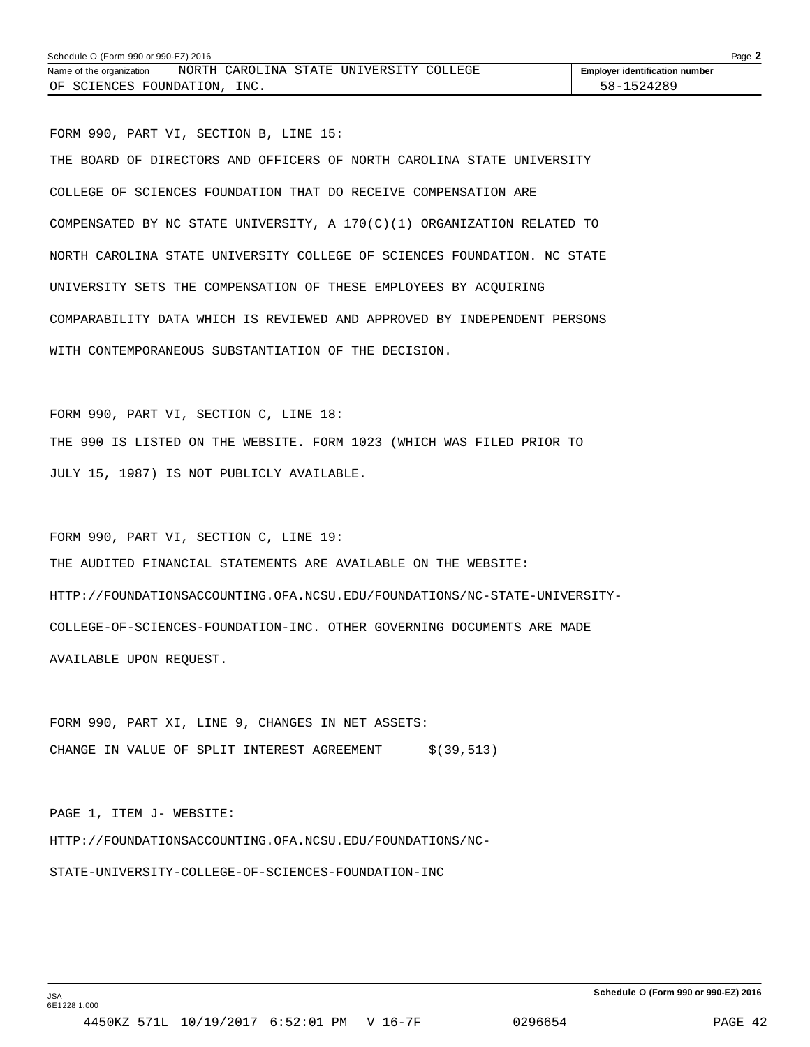Name of the organization NORTH CAROLINA STATE UNIVERSITY COLLEGE OF SCIENCES FOUNDATION, INC.

**Employer identification number** 58-1524289

FORM 990, PART VI, SECTION B, LINE 15:

THE BOARD OF DIRECTORS AND OFFICERS OF NORTH CAROLINA STATE UNIVERSITY COLLEGE OF SCIENCES FOUNDATION THAT DO RECEIVE COMPENSATION ARE COMPENSATED BY NC STATE UNIVERSITY, A 170(C)(1) ORGANIZATION RELATED TO NORTH CAROLINA STATE UNIVERSITY COLLEGE OF SCIENCES FOUNDATION. NC STATE UNIVERSITY SETS THE COMPENSATION OF THESE EMPLOYEES BY ACQUIRING COMPARABILITY DATA WHICH IS REVIEWED AND APPROVED BY INDEPENDENT PERSONS WITH CONTEMPORANEOUS SUBSTANTIATION OF THE DECISION.

FORM 990, PART VI, SECTION C, LINE 18:

THE 990 IS LISTED ON THE WEBSITE. FORM 1023 (WHICH WAS FILED PRIOR TO JULY 15, 1987) IS NOT PUBLICLY AVAILABLE.

FORM 990, PART VI, SECTION C, LINE 19:

THE AUDITED FINANCIAL STATEMENTS ARE AVAILABLE ON THE WEBSITE: HTTP://FOUNDATIONSACCOUNTING.OFA.NCSU.EDU/FOUNDATIONS/NC-STATE-UNIVERSITY-COLLEGE-OF-SCIENCES-FOUNDATION-INC. OTHER GOVERNING DOCUMENTS ARE MADE AVAILABLE UPON REQUEST.

FORM 990, PART XI, LINE 9, CHANGES IN NET ASSETS:

CHANGE IN VALUE OF SPLIT INTEREST AGREEMENT $(39,513)

PAGE 1, ITEM J- WEBSITE:

HTTP://FOUNDATIONSACCOUNTING.OFA.NCSU.EDU/FOUNDATIONS/NC-STATE-UNIVERSITY-COLLEGE-OF-SCIENCES-FOUNDATION-INC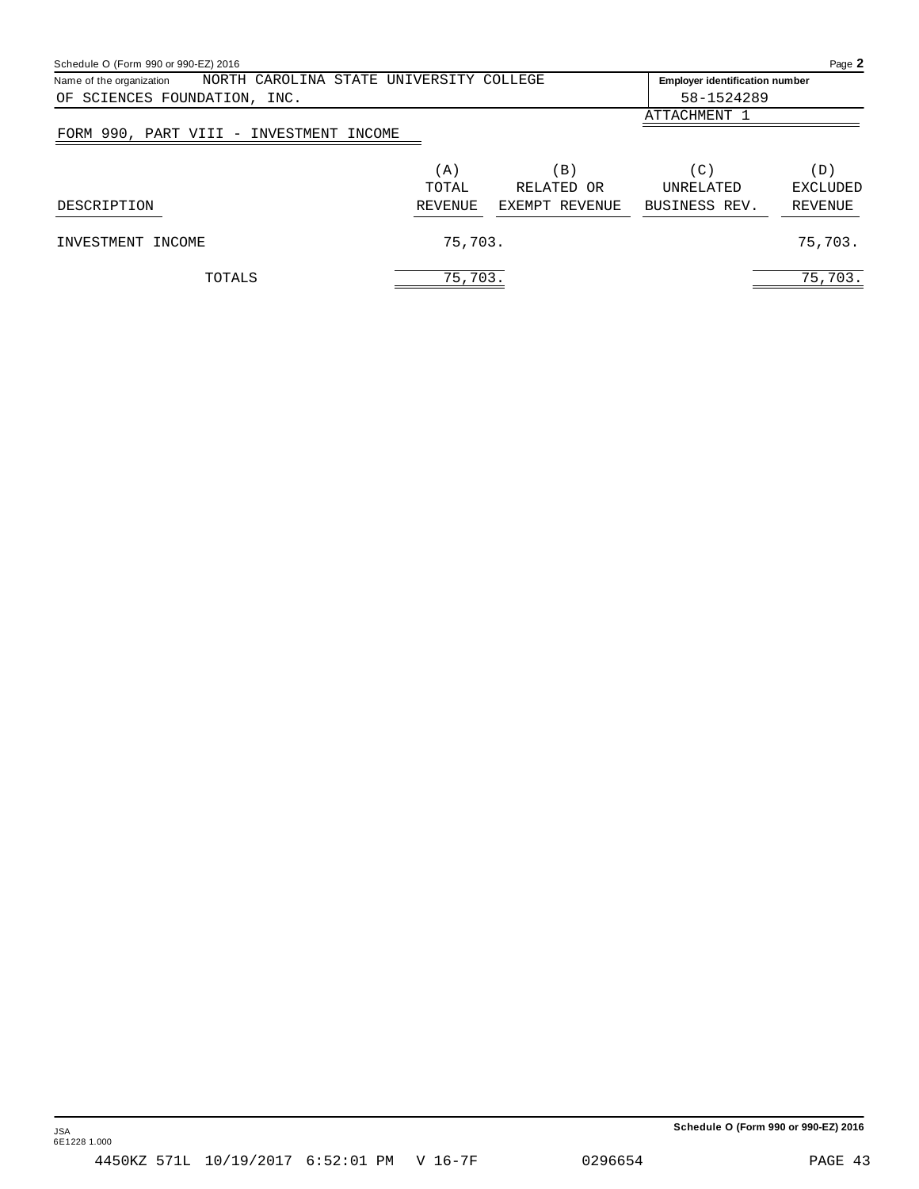Name of the organization: NORTH CAROLINA STATE UNIVERSITY COLLEGE OF SCIENCES FOUNDATION, INC.

Employer identification number: 58-1524289

ATTACHMENT 1

## FORM 990, PART VIII - INVESTMENT INCOME

| DESCRIPTION | (A) TOTAL REVENUE | (B) RELATED OR EXEMPT REVENUE | (C) UNRELATED BUSINESS REV. | (D) EXCLUDED REVENUE |
|---|---|---|---|---|
| INVESTMENT INCOME | 75,703. | | | 75,703. |
| TOTALS | 75,703. | | | 75,703. |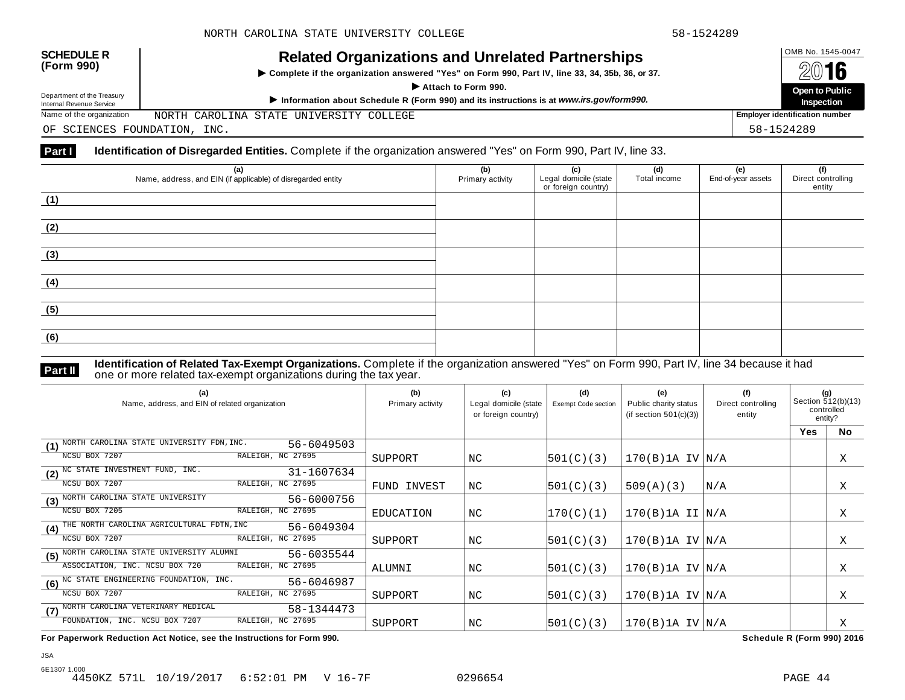NORTH CAROLINA STATE UNIVERSITY COLLEGE 58-1524289

**SCHEDULE R (Form 990)**

Department of the Treasury
Internal Revenue Service

# Related Organizations and Unrelated Partnerships

▶ Complete if the organization answered "Yes" on Form 990, Part IV, line 33, 34, 35b, 36, or 37.

▶ Attach to Form 990.

▶ Information about Schedule R (Form 990) and its instructions is at *www.irs.gov/form990.*

OMB No. 1545-0047

2016

**Open to Public Inspection**

Name of the organization: NORTH CAROLINA STATE UNIVERSITY COLLEGE OF SCIENCES FOUNDATION, INC.

Employer identification number: 58-1524289

**Part I** **Identification of Disregarded Entities.** Complete if the organization answered "Yes" on Form 990, Part IV, line 33.

| (a) Name, address, and EIN (if applicable) of disregarded entity | (b) Primary activity | (c) Legal domicile (state or foreign country) | (d) Total income | (e) End-of-year assets | (f) Direct controlling entity |
|---|---|---|---|---|---|
| (1) | | | | | |
| (2) | | | | | |
| (3) | | | | | |
| (4) | | | | | |
| (5) | | | | | |
| (6) | | | | | |

**Part II** **Identification of Related Tax-Exempt Organizations.** Complete if the organization answered "Yes" on Form 990, Part IV, line 34 because it had one or more related tax-exempt organizations during the tax year.

| (a) Name, address, and EIN of related organization | (b) Primary activity | (c) Legal domicile (state or foreign country) | (d) Exempt Code section | (e) Public charity status (if section 501(c)(3)) | (f) Direct controlling entity | (g) Section 512(b)(13) controlled entity? Yes | No |
|---|---|---|---|---|---|---|---|
| (1) NORTH CAROLINA STATE UNIVERSITY FDN,INC. 56-6049503 NCSU BOX 7207 RALEIGH, NC 27695 | SUPPORT | NC | 501(C)(3) | 170(B)1A IV | N/A | | X |
| (2) NC STATE INVESTMENT FUND, INC. 31-1607634 NCSU BOX 7207 RALEIGH, NC 27695 | FUND INVEST | NC | 501(C)(3) | 509(A)(3) | N/A | | X |
| (3) NORTH CAROLINA STATE UNIVERSITY 56-6000756 NCSU BOX 7205 RALEIGH, NC 27695 | EDUCATION | NC | 170(C)(1) | 170(B)1A II | N/A | | X |
| (4) THE NORTH CAROLINA AGRICULTURAL FDTN,INC 56-6049304 NCSU BOX 7207 RALEIGH, NC 27695 | SUPPORT | NC | 501(C)(3) | 170(B)1A IV | N/A | | X |
| (5) NORTH CAROLINA STATE UNIVERSITY ALUMNI ASSOCIATION, INC. NCSU BOX 720 RALEIGH, NC 27695 56-6035544 | ALUMNI | NC | 501(C)(3) | 170(B)1A IV | N/A | | X |
| (6) NC STATE ENGINEERING FOUNDATION, INC. 56-6046987 NCSU BOX 7207 RALEIGH, NC 27695 | SUPPORT | NC | 501(C)(3) | 170(B)1A IV | N/A | | X |
| (7) NORTH CAROLINA VETERINARY MEDICAL FOUNDATION, INC. NCSU BOX 7207 RALEIGH, NC 27695 58-1344473 | SUPPORT | NC | 501(C)(3) | 170(B)1A IV | N/A | | X |

**For Paperwork Reduction Act Notice, see the Instructions for Form 990.** **Schedule R (Form 990) 2016**

JSA
6E1307 1.000
4450KZ 571L 10/19/2017 6:52:01 PM V 16-7F 0296654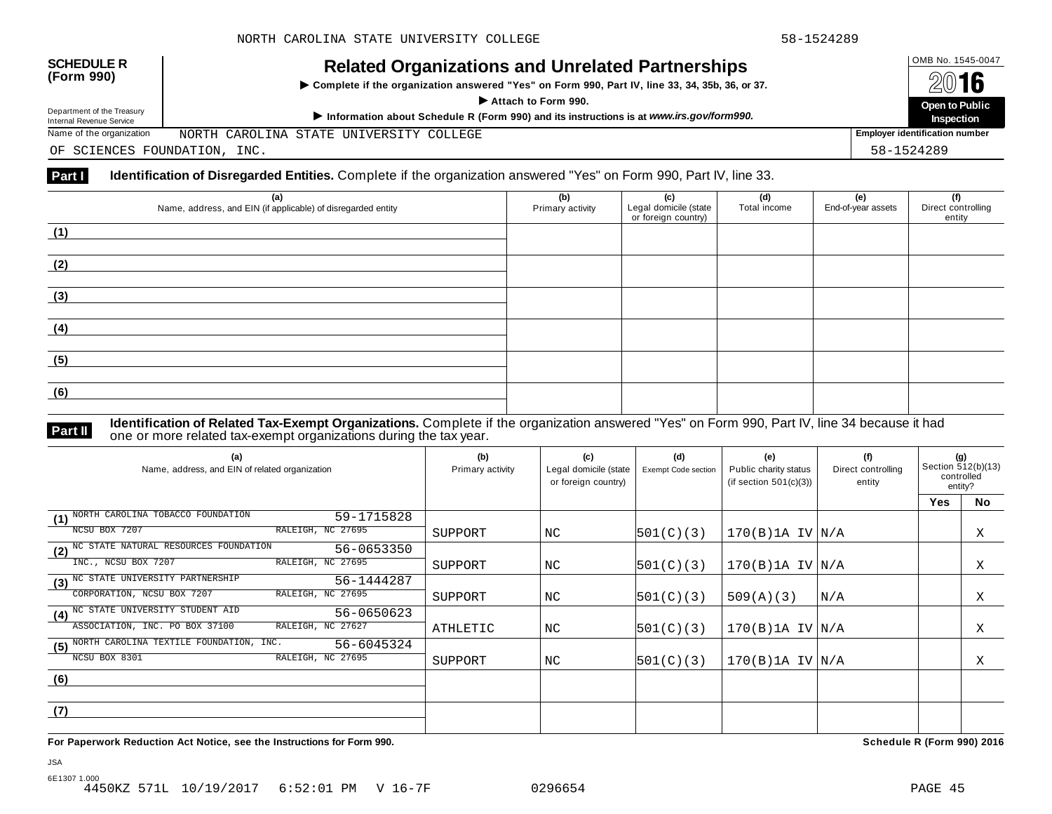NORTH CAROLINA STATE UNIVERSITY COLLEGE 58-1524289

**SCHEDULE R (Form 990)**

Department of the Treasury
Internal Revenue Service

# Related Organizations and Unrelated Partnerships

▶ **Complete if the organization answered "Yes" on Form 990, Part IV, line 33, 34, 35b, 36, or 37.**

▶ **Attach to Form 990.**

▶ **Information about Schedule R (Form 990) and its instructions is at** ***www.irs.gov/form990.***

OMB No. 1545-0047

**2016**

**Open to Public Inspection**

Name of the organization: NORTH CAROLINA STATE UNIVERSITY COLLEGE OF SCIENCES FOUNDATION, INC.

**Employer identification number**: 58-1524289

**Part I** **Identification of Disregarded Entities.** Complete if the organization answered "Yes" on Form 990, Part IV, line 33.

| (a) Name, address, and EIN (if applicable) of disregarded entity | (b) Primary activity | (c) Legal domicile (state or foreign country) | (d) Total income | (e) End-of-year assets | (f) Direct controlling entity |
|---|---|---|---|---|---|
| (1) | | | | | |
| (2) | | | | | |
| (3) | | | | | |
| (4) | | | | | |
| (5) | | | | | |
| (6) | | | | | |

**Part II** **Identification of Related Tax-Exempt Organizations.** Complete if the organization answered "Yes" on Form 990, Part IV, line 34 because it had one or more related tax-exempt organizations during the tax year.

| (a) Name, address, and EIN of related organization | (b) Primary activity | (c) Legal domicile (state or foreign country) | (d) Exempt Code section | (e) Public charity status (if section 501(c)(3)) | (f) Direct controlling entity | (g) Section 512(b)(13) controlled entity? Yes | No |
|---|---|---|---|---|---|---|---|
| (1) NORTH CAROLINA TOBACCO FOUNDATION 59-1715828 NCSU BOX 7207 RALEIGH, NC 27695 | SUPPORT | NC | 501(C)(3) | 170(B)1A IV | N/A | | X |
| (2) NC STATE NATURAL RESOURCES FOUNDATION 56-0653350 INC., NCSU BOX 7207 RALEIGH, NC 27695 | SUPPORT | NC | 501(C)(3) | 170(B)1A IV | N/A | | X |
| (3) NC STATE UNIVERSITY PARTNERSHIP 56-1444287 CORPORATION, NCSU BOX 7207 RALEIGH, NC 27695 | SUPPORT | NC | 501(C)(3) | 509(A)(3) | N/A | | X |
| (4) NC STATE UNIVERSITY STUDENT AID 56-0650623 ASSOCIATION, INC. PO BOX 37100 RALEIGH, NC 27627 | ATHLETIC | NC | 501(C)(3) | 170(B)1A IV | N/A | | X |
| (5) NORTH CAROLINA TEXTILE FOUNDATION, INC. 56-6045324 NCSU BOX 8301 RALEIGH, NC 27695 | SUPPORT | NC | 501(C)(3) | 170(B)1A IV | N/A | | X |
| (6) | | | | | | | |
| (7) | | | | | | | |

**For Paperwork Reduction Act Notice, see the Instructions for Form 990.** **Schedule R (Form 990) 2016**

JSA
6E1307 1.000
4450KZ 571L 10/19/2017 6:52:01 PM V 16-7F 0296654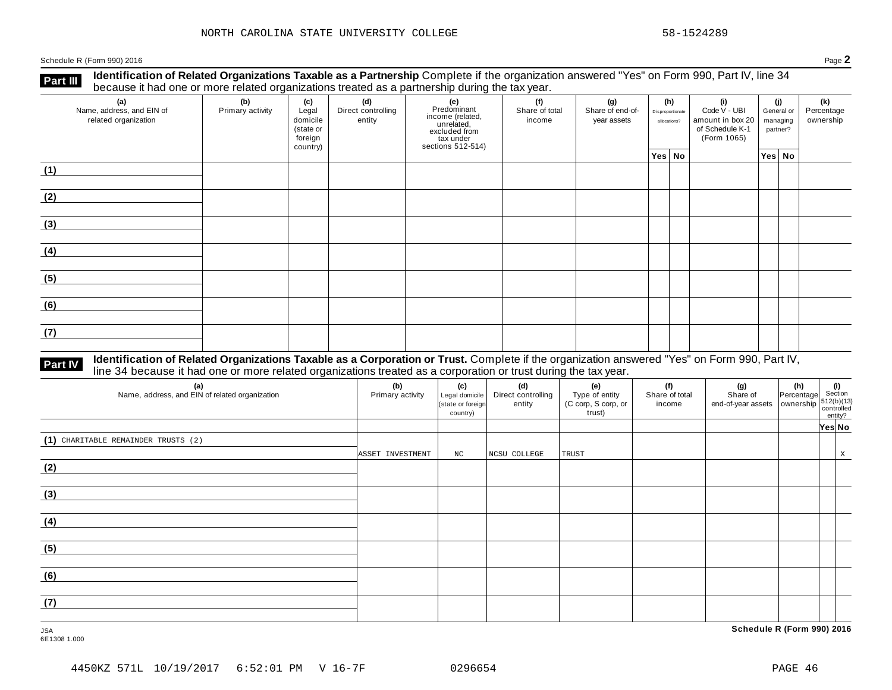NORTH CAROLINA STATE UNIVERSITY COLLEGE 58-1524289

Schedule R (Form 990) 2016 Page **2**

## Part III Identification of Related Organizations Taxable as a Partnership

Complete if the organization answered "Yes" on Form 990, Part IV, line 34 because it had one or more related organizations treated as a partnership during the tax year.

| (a) Name, address, and EIN of related organization | (b) Primary activity | (c) Legal domicile (state or foreign country) | (d) Direct controlling entity | (e) Predominant income (related, unrelated, excluded from tax under sections 512-514) | (f) Share of total income | (g) Share of end-of-year assets | (h) Disproportionate allocations? | | (i) Code V - UBI amount in box 20 of Schedule K-1 (Form 1065) | (j) General or managing partner? | | (k) Percentage ownership |
|---|---|---|---|---|---|---|---|---|---|---|---|---|
| | | | | | | | Yes | No | | Yes | No | |
| (1) | | | | | | | | | | | | |
| (2) | | | | | | | | | | | | |
| (3) | | | | | | | | | | | | |
| (4) | | | | | | | | | | | | |
| (5) | | | | | | | | | | | | |
| (6) | | | | | | | | | | | | |
| (7) | | | | | | | | | | | | |

## Part IV Identification of Related Organizations Taxable as a Corporation or Trust.

Complete if the organization answered "Yes" on Form 990, Part IV, line 34 because it had one or more related organizations treated as a corporation or trust during the tax year.

| (a) Name, address, and EIN of related organization | (b) Primary activity | (c) Legal domicile (state or foreign country) | (d) Direct controlling entity | (e) Type of entity (C corp, S corp, or trust) | (f) Share of total income | (g) Share of end-of-year assets | (h) Percentage ownership | (i) Section 512(b)(13) controlled entity? | |
|---|---|---|---|---|---|---|---|---|---|
| | | | | | | | | Yes | No |
| (1) CHARITABLE REMAINDER TRUSTS (2) | ASSET INVESTMENT | NC | NCSU COLLEGE | TRUST | | | | | X |
| (2) | | | | | | | | | |
| (3) | | | | | | | | | |
| (4) | | | | | | | | | |
| (5) | | | | | | | | | |
| (6) | | | | | | | | | |
| (7) | | | | | | | | | |

JSA
6E1308 1.000

**Schedule R (Form 990) 2016**

4450KZ 571L 10/19/2017 6:52:01 PM V 16-7F 0296654 PAGE 46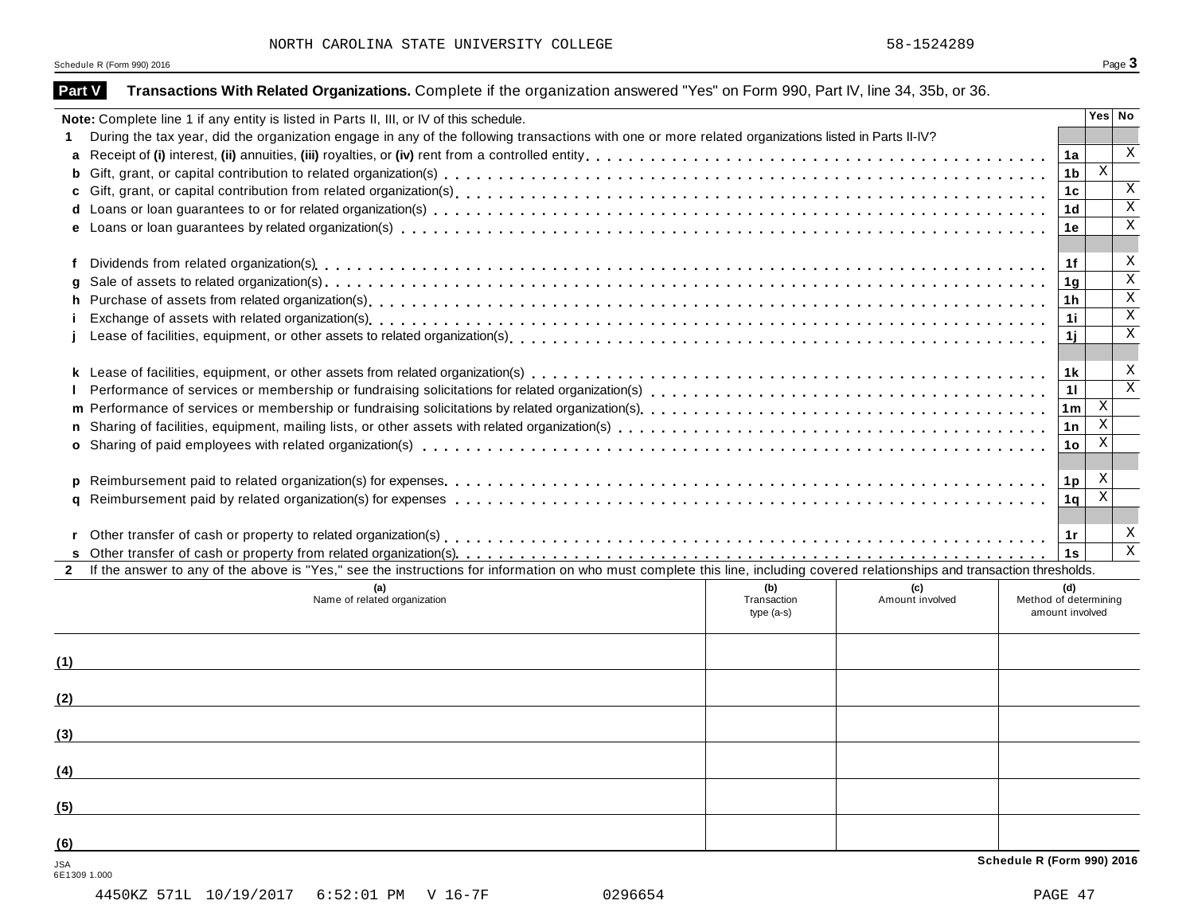NORTH CAROLINA STATE UNIVERSITY COLLEGE 58-1524289

Schedule R (Form 990) 2016

## Part V Transactions With Related Organizations. Complete if the organization answered "Yes" on Form 990, Part IV, line 34, 35b, or 36.

| **Note:** Complete line 1 if any entity is listed in Parts II, III, or IV of this schedule. | | Yes | No |
|---|---|---|---|
| **1** During the tax year, did the organization engage in any of the following transactions with one or more related organizations listed in Parts II-IV? | | | |
| **a** Receipt of **(i)** interest, **(ii)** annuities, **(iii)** royalties, or **(iv)** rent from a controlled entity | 1a | | X |
| **b** Gift, grant, or capital contribution to related organization(s) | 1b | X | |
| **c** Gift, grant, or capital contribution from related organization(s) | 1c | | X |
| **d** Loans or loan guarantees to or for related organization(s) | 1d | | X |
| **e** Loans or loan guarantees by related organization(s) | 1e | | X |
| **f** Dividends from related organization(s) | 1f | | X |
| **g** Sale of assets to related organization(s) | 1g | | X |
| **h** Purchase of assets from related organization(s) | 1h | | X |
| **i** Exchange of assets with related organization(s) | 1i | | X |
| **j** Lease of facilities, equipment, or other assets to related organization(s) | 1j | | X |
| **k** Lease of facilities, equipment, or other assets from related organization(s) | 1k | | X |
| **l** Performance of services or membership or fundraising solicitations for related organization(s) | 1l | | X |
| **m** Performance of services or membership or fundraising solicitations by related organization(s) | 1m | X | |
| **n** Sharing of facilities, equipment, mailing lists, or other assets with related organization(s) | 1n | X | |
| **o** Sharing of paid employees with related organization(s) | 1o | X | |
| **p** Reimbursement paid to related organization(s) for expenses | 1p | X | |
| **q** Reimbursement paid by related organization(s) for expenses | 1q | X | |
| **r** Other transfer of cash or property to related organization(s) | 1r | | X |
| **s** Other transfer of cash or property from related organization(s) | 1s | | X |

**2** If the answer to any of the above is "Yes," see the instructions for information on who must complete this line, including covered relationships and transaction thresholds.

| | (a) Name of related organization | (b) Transaction type (a-s) | (c) Amount involved | (d) Method of determining amount involved |
|---|---|---|---|---|
| (1) | | | | |
| (2) | | | | |
| (3) | | | | |
| (4) | | | | |
| (5) | | | | |
| (6) | | | | |

JSA
6E1309 1.000

**Schedule R (Form 990) 2016**

4450KZ 571L 10/19/2017 6:52:01 PM V 16-7F 0296654 PAGE 47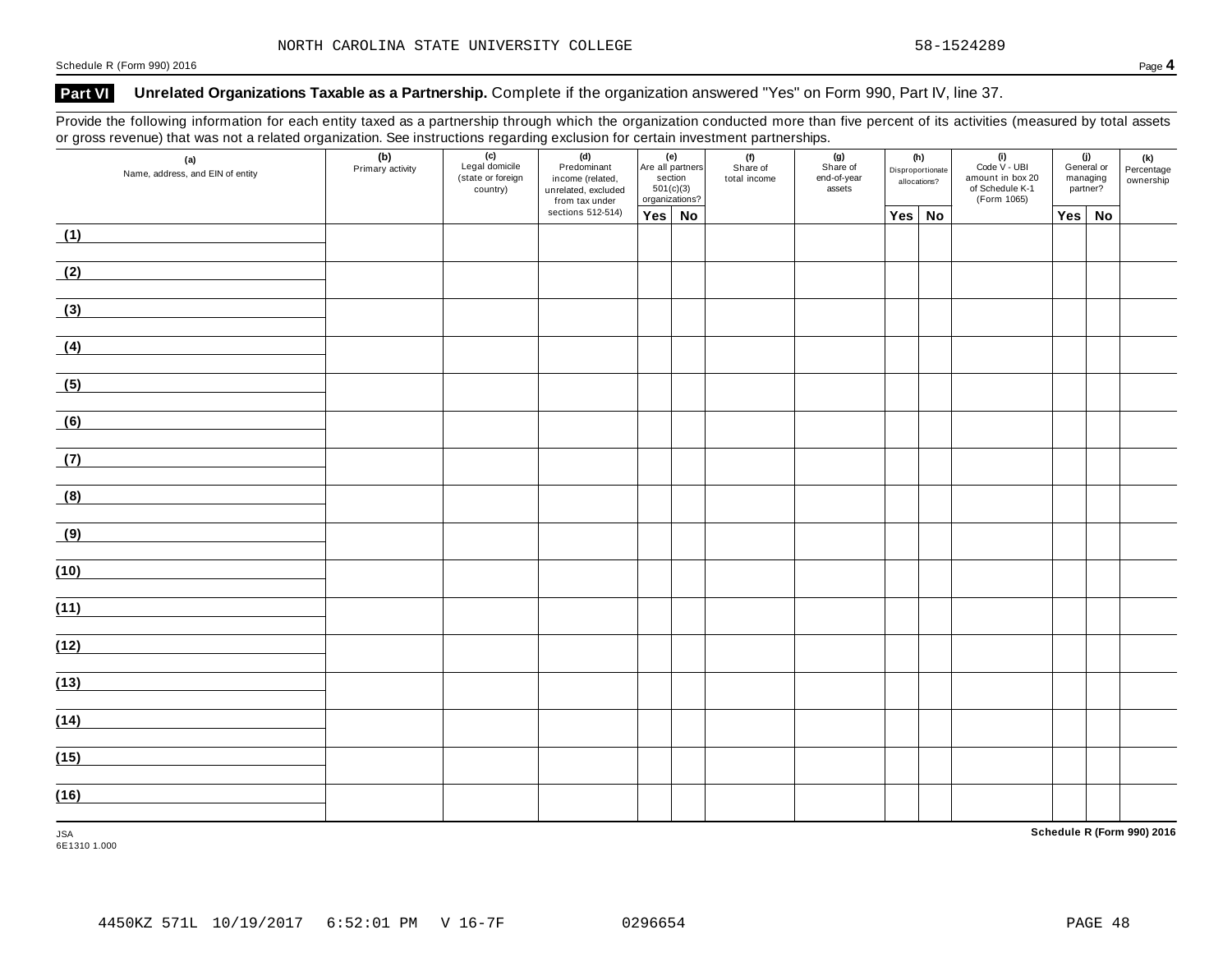NORTH CAROLINA STATE UNIVERSITY COLLEGE 58-1524289

## Part VI Unrelated Organizations Taxable as a Partnership. Complete if the organization answered "Yes" on Form 990, Part IV, line 37.

Provide the following information for each entity taxed as a partnership through which the organization conducted more than five percent of its activities (measured by total assets or gross revenue) that was not a related organization. See instructions regarding exclusion for certain investment partnerships.

| (a) Name, address, and EIN of entity | (b) Primary activity | (c) Legal domicile (state or foreign country) | (d) Predominant income (related, unrelated, excluded from tax under sections 512-514) | (e) Are all partners section 501(c)(3) organizations? | | (f) Share of total income | (g) Share of end-of-year assets | (h) Disproportionate allocations? | | (i) Code V - UBI amount in box 20 of Schedule K-1 (Form 1065) | (j) General or managing partner? | | (k) Percentage ownership |
|---|---|---|---|---|---|---|---|---|---|---|---|---|---|
| | | | | Yes | No | | | Yes | No | | Yes | No | |
| (1) | | | | | | | | | | | | | |
| (2) | | | | | | | | | | | | | |
| (3) | | | | | | | | | | | | | |
| (4) | | | | | | | | | | | | | |
| (5) | | | | | | | | | | | | | |
| (6) | | | | | | | | | | | | | |
| (7) | | | | | | | | | | | | | |
| (8) | | | | | | | | | | | | | |
| (9) | | | | | | | | | | | | | |
| (10) | | | | | | | | | | | | | |
| (11) | | | | | | | | | | | | | |
| (12) | | | | | | | | | | | | | |
| (13) | | | | | | | | | | | | | |
| (14) | | | | | | | | | | | | | |
| (15) | | | | | | | | | | | | | |
| (16) | | | | | | | | | | | | | |

JSA
6E1310 1.000

4450KZ 571L 10/19/2017 6:52:01 PM V 16-7F 0296654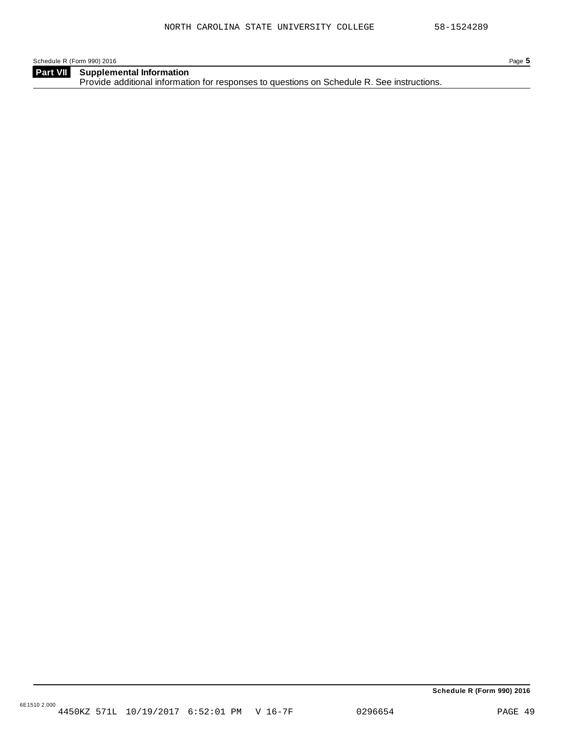**Part VII** **Supplemental Information**

Provide additional information for responses to questions on Schedule R. See instructions.